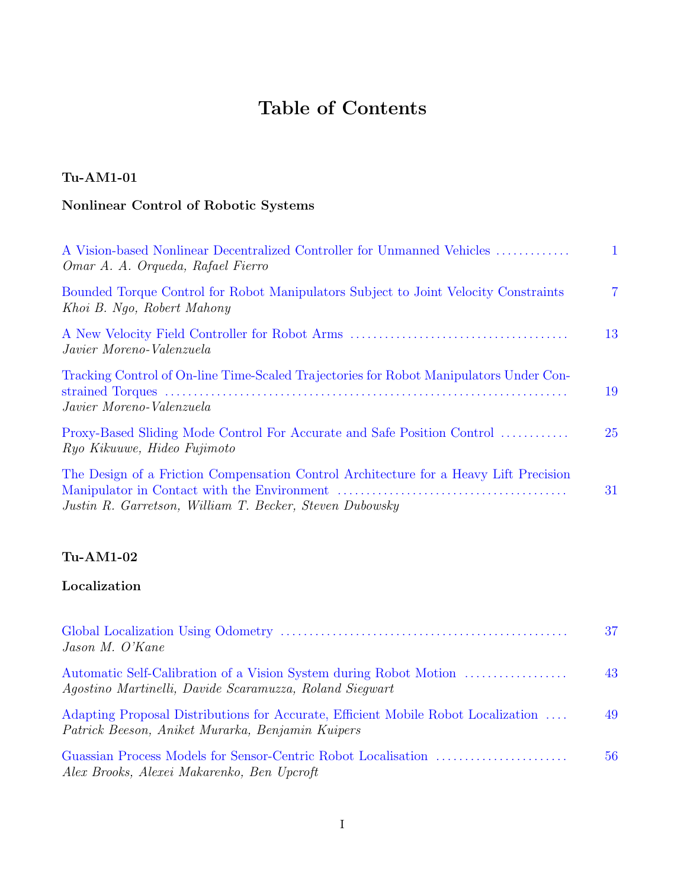# Table of Contents

### Tu-AM1-01

### Nonlinear Control of Robotic Systems

A Vision-based Nonlinear Decentralized Controller for Unmanned Vehicles ............ 1
*Omar A. A. Orqueda, Rafael Fierro*

Bounded Torque Control for Robot Manipulators Subject to Joint Velocity Constraints 7
*Khoi B. Ngo, Robert Mahony*

A New Velocity Field Controller for Robot Arms ..................................... 13
*Javier Moreno-Valenzuela*

Tracking Control of On-line Time-Scaled Trajectories for Robot Manipulators Under Constrained Torques ..................................................................... 19
*Javier Moreno-Valenzuela*

Proxy-Based Sliding Mode Control For Accurate and Safe Position Control ........... 25
*Ryo Kikuuwe, Hideo Fujimoto*

The Design of a Friction Compensation Control Architecture for a Heavy Lift Precision Manipulator in Contact with the Environment ....................................... 31
*Justin R. Garretson, William T. Becker, Steven Dubowsky*

### Tu-AM1-02

### Localization

Global Localization Using Odometry ................................................. 37
*Jason M. O'Kane*

Automatic Self-Calibration of a Vision System during Robot Motion .................. 43
*Agostino Martinelli, Davide Scaramuzza, Roland Siegwart*

Adapting Proposal Distributions for Accurate, Efficient Mobile Robot Localization .... 49
*Patrick Beeson, Aniket Murarka, Benjamin Kuipers*

Guassian Process Models for Sensor-Centric Robot Localisation ....................... 56
*Alex Brooks, Alexei Makarenko, Ben Upcroft*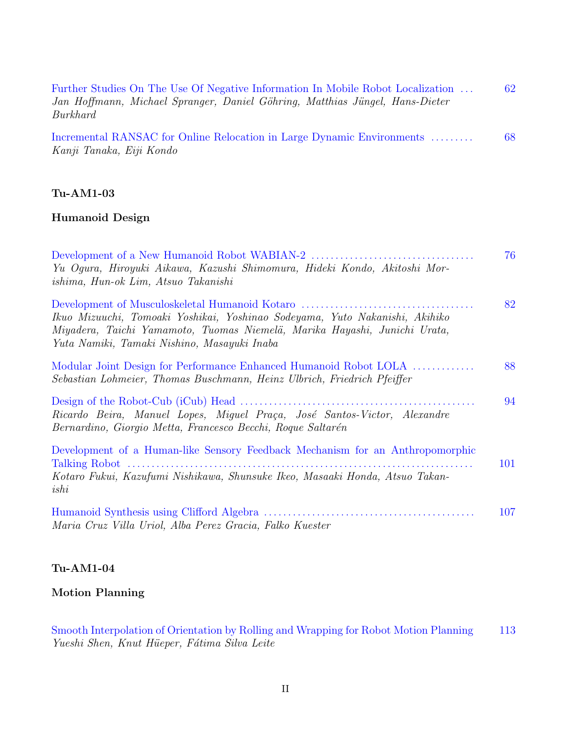Further Studies On The Use Of Negative Information In Mobile Robot Localization ... 62
*Jan Hoffmann, Michael Spranger, Daniel Göhring, Matthias Jüngel, Hans-Dieter Burkhard*

Incremental RANSAC for Online Relocation in Large Dynamic Environments ......... 68
*Kanji Tanaka, Eiji Kondo*

**Tu-AM1-03**

**Humanoid Design**

Development of a New Humanoid Robot WABIAN-2 ................................. 76
*Yu Ogura, Hiroyuki Aikawa, Kazushi Shimomura, Hideki Kondo, Akitoshi Morishima, Hun-ok Lim, Atsuo Takanishi*

Development of Musculoskeletal Humanoid Kotaro ................................... 82
*Ikuo Mizuuchi, Tomoaki Yoshikai, Yoshinao Sodeyama, Yuto Nakanishi, Akihiko Miyadera, Taichi Yamamoto, Tuomas Niemelä, Marika Hayashi, Junichi Urata, Yuta Namiki, Tamaki Nishino, Masayuki Inaba*

Modular Joint Design for Performance Enhanced Humanoid Robot LOLA ............ 88
*Sebastian Lohmeier, Thomas Buschmann, Heinz Ulbrich, Friedrich Pfeiffer*

Design of the Robot-Cub (iCub) Head ............................................... 94
*Ricardo Beira, Manuel Lopes, Miguel Praça, José Santos-Victor, Alexandre Bernardino, Giorgio Metta, Francesco Becchi, Roque Saltarén*

Development of a Human-like Sensory Feedback Mechanism for an Anthropomorphic Talking Robot ........................................................................ 101
*Kotaro Fukui, Kazufumi Nishikawa, Shunsuke Ikeo, Masaaki Honda, Atsuo Takanishi*

Humanoid Synthesis using Clifford Algebra .......................................... 107
*Maria Cruz Villa Uriol, Alba Perez Gracia, Falko Kuester*

**Tu-AM1-04**

**Motion Planning**

Smooth Interpolation of Orientation by Rolling and Wrapping for Robot Motion Planning 113
*Yueshi Shen, Knut Hüeper, Fátima Silva Leite*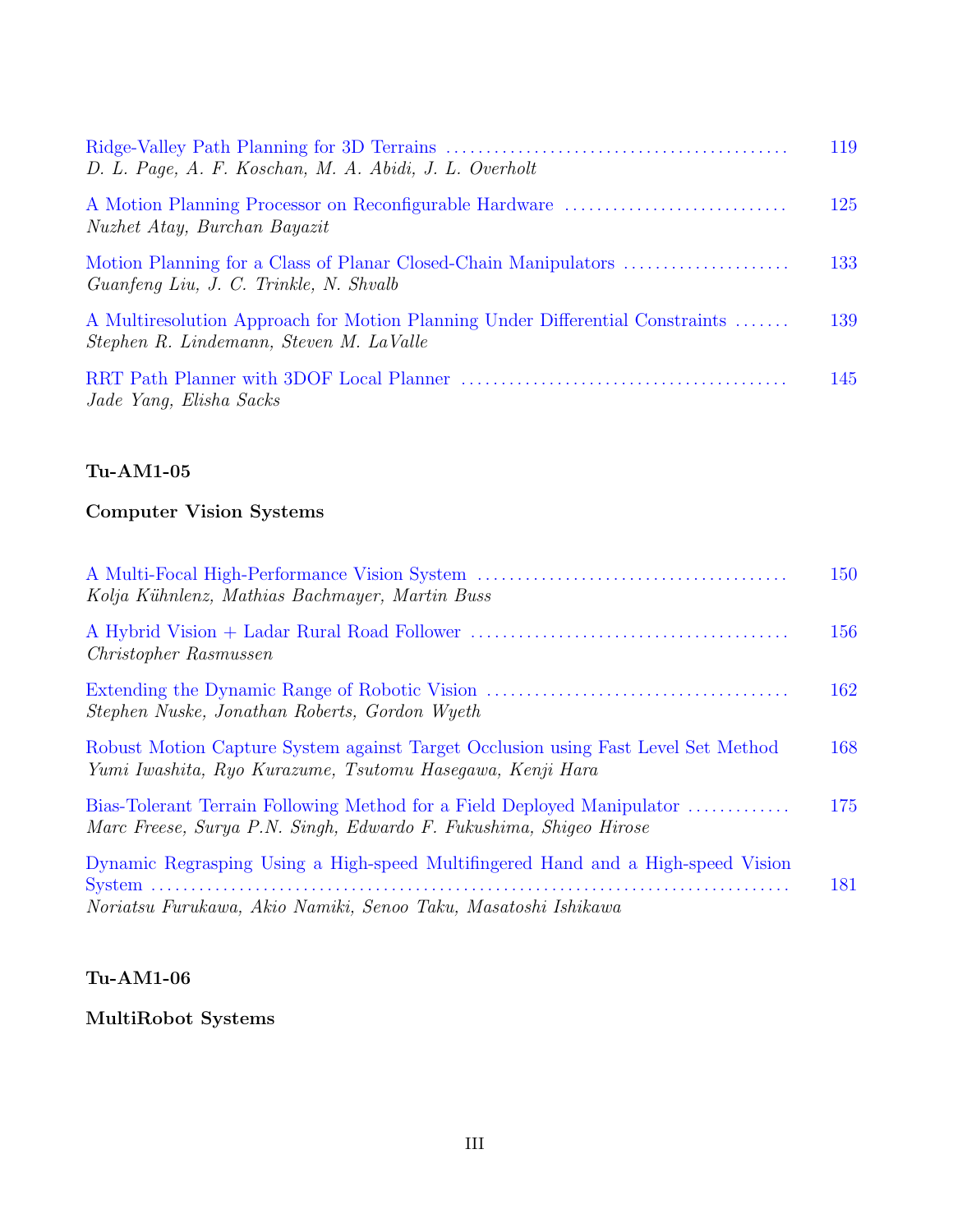Ridge-Valley Path Planning for 3D Terrains ........................................ 119
*D. L. Page, A. F. Koschan, M. A. Abidi, J. L. Overholt*

A Motion Planning Processor on Reconfigurable Hardware ........................... 125
*Nuzhet Atay, Burchan Bayazit*

Motion Planning for a Class of Planar Closed-Chain Manipulators .................... 133
*Guanfeng Liu, J. C. Trinkle, N. Shvalb*

A Multiresolution Approach for Motion Planning Under Differential Constraints ....... 139
*Stephen R. Lindemann, Steven M. LaValle*

RRT Path Planner with 3DOF Local Planner ........................................ 145
*Jade Yang, Elisha Sacks*

**Tu-AM1-05**

**Computer Vision Systems**

A Multi-Focal High-Performance Vision System ...................................... 150
*Kolja Kühnlenz, Mathias Bachmayer, Martin Buss*

A Hybrid Vision + Ladar Rural Road Follower ....................................... 156
*Christopher Rasmussen*

Extending the Dynamic Range of Robotic Vision ..................................... 162
*Stephen Nuske, Jonathan Roberts, Gordon Wyeth*

Robust Motion Capture System against Target Occlusion using Fast Level Set Method 168
*Yumi Iwashita, Ryo Kurazume, Tsutomu Hasegawa, Kenji Hara*

Bias-Tolerant Terrain Following Method for a Field Deployed Manipulator ............ 175
*Marc Freese, Surya P.N. Singh, Edwardo F. Fukushima, Shigeo Hirose*

Dynamic Regrasping Using a High-speed Multifingered Hand and a High-speed Vision System ........................................................................... 181
*Noriatsu Furukawa, Akio Namiki, Senoo Taku, Masatoshi Ishikawa*

**Tu-AM1-06**

**MultiRobot Systems**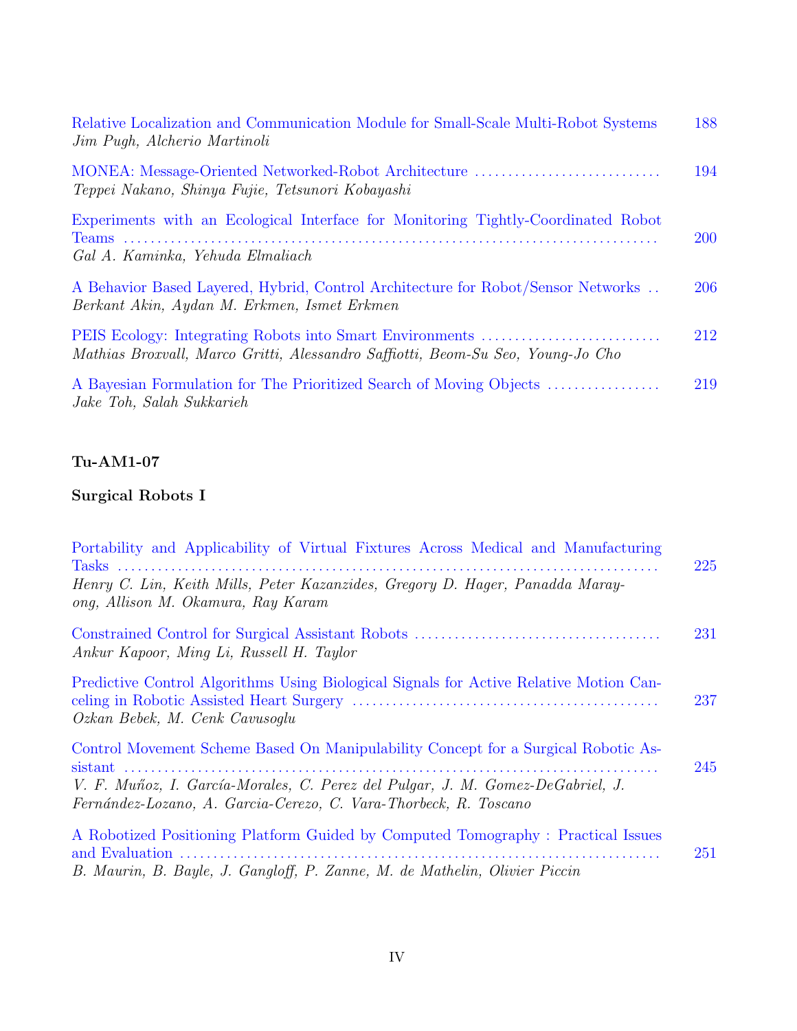Relative Localization and Communication Module for Small-Scale Multi-Robot Systems 188
*Jim Pugh, Alcherio Martinoli*

MONEA: Message-Oriented Networked-Robot Architecture ............................ 194
*Teppei Nakano, Shinya Fujie, Tetsunori Kobayashi*

Experiments with an Ecological Interface for Monitoring Tightly-Coordinated Robot Teams ............................................................................ 200
*Gal A. Kaminka, Yehuda Elmaliach*

A Behavior Based Layered, Hybrid, Control Architecture for Robot/Sensor Networks .. 206
*Berkant Akin, Aydan M. Erkmen, Ismet Erkmen*

PEIS Ecology: Integrating Robots into Smart Environments ........................... 212
*Mathias Broxvall, Marco Gritti, Alessandro Saffiotti, Beom-Su Seo, Young-Jo Cho*

A Bayesian Formulation for The Prioritized Search of Moving Objects ................. 219
*Jake Toh, Salah Sukkarieh*

**Tu-AM1-07**

**Surgical Robots I**

Portability and Applicability of Virtual Fixtures Across Medical and Manufacturing Tasks ............................................................................ 225
*Henry C. Lin, Keith Mills, Peter Kazanzides, Gregory D. Hager, Panadda Marayong, Allison M. Okamura, Ray Karam*

Constrained Control for Surgical Assistant Robots ..................................... 231
*Ankur Kapoor, Ming Li, Russell H. Taylor*

Predictive Control Algorithms Using Biological Signals for Active Relative Motion Canceling in Robotic Assisted Heart Surgery ............................................ 237
*Ozkan Bebek, M. Cenk Cavusoglu*

Control Movement Scheme Based On Manipulability Concept for a Surgical Robotic Assistant ............................................................................ 245
*V. F. Muñoz, I. García-Morales, C. Perez del Pulgar, J. M. Gomez-DeGabriel, J. Fernández-Lozano, A. Garcia-Cerezo, C. Vara-Thorbeck, R. Toscano*

A Robotized Positioning Platform Guided by Computed Tomography : Practical Issues and Evaluation ....................................................................... 251
*B. Maurin, B. Bayle, J. Gangloff, P. Zanne, M. de Mathelin, Olivier Piccin*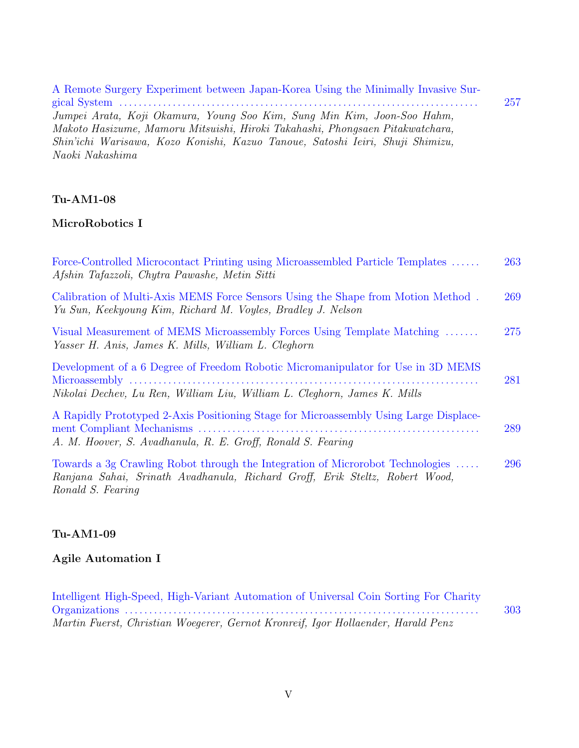A Remote Surgery Experiment between Japan-Korea Using the Minimally Invasive Surgical System ........ 257
*Jumpei Arata, Koji Okamura, Young Soo Kim, Sung Min Kim, Joon-Soo Hahm, Makoto Hasizume, Mamoru Mitsuishi, Hiroki Takahashi, Phongsaen Pitakwatchara, Shin'ichi Warisawa, Kozo Konishi, Kazuo Tanoue, Satoshi Ieiri, Shuji Shimizu, Naoki Nakashima*

**Tu-AM1-08**

**MicroRobotics I**

Force-Controlled Microcontact Printing using Microassembled Particle Templates ...... 263
*Afshin Tafazzoli, Chytra Pawashe, Metin Sitti*

Calibration of Multi-Axis MEMS Force Sensors Using the Shape from Motion Method . 269
*Yu Sun, Keekyoung Kim, Richard M. Voyles, Bradley J. Nelson*

Visual Measurement of MEMS Microassembly Forces Using Template Matching ....... 275
*Yasser H. Anis, James K. Mills, William L. Cleghorn*

Development of a 6 Degree of Freedom Robotic Micromanipulator for Use in 3D MEMS Microassembly ........ 281
*Nikolai Dechev, Lu Ren, William Liu, William L. Cleghorn, James K. Mills*

A Rapidly Prototyped 2-Axis Positioning Stage for Microassembly Using Large Displacement Compliant Mechanisms ........ 289
*A. M. Hoover, S. Avadhanula, R. E. Groff, Ronald S. Fearing*

Towards a 3g Crawling Robot through the Integration of Microrobot Technologies ..... 296
*Ranjana Sahai, Srinath Avadhanula, Richard Groff, Erik Steltz, Robert Wood, Ronald S. Fearing*

**Tu-AM1-09**

**Agile Automation I**

Intelligent High-Speed, High-Variant Automation of Universal Coin Sorting For Charity Organizations ........ 303
*Martin Fuerst, Christian Woegerer, Gernot Kronreif, Igor Hollaender, Harald Penz*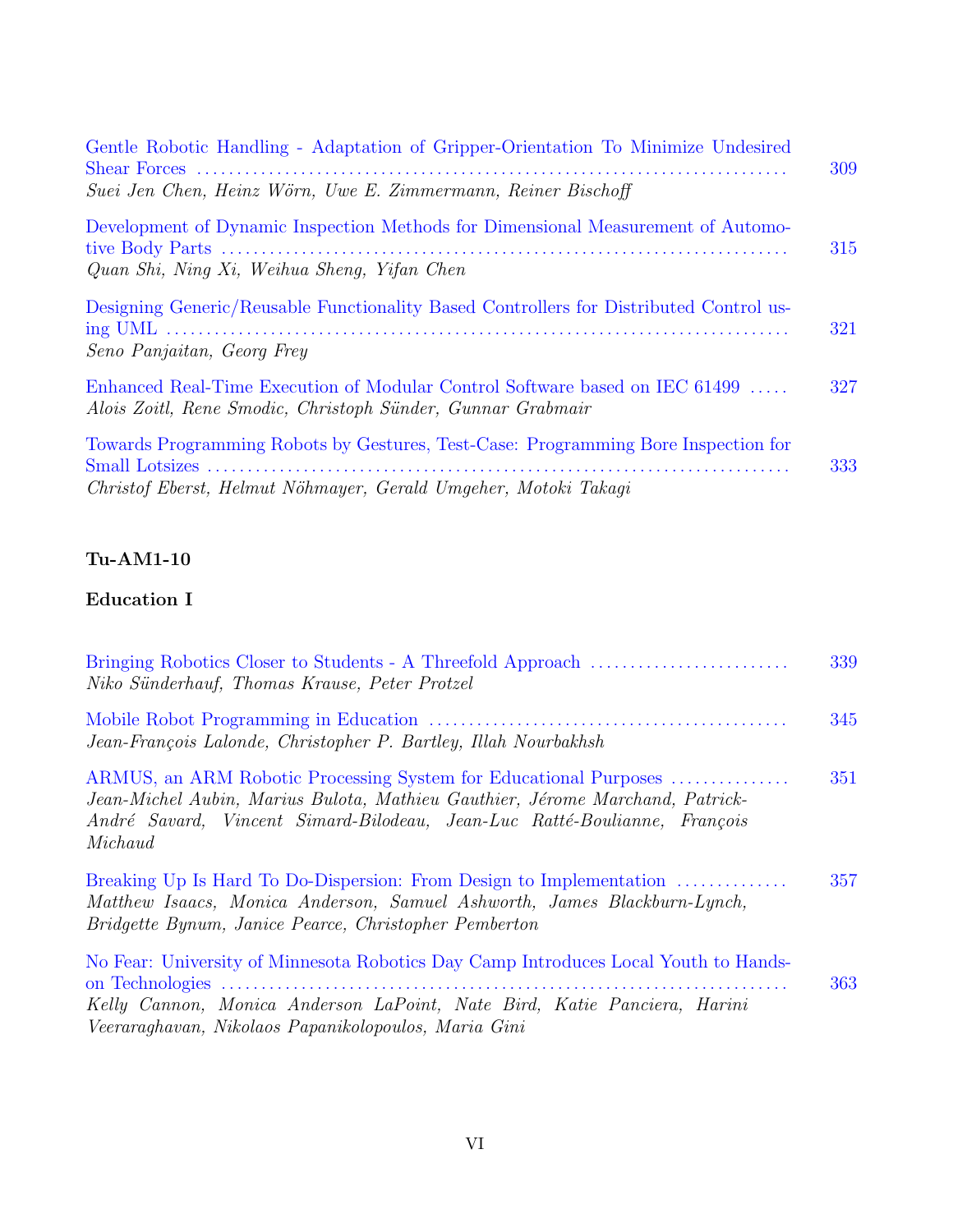Gentle Robotic Handling - Adaptation of Gripper-Orientation To Minimize Undesired Shear Forces ........ 309
*Suei Jen Chen, Heinz Wörn, Uwe E. Zimmermann, Reiner Bischoff*

Development of Dynamic Inspection Methods for Dimensional Measurement of Automotive Body Parts ........ 315
*Quan Shi, Ning Xi, Weihua Sheng, Yifan Chen*

Designing Generic/Reusable Functionality Based Controllers for Distributed Control using UML ........ 321
*Seno Panjaitan, Georg Frey*

Enhanced Real-Time Execution of Modular Control Software based on IEC 61499 ........ 327
*Alois Zoitl, Rene Smodic, Christoph Sünder, Gunnar Grabmair*

Towards Programming Robots by Gestures, Test-Case: Programming Bore Inspection for Small Lotsizes ........ 333
*Christof Eberst, Helmut Nöhmayer, Gerald Umgeher, Motoki Takagi*

**Tu-AM1-10**

**Education I**

Bringing Robotics Closer to Students - A Threefold Approach ........ 339
*Niko Sünderhauf, Thomas Krause, Peter Protzel*

Mobile Robot Programming in Education ........ 345
*Jean-François Lalonde, Christopher P. Bartley, Illah Nourbakhsh*

ARMUS, an ARM Robotic Processing System for Educational Purposes ........ 351
*Jean-Michel Aubin, Marius Bulota, Mathieu Gauthier, Jérome Marchand, Patrick-André Savard, Vincent Simard-Bilodeau, Jean-Luc Ratté-Boulianne, François Michaud*

Breaking Up Is Hard To Do-Dispersion: From Design to Implementation ........ 357
*Matthew Isaacs, Monica Anderson, Samuel Ashworth, James Blackburn-Lynch, Bridgette Bynum, Janice Pearce, Christopher Pemberton*

No Fear: University of Minnesota Robotics Day Camp Introduces Local Youth to Hands-on Technologies ........ 363
*Kelly Cannon, Monica Anderson LaPoint, Nate Bird, Katie Panciera, Harini Veeraraghavan, Nikolaos Papanikolopoulos, Maria Gini*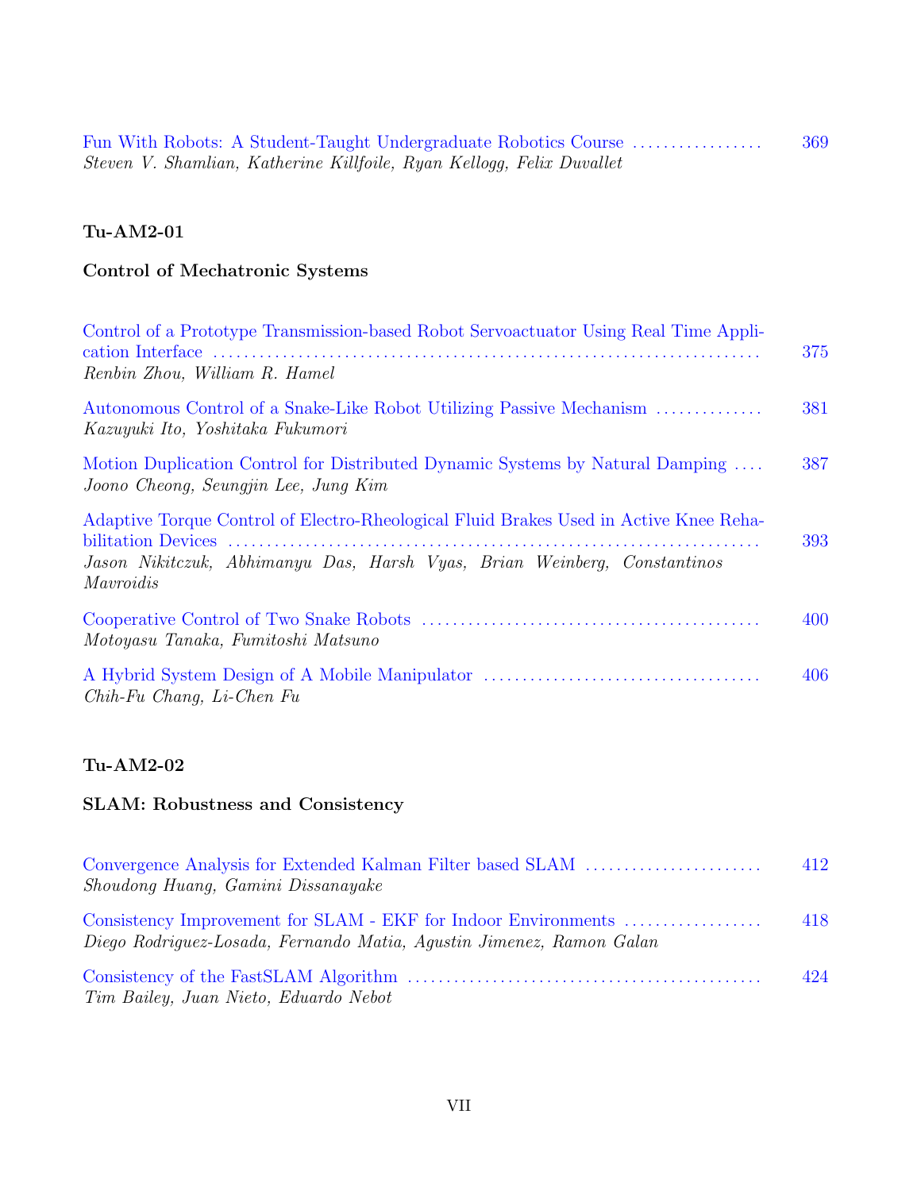Fun With Robots: A Student-Taught Undergraduate Robotics Course ................ 369
*Steven V. Shamlian, Katherine Killfoile, Ryan Kellogg, Felix Duvallet*

**Tu-AM2-01**

**Control of Mechatronic Systems**

Control of a Prototype Transmission-based Robot Servoactuator Using Real Time Application Interface .................................................................... 375
*Renbin Zhou, William R. Hamel*

Autonomous Control of a Snake-Like Robot Utilizing Passive Mechanism ............. 381
*Kazuyuki Ito, Yoshitaka Fukumori*

Motion Duplication Control for Distributed Dynamic Systems by Natural Damping .... 387
*Joono Cheong, Seungjin Lee, Jung Kim*

Adaptive Torque Control of Electro-Rheological Fluid Brakes Used in Active Knee Rehabilitation Devices .................................................................... 393
*Jason Nikitczuk, Abhimanyu Das, Harsh Vyas, Brian Weinberg, Constantinos Mavroidis*

Cooperative Control of Two Snake Robots ........................................... 400
*Motoyasu Tanaka, Fumitoshi Matsuno*

A Hybrid System Design of A Mobile Manipulator ................................... 406
*Chih-Fu Chang, Li-Chen Fu*

**Tu-AM2-02**

**SLAM: Robustness and Consistency**

Convergence Analysis for Extended Kalman Filter based SLAM ....................... 412
*Shoudong Huang, Gamini Dissanayake*

Consistency Improvement for SLAM - EKF for Indoor Environments .................. 418
*Diego Rodriguez-Losada, Fernando Matia, Agustin Jimenez, Ramon Galan*

Consistency of the FastSLAM Algorithm ............................................ 424
*Tim Bailey, Juan Nieto, Eduardo Nebot*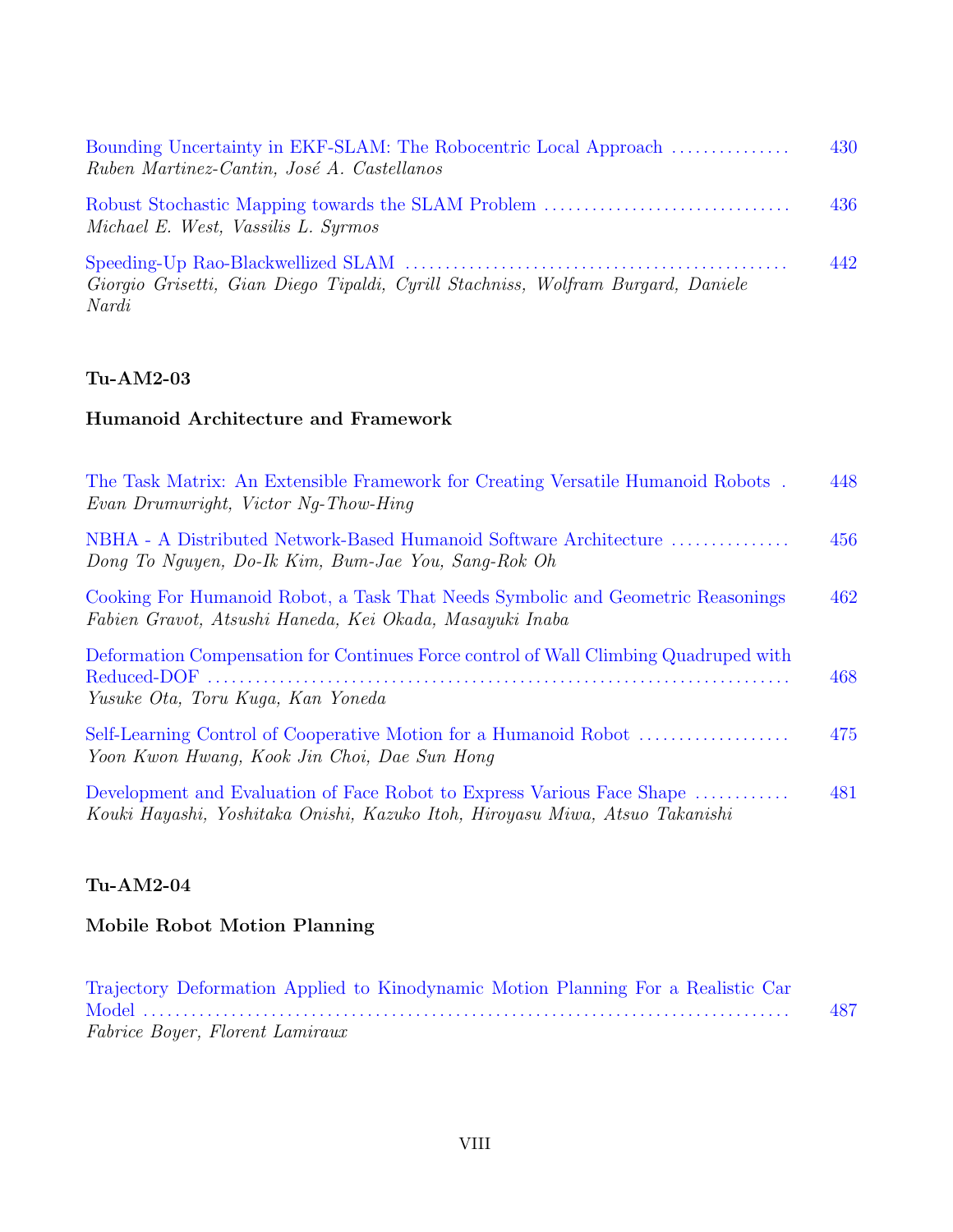Bounding Uncertainty in EKF-SLAM: The Robocentric Local Approach ............... 430
*Ruben Martinez-Cantin, José A. Castellanos*

Robust Stochastic Mapping towards the SLAM Problem ............................... 436
*Michael E. West, Vassilis L. Syrmos*

Speeding-Up Rao-Blackwellized SLAM ................................................ 442
*Giorgio Grisetti, Gian Diego Tipaldi, Cyrill Stachniss, Wolfram Burgard, Daniele Nardi*

**Tu-AM2-03**

**Humanoid Architecture and Framework**

The Task Matrix: An Extensible Framework for Creating Versatile Humanoid Robots . 448
*Evan Drumwright, Victor Ng-Thow-Hing*

NBHA - A Distributed Network-Based Humanoid Software Architecture ............... 456
*Dong To Nguyen, Do-Ik Kim, Bum-Jae You, Sang-Rok Oh*

Cooking For Humanoid Robot, a Task That Needs Symbolic and Geometric Reasonings 462
*Fabien Gravot, Atsushi Haneda, Kei Okada, Masayuki Inaba*

Deformation Compensation for Continues Force control of Wall Climbing Quadruped with Reduced-DOF ........................................................................ 468
*Yusuke Ota, Toru Kuga, Kan Yoneda*

Self-Learning Control of Cooperative Motion for a Humanoid Robot ................... 475
*Yoon Kwon Hwang, Kook Jin Choi, Dae Sun Hong*

Development and Evaluation of Face Robot to Express Various Face Shape ............ 481
*Kouki Hayashi, Yoshitaka Onishi, Kazuko Itoh, Hiroyasu Miwa, Atsuo Takanishi*

**Tu-AM2-04**

**Mobile Robot Motion Planning**

Trajectory Deformation Applied to Kinodynamic Motion Planning For a Realistic Car Model ........................................................................ 487
*Fabrice Boyer, Florent Lamiraux*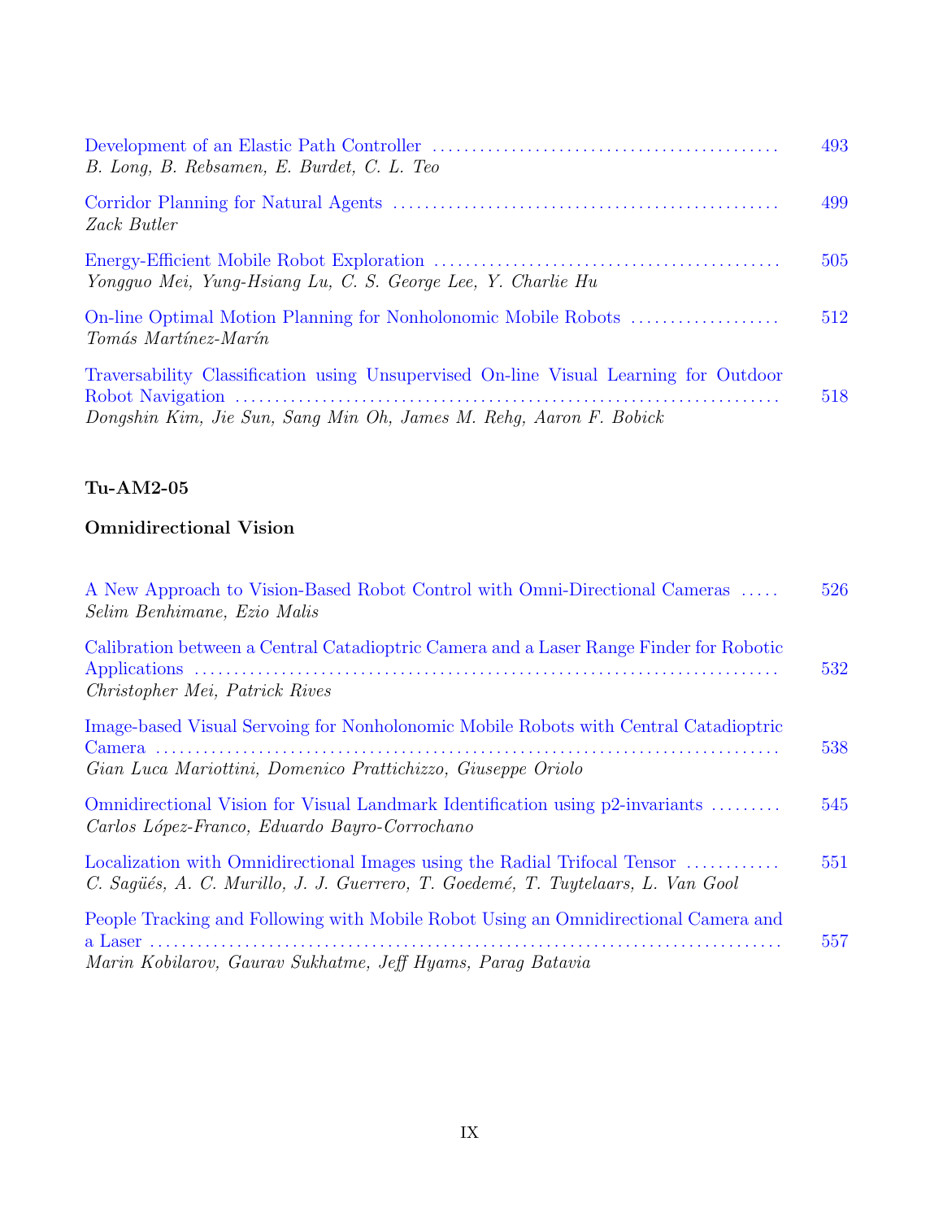Development of an Elastic Path Controller ............................................ 493
*B. Long, B. Rebsamen, E. Burdet, C. L. Teo*

Corridor Planning for Natural Agents ................................................ 499
*Zack Butler*

Energy-Efficient Mobile Robot Exploration ........................................... 505
*Yongguo Mei, Yung-Hsiang Lu, C. S. George Lee, Y. Charlie Hu*

On-line Optimal Motion Planning for Nonholonomic Mobile Robots .................. 512
*Tomás Martínez-Marín*

Traversability Classification using Unsupervised On-line Visual Learning for Outdoor Robot Navigation ................................................................... 518
*Dongshin Kim, Jie Sun, Sang Min Oh, James M. Rehg, Aaron F. Bobick*

**Tu-AM2-05**

**Omnidirectional Vision**

A New Approach to Vision-Based Robot Control with Omni-Directional Cameras ..... 526
*Selim Benhimane, Ezio Malis*

Calibration between a Central Catadioptric Camera and a Laser Range Finder for Robotic Applications ........................................................................ 532
*Christopher Mei, Patrick Rives*

Image-based Visual Servoing for Nonholonomic Mobile Robots with Central Catadioptric Camera ........................................................................... 538
*Gian Luca Mariottini, Domenico Prattichizzo, Giuseppe Oriolo*

Omnidirectional Vision for Visual Landmark Identification using p2-invariants ......... 545
*Carlos López-Franco, Eduardo Bayro-Corrochano*

Localization with Omnidirectional Images using the Radial Trifocal Tensor ............ 551
*C. Sagüés, A. C. Murillo, J. J. Guerrero, T. Goedemé, T. Tuytelaars, L. Van Gool*

People Tracking and Following with Mobile Robot Using an Omnidirectional Camera and a Laser ............................................................................ 557
*Marin Kobilarov, Gaurav Sukhatme, Jeff Hyams, Parag Batavia*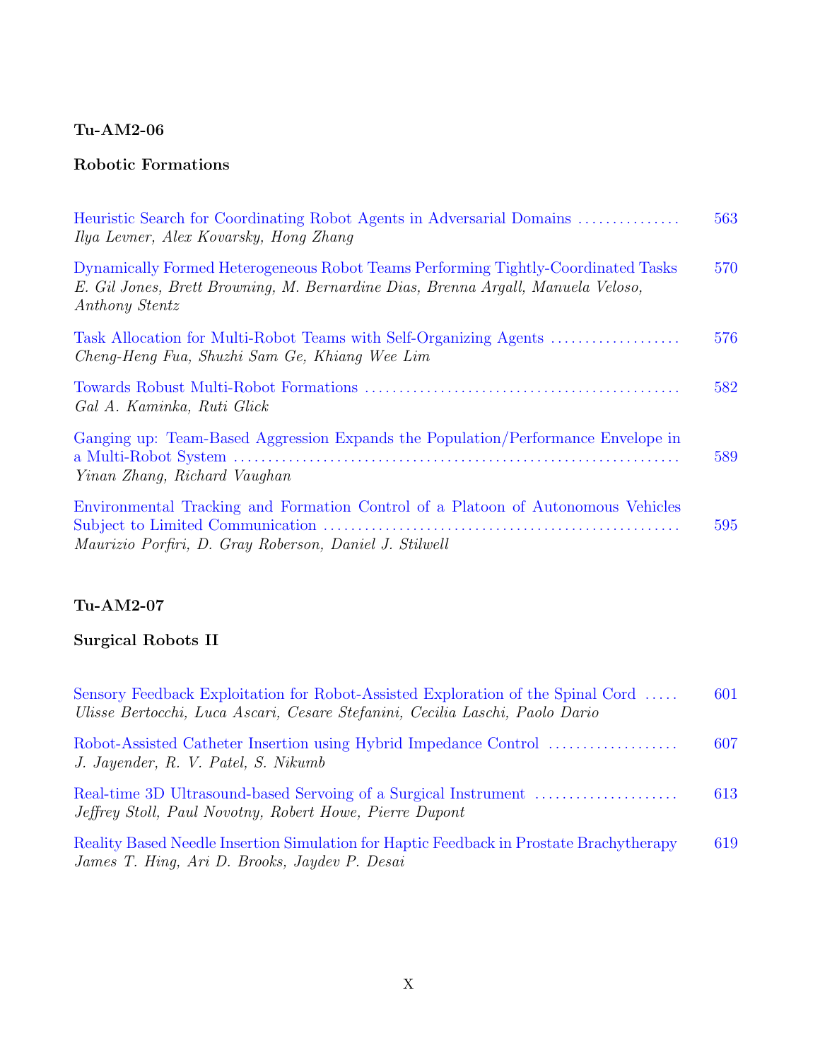**Tu-AM2-06**

**Robotic Formations**

Heuristic Search for Coordinating Robot Agents in Adversarial Domains ............... 563
*Ilya Levner, Alex Kovarsky, Hong Zhang*

Dynamically Formed Heterogeneous Robot Teams Performing Tightly-Coordinated Tasks 570
*E. Gil Jones, Brett Browning, M. Bernardine Dias, Brenna Argall, Manuela Veloso, Anthony Stentz*

Task Allocation for Multi-Robot Teams with Self-Organizing Agents .................. 576
*Cheng-Heng Fua, Shuzhi Sam Ge, Khiang Wee Lim*

Towards Robust Multi-Robot Formations ............................................ 582
*Gal A. Kaminka, Ruti Glick*

Ganging up: Team-Based Aggression Expands the Population/Performance Envelope in a Multi-Robot System ................................................................ 589
*Yinan Zhang, Richard Vaughan*

Environmental Tracking and Formation Control of a Platoon of Autonomous Vehicles Subject to Limited Communication .................................................. 595
*Maurizio Porfiri, D. Gray Roberson, Daniel J. Stilwell*

**Tu-AM2-07**

**Surgical Robots II**

Sensory Feedback Exploitation for Robot-Assisted Exploration of the Spinal Cord ..... 601
*Ulisse Bertocchi, Luca Ascari, Cesare Stefanini, Cecilia Laschi, Paolo Dario*

Robot-Assisted Catheter Insertion using Hybrid Impedance Control .................. 607
*J. Jayender, R. V. Patel, S. Nikumb*

Real-time 3D Ultrasound-based Servoing of a Surgical Instrument .................... 613
*Jeffrey Stoll, Paul Novotny, Robert Howe, Pierre Dupont*

Reality Based Needle Insertion Simulation for Haptic Feedback in Prostate Brachytherapy 619
*James T. Hing, Ari D. Brooks, Jaydev P. Desai*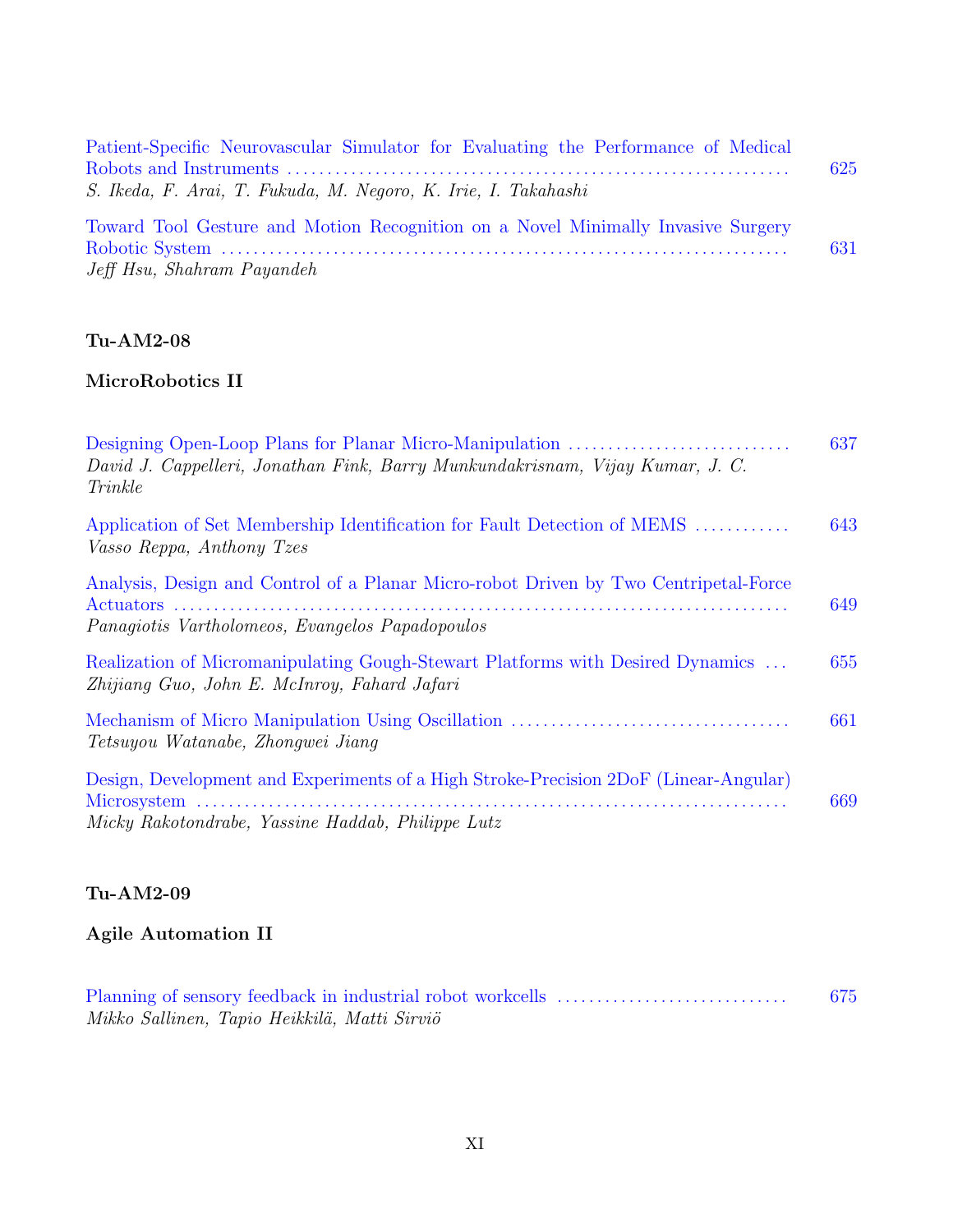Patient-Specific Neurovascular Simulator for Evaluating the Performance of Medical Robots and Instruments ........ 625
*S. Ikeda, F. Arai, T. Fukuda, M. Negoro, K. Irie, I. Takahashi*

Toward Tool Gesture and Motion Recognition on a Novel Minimally Invasive Surgery Robotic System ........ 631
*Jeff Hsu, Shahram Payandeh*

**Tu-AM2-08**

**MicroRobotics II**

Designing Open-Loop Plans for Planar Micro-Manipulation ........ 637
*David J. Cappelleri, Jonathan Fink, Barry Munkundakrisnam, Vijay Kumar, J. C. Trinkle*

Application of Set Membership Identification for Fault Detection of MEMS ........ 643
*Vasso Reppa, Anthony Tzes*

Analysis, Design and Control of a Planar Micro-robot Driven by Two Centripetal-Force Actuators ........ 649
*Panagiotis Vartholomeos, Evangelos Papadopoulos*

Realization of Micromanipulating Gough-Stewart Platforms with Desired Dynamics ... 655
*Zhijiang Guo, John E. McInroy, Fahard Jafari*

Mechanism of Micro Manipulation Using Oscillation ........ 661
*Tetsuyou Watanabe, Zhongwei Jiang*

Design, Development and Experiments of a High Stroke-Precision 2DoF (Linear-Angular) Microsystem ........ 669
*Micky Rakotondrabe, Yassine Haddab, Philippe Lutz*

**Tu-AM2-09**

**Agile Automation II**

Planning of sensory feedback in industrial robot workcells ........ 675
*Mikko Sallinen, Tapio Heikkilä, Matti Sirviö*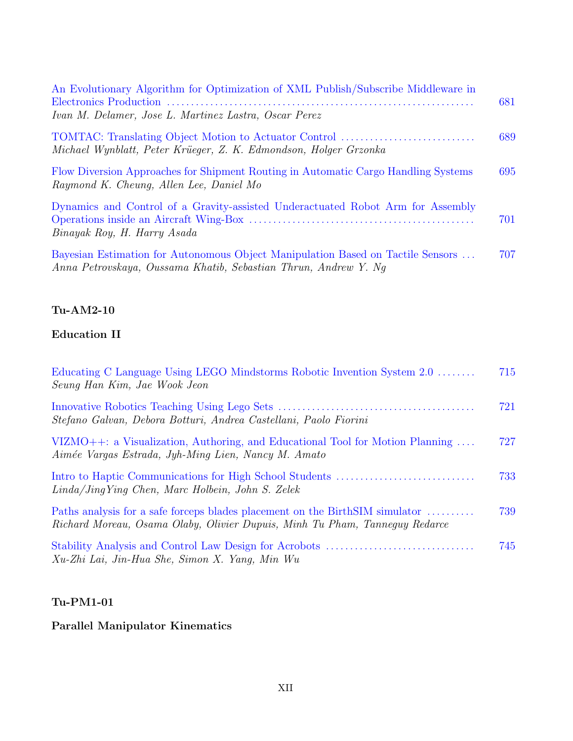An Evolutionary Algorithm for Optimization of XML Publish/Subscribe Middleware in Electronics Production ........ 681
*Ivan M. Delamer, Jose L. Martinez Lastra, Oscar Perez*

TOMTAC: Translating Object Motion to Actuator Control ........ 689
*Michael Wynblatt, Peter Krüeger, Z. K. Edmondson, Holger Grzonka*

Flow Diversion Approaches for Shipment Routing in Automatic Cargo Handling Systems 695
*Raymond K. Cheung, Allen Lee, Daniel Mo*

Dynamics and Control of a Gravity-assisted Underactuated Robot Arm for Assembly Operations inside an Aircraft Wing-Box ........ 701
*Binayak Roy, H. Harry Asada*

Bayesian Estimation for Autonomous Object Manipulation Based on Tactile Sensors ... 707
*Anna Petrovskaya, Oussama Khatib, Sebastian Thrun, Andrew Y. Ng*

**Tu-AM2-10**

**Education II**

Educating C Language Using LEGO Mindstorms Robotic Invention System 2.0 ........ 715
*Seung Han Kim, Jae Wook Jeon*

Innovative Robotics Teaching Using Lego Sets ........ 721
*Stefano Galvan, Debora Botturi, Andrea Castellani, Paolo Fiorini*

VIZMO++: a Visualization, Authoring, and Educational Tool for Motion Planning .... 727
*Aimée Vargas Estrada, Jyh-Ming Lien, Nancy M. Amato*

Intro to Haptic Communications for High School Students ........ 733
*Linda/JingYing Chen, Marc Holbein, John S. Zelek*

Paths analysis for a safe forceps blades placement on the BirthSIM simulator ........ 739
*Richard Moreau, Osama Olaby, Olivier Dupuis, Minh Tu Pham, Tanneguy Redarce*

Stability Analysis and Control Law Design for Acrobots ........ 745
*Xu-Zhi Lai, Jin-Hua She, Simon X. Yang, Min Wu*

**Tu-PM1-01**

**Parallel Manipulator Kinematics**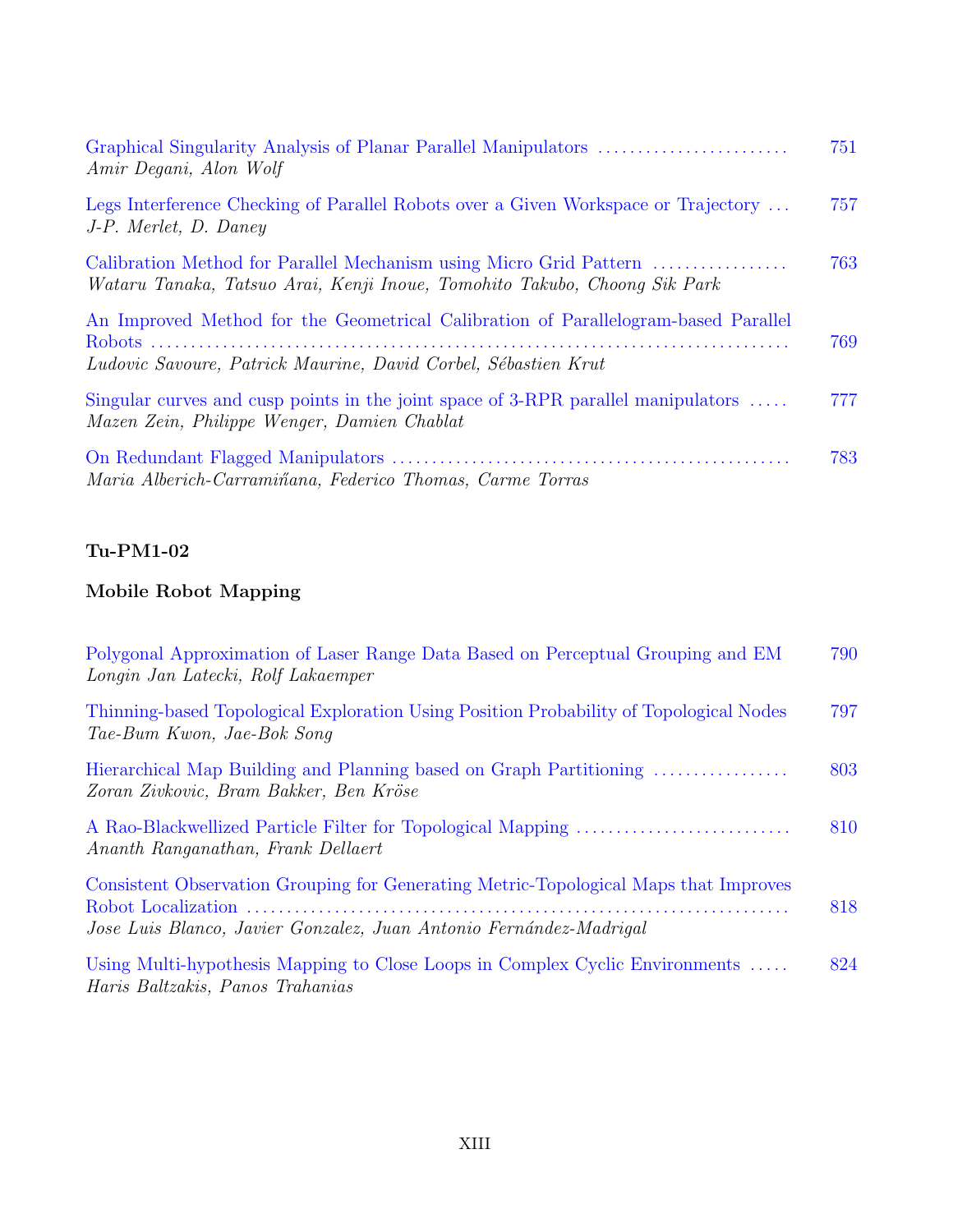Graphical Singularity Analysis of Planar Parallel Manipulators ........................ 751
*Amir Degani, Alon Wolf*

Legs Interference Checking of Parallel Robots over a Given Workspace or Trajectory ... 757
*J-P. Merlet, D. Daney*

Calibration Method for Parallel Mechanism using Micro Grid Pattern ................. 763
*Wataru Tanaka, Tatsuo Arai, Kenji Inoue, Tomohito Takubo, Choong Sik Park*

An Improved Method for the Geometrical Calibration of Parallelogram-based Parallel Robots ........................................................................ 769
*Ludovic Savoure, Patrick Maurine, David Corbel, Sébastien Krut*

Singular curves and cusp points in the joint space of 3-RPR parallel manipulators ..... 777
*Mazen Zein, Philippe Wenger, Damien Chablat*

On Redundant Flagged Manipulators ................................................. 783
*Maria Alberich-Carramiñana, Federico Thomas, Carme Torras*

**Tu-PM1-02**

**Mobile Robot Mapping**

Polygonal Approximation of Laser Range Data Based on Perceptual Grouping and EM 790
*Longin Jan Latecki, Rolf Lakaemper*

Thinning-based Topological Exploration Using Position Probability of Topological Nodes 797
*Tae-Bum Kwon, Jae-Bok Song*

Hierarchical Map Building and Planning based on Graph Partitioning ................. 803
*Zoran Zivkovic, Bram Bakker, Ben Kröse*

A Rao-Blackwellized Particle Filter for Topological Mapping ........................... 810
*Ananth Ranganathan, Frank Dellaert*

Consistent Observation Grouping for Generating Metric-Topological Maps that Improves Robot Localization .................................................................. 818
*Jose Luis Blanco, Javier Gonzalez, Juan Antonio Fernández-Madrigal*

Using Multi-hypothesis Mapping to Close Loops in Complex Cyclic Environments ..... 824
*Haris Baltzakis, Panos Trahanias*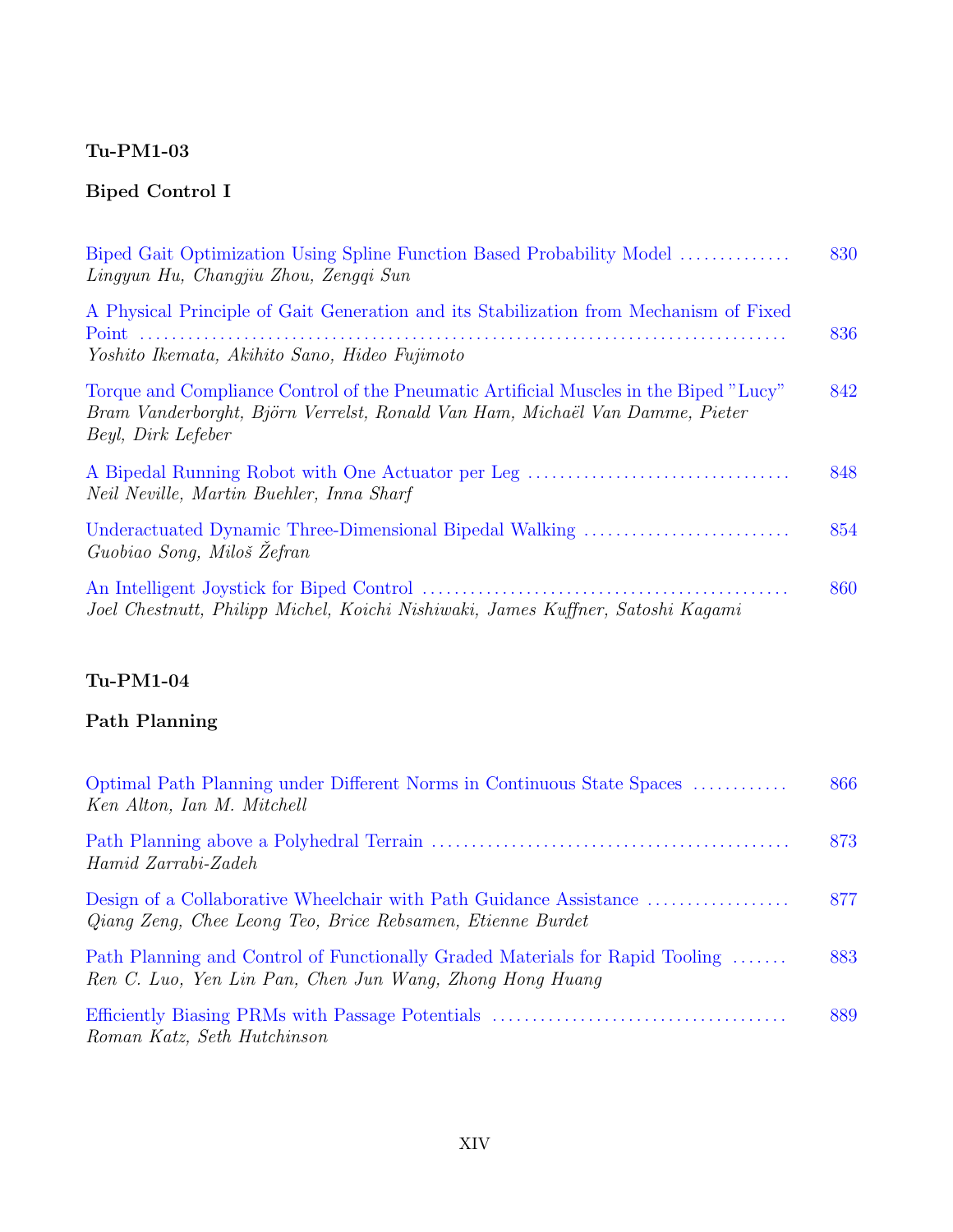### Tu-PM1-03

### Biped Control I

Biped Gait Optimization Using Spline Function Based Probability Model .............. 830
*Lingyun Hu, Changjiu Zhou, Zengqi Sun*

A Physical Principle of Gait Generation and its Stabilization from Mechanism of Fixed Point ............................................................................ 836
*Yoshito Ikemata, Akihito Sano, Hideo Fujimoto*

Torque and Compliance Control of the Pneumatic Artificial Muscles in the Biped "Lucy" 842
*Bram Vanderborght, Björn Verrelst, Ronald Van Ham, Michaël Van Damme, Pieter Beyl, Dirk Lefeber*

A Bipedal Running Robot with One Actuator per Leg ................................. 848
*Neil Neville, Martin Buehler, Inna Sharf*

Underactuated Dynamic Three-Dimensional Bipedal Walking .......................... 854
*Guobiao Song, Miloš Žefran*

An Intelligent Joystick for Biped Control ............................................. 860
*Joel Chestnutt, Philipp Michel, Koichi Nishiwaki, James Kuffner, Satoshi Kagami*

### Tu-PM1-04

### Path Planning

Optimal Path Planning under Different Norms in Continuous State Spaces ............ 866
*Ken Alton, Ian M. Mitchell*

Path Planning above a Polyhedral Terrain ............................................ 873
*Hamid Zarrabi-Zadeh*

Design of a Collaborative Wheelchair with Path Guidance Assistance .................. 877
*Qiang Zeng, Chee Leong Teo, Brice Rebsamen, Etienne Burdet*

Path Planning and Control of Functionally Graded Materials for Rapid Tooling ....... 883
*Ren C. Luo, Yen Lin Pan, Chen Jun Wang, Zhong Hong Huang*

Efficiently Biasing PRMs with Passage Potentials ..................................... 889
*Roman Katz, Seth Hutchinson*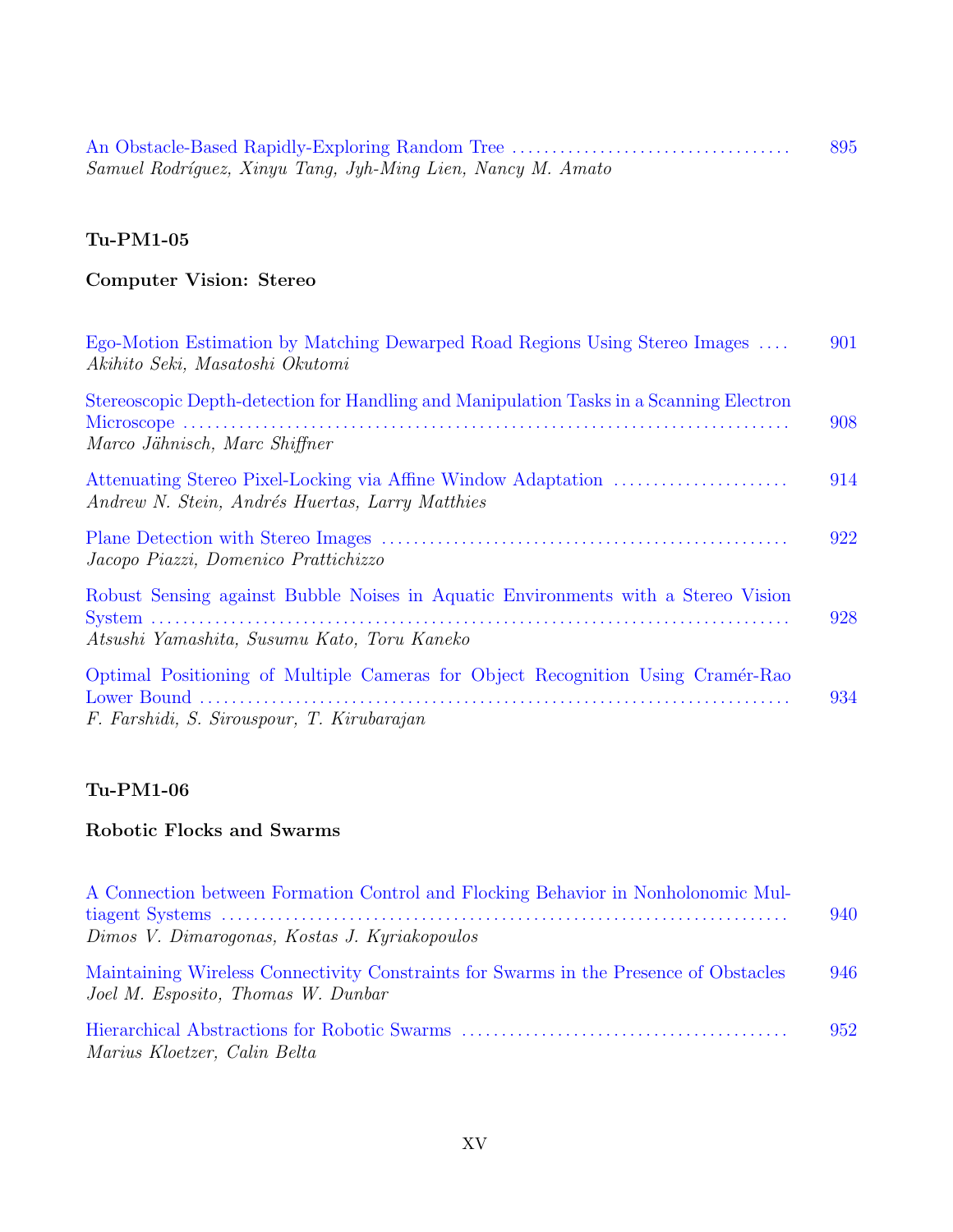An Obstacle-Based Rapidly-Exploring Random Tree ........ 895
*Samuel Rodríguez, Xinyu Tang, Jyh-Ming Lien, Nancy M. Amato*

**Tu-PM1-05**

**Computer Vision: Stereo**

Ego-Motion Estimation by Matching Dewarped Road Regions Using Stereo Images ........ 901
*Akihito Seki, Masatoshi Okutomi*

Stereoscopic Depth-detection for Handling and Manipulation Tasks in a Scanning Electron Microscope ........ 908
*Marco Jähnisch, Marc Shiffner*

Attenuating Stereo Pixel-Locking via Affine Window Adaptation ........ 914
*Andrew N. Stein, Andrés Huertas, Larry Matthies*

Plane Detection with Stereo Images ........ 922
*Jacopo Piazzi, Domenico Prattichizzo*

Robust Sensing against Bubble Noises in Aquatic Environments with a Stereo Vision System ........ 928
*Atsushi Yamashita, Susumu Kato, Toru Kaneko*

Optimal Positioning of Multiple Cameras for Object Recognition Using Cramér-Rao Lower Bound ........ 934
*F. Farshidi, S. Sirouspour, T. Kirubarajan*

**Tu-PM1-06**

**Robotic Flocks and Swarms**

A Connection between Formation Control and Flocking Behavior in Nonholonomic Multiagent Systems ........ 940
*Dimos V. Dimarogonas, Kostas J. Kyriakopoulos*

Maintaining Wireless Connectivity Constraints for Swarms in the Presence of Obstacles 946
*Joel M. Esposito, Thomas W. Dunbar*

Hierarchical Abstractions for Robotic Swarms ........ 952
*Marius Kloetzer, Calin Belta*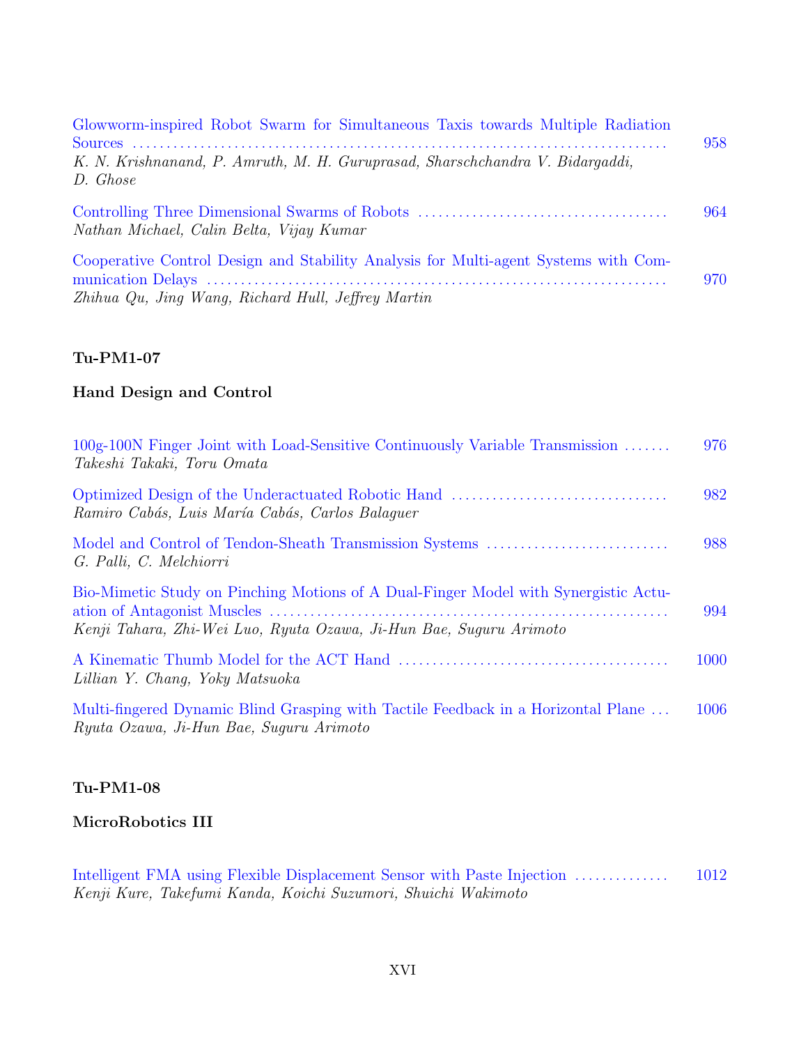Glowworm-inspired Robot Swarm for Simultaneous Taxis towards Multiple Radiation Sources ........ 958
*K. N. Krishnanand, P. Amruth, M. H. Guruprasad, Sharschchandra V. Bidargaddi, D. Ghose*

Controlling Three Dimensional Swarms of Robots ........ 964
*Nathan Michael, Calin Belta, Vijay Kumar*

Cooperative Control Design and Stability Analysis for Multi-agent Systems with Communication Delays ........ 970
*Zhihua Qu, Jing Wang, Richard Hull, Jeffrey Martin*

**Tu-PM1-07**

**Hand Design and Control**

100g-100N Finger Joint with Load-Sensitive Continuously Variable Transmission ........ 976
*Takeshi Takaki, Toru Omata*

Optimized Design of the Underactuated Robotic Hand ........ 982
*Ramiro Cabás, Luis María Cabás, Carlos Balaguer*

Model and Control of Tendon-Sheath Transmission Systems ........ 988
*G. Palli, C. Melchiorri*

Bio-Mimetic Study on Pinching Motions of A Dual-Finger Model with Synergistic Actuation of Antagonist Muscles ........ 994
*Kenji Tahara, Zhi-Wei Luo, Ryuta Ozawa, Ji-Hun Bae, Suguru Arimoto*

A Kinematic Thumb Model for the ACT Hand ........ 1000
*Lillian Y. Chang, Yoky Matsuoka*

Multi-fingered Dynamic Blind Grasping with Tactile Feedback in a Horizontal Plane ... 1006
*Ryuta Ozawa, Ji-Hun Bae, Suguru Arimoto*

**Tu-PM1-08**

**MicroRobotics III**

Intelligent FMA using Flexible Displacement Sensor with Paste Injection ........ 1012
*Kenji Kure, Takefumi Kanda, Koichi Suzumori, Shuichi Wakimoto*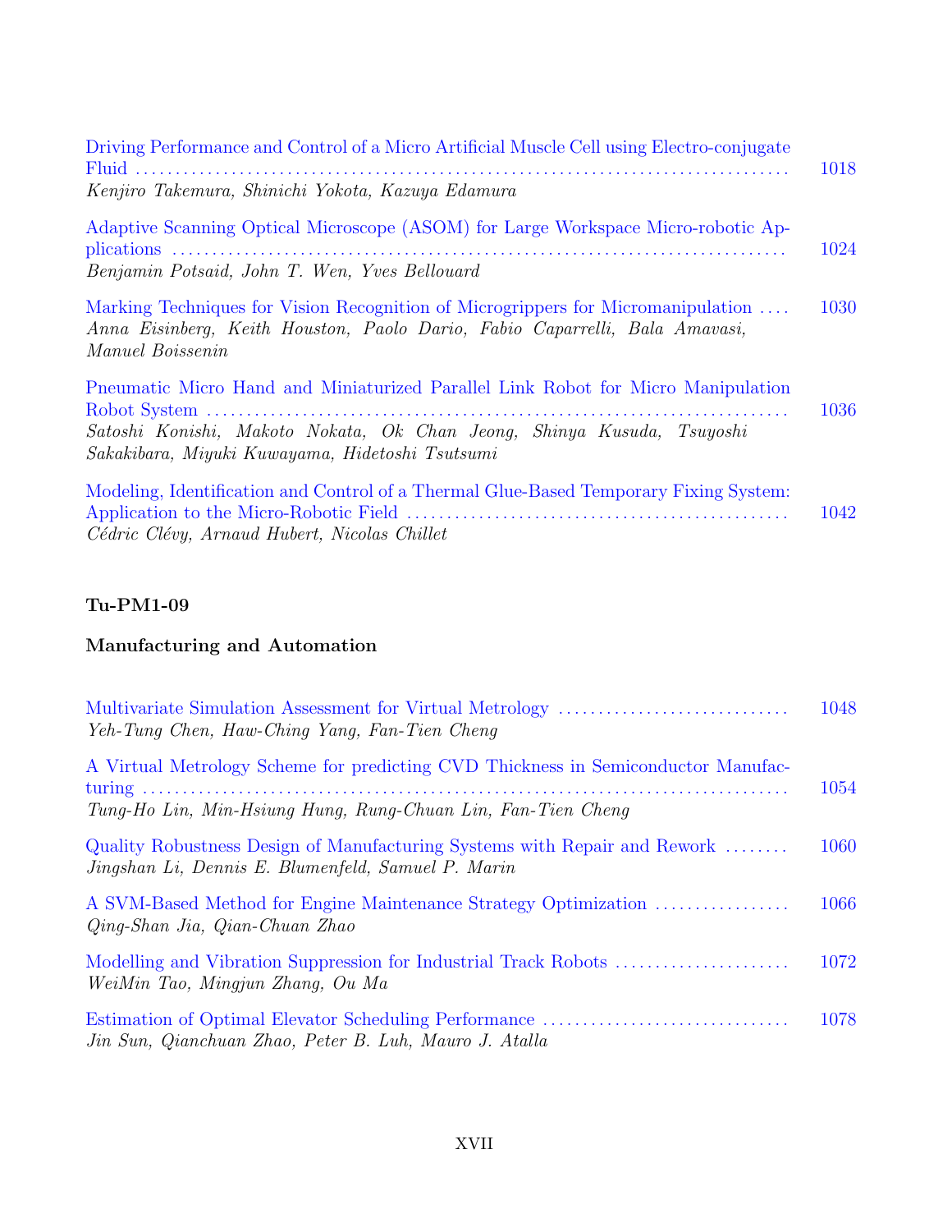Driving Performance and Control of a Micro Artificial Muscle Cell using Electro-conjugate Fluid ........ 1018
*Kenjiro Takemura, Shinichi Yokota, Kazuya Edamura*

Adaptive Scanning Optical Microscope (ASOM) for Large Workspace Micro-robotic Applications ........ 1024
*Benjamin Potsaid, John T. Wen, Yves Bellouard*

Marking Techniques for Vision Recognition of Microgrippers for Micromanipulation ........ 1030
*Anna Eisinberg, Keith Houston, Paolo Dario, Fabio Caparrelli, Bala Amavasi, Manuel Boissenin*

Pneumatic Micro Hand and Miniaturized Parallel Link Robot for Micro Manipulation Robot System ........ 1036
*Satoshi Konishi, Makoto Nokata, Ok Chan Jeong, Shinya Kusuda, Tsuyoshi Sakakibara, Miyuki Kuwayama, Hidetoshi Tsutsumi*

Modeling, Identification and Control of a Thermal Glue-Based Temporary Fixing System: Application to the Micro-Robotic Field ........ 1042
*Cédric Clévy, Arnaud Hubert, Nicolas Chillet*

## Tu-PM1-09

## Manufacturing and Automation

Multivariate Simulation Assessment for Virtual Metrology ........ 1048
*Yeh-Tung Chen, Haw-Ching Yang, Fan-Tien Cheng*

A Virtual Metrology Scheme for predicting CVD Thickness in Semiconductor Manufacturing ........ 1054
*Tung-Ho Lin, Min-Hsiung Hung, Rung-Chuan Lin, Fan-Tien Cheng*

Quality Robustness Design of Manufacturing Systems with Repair and Rework ........ 1060
*Jingshan Li, Dennis E. Blumenfeld, Samuel P. Marin*

A SVM-Based Method for Engine Maintenance Strategy Optimization ........ 1066
*Qing-Shan Jia, Qian-Chuan Zhao*

Modelling and Vibration Suppression for Industrial Track Robots ........ 1072
*WeiMin Tao, Mingjun Zhang, Ou Ma*

Estimation of Optimal Elevator Scheduling Performance ........ 1078
*Jin Sun, Qianchuan Zhao, Peter B. Luh, Mauro J. Atalla*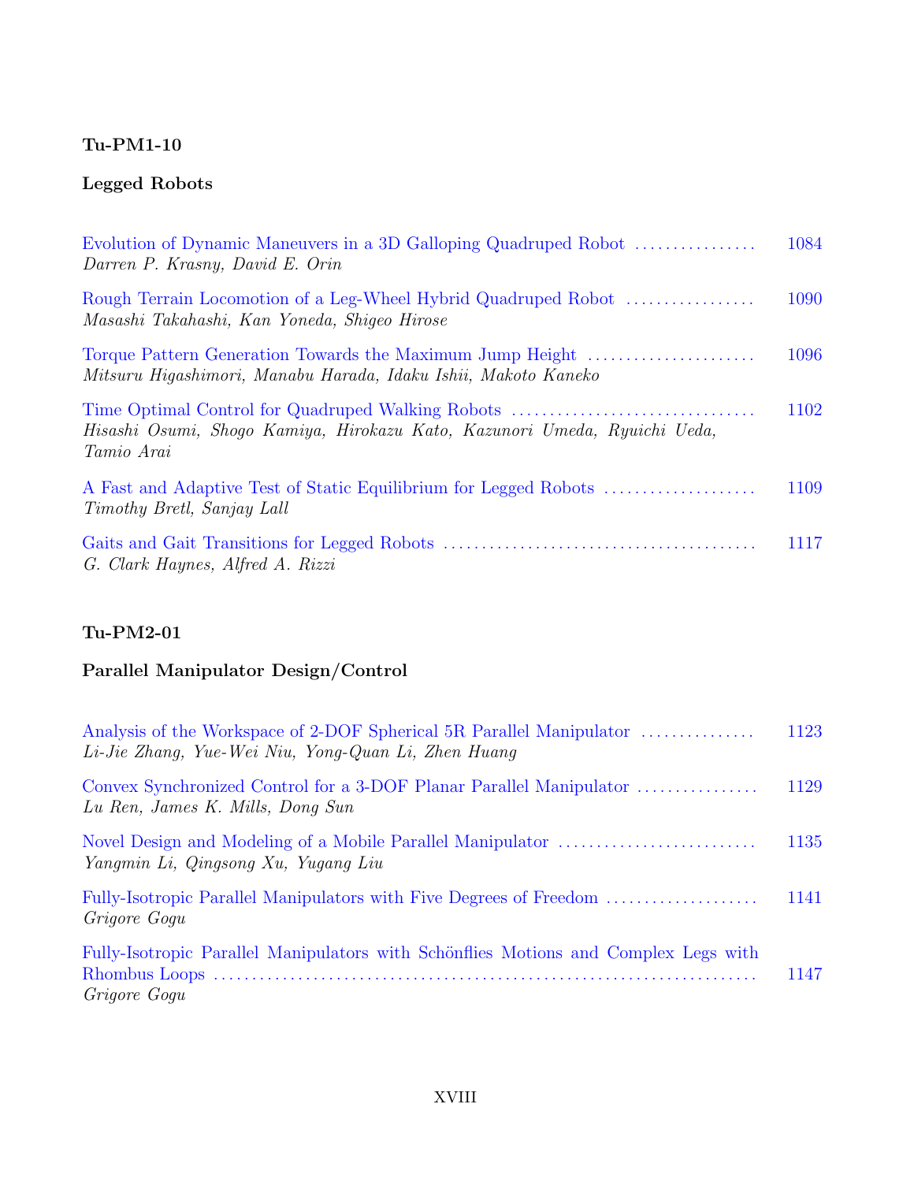**Tu-PM1-10**

**Legged Robots**

Evolution of Dynamic Maneuvers in a 3D Galloping Quadruped Robot ................ 1084
*Darren P. Krasny, David E. Orin*

Rough Terrain Locomotion of a Leg-Wheel Hybrid Quadruped Robot ................. 1090
*Masashi Takahashi, Kan Yoneda, Shigeo Hirose*

Torque Pattern Generation Towards the Maximum Jump Height ...................... 1096
*Mitsuru Higashimori, Manabu Harada, Idaku Ishii, Makoto Kaneko*

Time Optimal Control for Quadruped Walking Robots ................................ 1102
*Hisashi Osumi, Shogo Kamiya, Hirokazu Kato, Kazunori Umeda, Ryuichi Ueda, Tamio Arai*

A Fast and Adaptive Test of Static Equilibrium for Legged Robots .................... 1109
*Timothy Bretl, Sanjay Lall*

Gaits and Gait Transitions for Legged Robots ......................................... 1117
*G. Clark Haynes, Alfred A. Rizzi*

**Tu-PM2-01**

**Parallel Manipulator Design/Control**

Analysis of the Workspace of 2-DOF Spherical 5R Parallel Manipulator ............... 1123
*Li-Jie Zhang, Yue-Wei Niu, Yong-Quan Li, Zhen Huang*

Convex Synchronized Control for a 3-DOF Planar Parallel Manipulator ................ 1129
*Lu Ren, James K. Mills, Dong Sun*

Novel Design and Modeling of a Mobile Parallel Manipulator .......................... 1135
*Yangmin Li, Qingsong Xu, Yugang Liu*

Fully-Isotropic Parallel Manipulators with Five Degrees of Freedom .................... 1141
*Grigore Gogu*

Fully-Isotropic Parallel Manipulators with Schönflies Motions and Complex Legs with Rhombus Loops ........................................................................ 1147
*Grigore Gogu*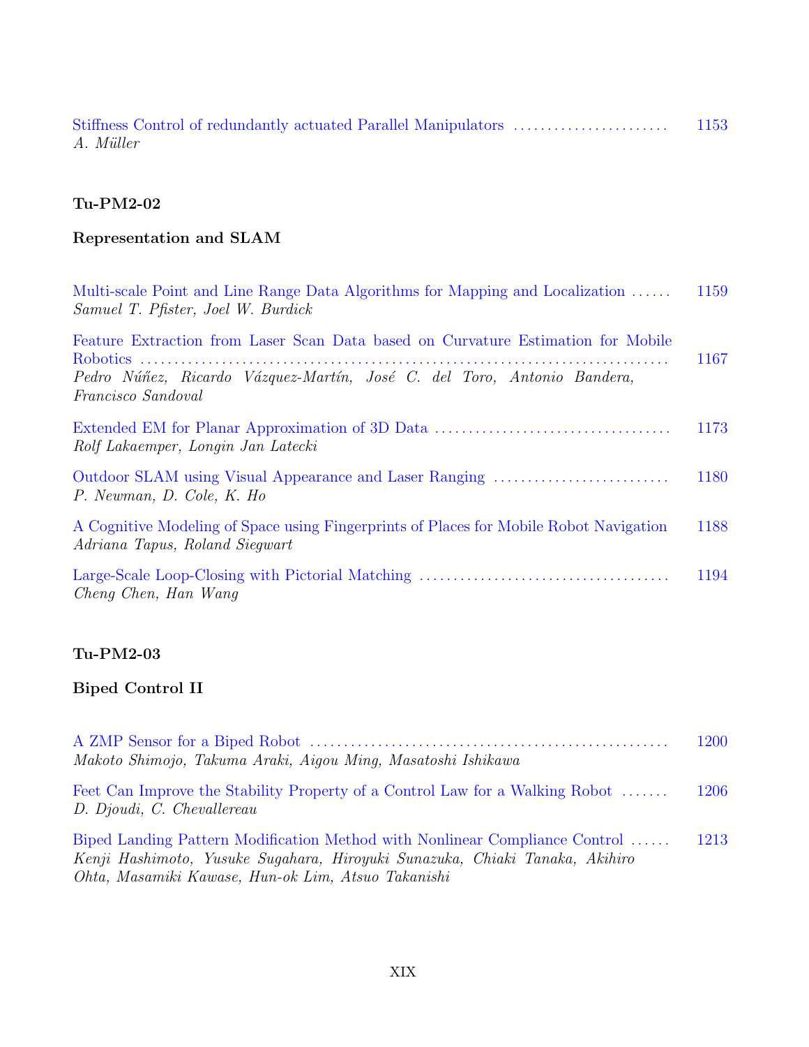Stiffness Control of redundantly actuated Parallel Manipulators ........................ 1153
*A. Müller*

**Tu-PM2-02**

**Representation and SLAM**

Multi-scale Point and Line Range Data Algorithms for Mapping and Localization ...... 1159
*Samuel T. Pfister, Joel W. Burdick*

Feature Extraction from Laser Scan Data based on Curvature Estimation for Mobile Robotics ........................................................................... 1167
*Pedro Núñez, Ricardo Vázquez-Martín, José C. del Toro, Antonio Bandera, Francisco Sandoval*

Extended EM for Planar Approximation of 3D Data .................................. 1173
*Rolf Lakaemper, Longin Jan Latecki*

Outdoor SLAM using Visual Appearance and Laser Ranging .......................... 1180
*P. Newman, D. Cole, K. Ho*

A Cognitive Modeling of Space using Fingerprints of Places for Mobile Robot Navigation 1188
*Adriana Tapus, Roland Siegwart*

Large-Scale Loop-Closing with Pictorial Matching .................................... 1194
*Cheng Chen, Han Wang*

**Tu-PM2-03**

**Biped Control II**

A ZMP Sensor for a Biped Robot .................................................... 1200
*Makoto Shimojo, Takuma Araki, Aigou Ming, Masatoshi Ishikawa*

Feet Can Improve the Stability Property of a Control Law for a Walking Robot ....... 1206
*D. Djoudi, C. Chevallereau*

Biped Landing Pattern Modification Method with Nonlinear Compliance Control ...... 1213
*Kenji Hashimoto, Yusuke Sugahara, Hiroyuki Sunazuka, Chiaki Tanaka, Akihiro Ohta, Masamiki Kawase, Hun-ok Lim, Atsuo Takanishi*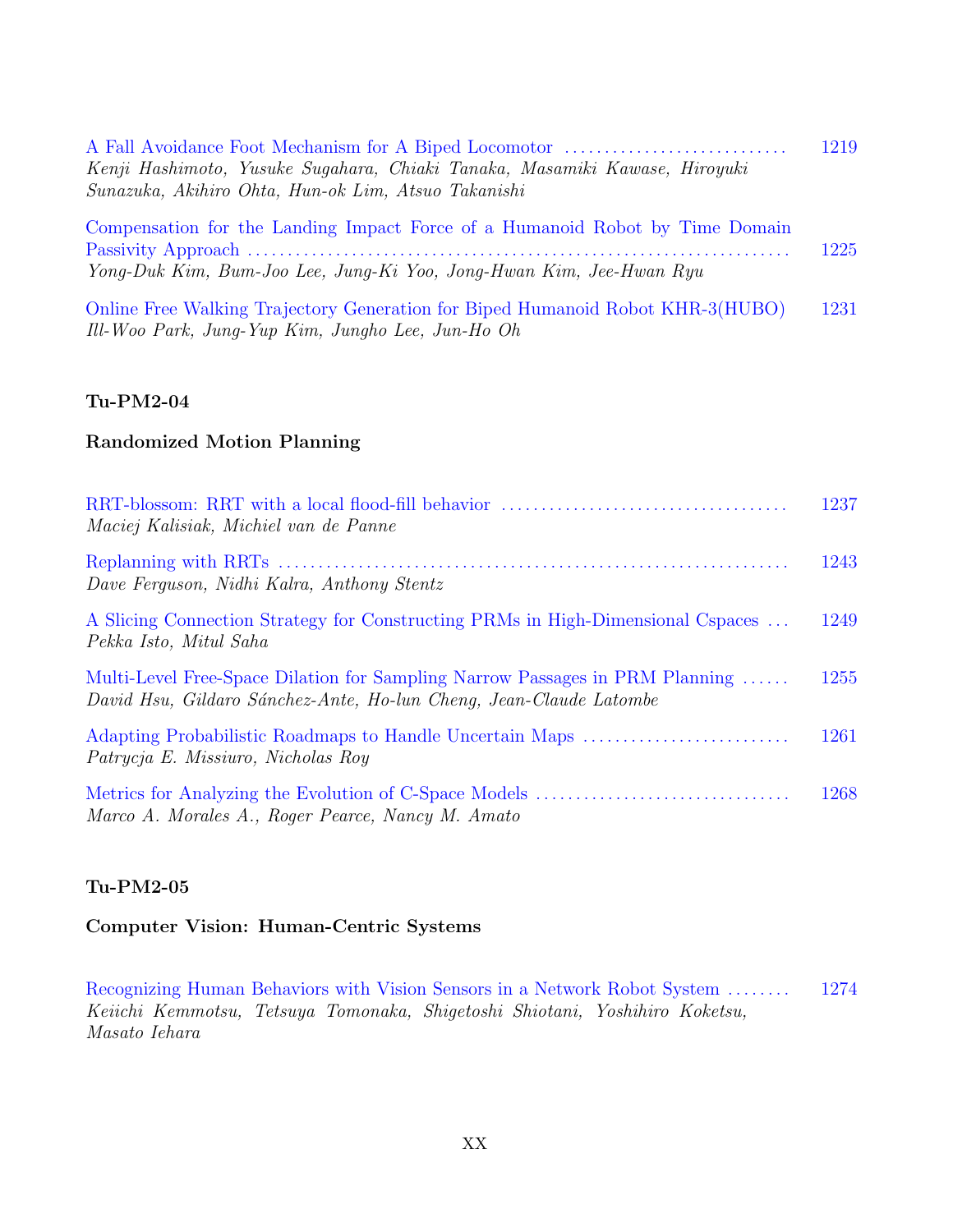A Fall Avoidance Foot Mechanism for A Biped Locomotor ............................ 1219
*Kenji Hashimoto, Yusuke Sugahara, Chiaki Tanaka, Masamiki Kawase, Hiroyuki Sunazuka, Akihiro Ohta, Hun-ok Lim, Atsuo Takanishi*

Compensation for the Landing Impact Force of a Humanoid Robot by Time Domain Passivity Approach ................................................................ 1225
*Yong-Duk Kim, Bum-Joo Lee, Jung-Ki Yoo, Jong-Hwan Kim, Jee-Hwan Ryu*

Online Free Walking Trajectory Generation for Biped Humanoid Robot KHR-3(HUBO) 1231
*Ill-Woo Park, Jung-Yup Kim, Jungho Lee, Jun-Ho Oh*

**Tu-PM2-04**

**Randomized Motion Planning**

RRT-blossom: RRT with a local flood-fill behavior ................................... 1237
*Maciej Kalisiak, Michiel van de Panne*

Replanning with RRTs ................................................................ 1243
*Dave Ferguson, Nidhi Kalra, Anthony Stentz*

A Slicing Connection Strategy for Constructing PRMs in High-Dimensional Cspaces ... 1249
*Pekka Isto, Mitul Saha*

Multi-Level Free-Space Dilation for Sampling Narrow Passages in PRM Planning ...... 1255
*David Hsu, Gildardo Sánchez-Ante, Ho-lun Cheng, Jean-Claude Latombe*

Adapting Probabilistic Roadmaps to Handle Uncertain Maps .......................... 1261
*Patrycja E. Missiuro, Nicholas Roy*

Metrics for Analyzing the Evolution of C-Space Models ............................... 1268
*Marco A. Morales A., Roger Pearce, Nancy M. Amato*

**Tu-PM2-05**

**Computer Vision: Human-Centric Systems**

Recognizing Human Behaviors with Vision Sensors in a Network Robot System ........ 1274
*Keiichi Kemmotsu, Tetsuya Tomonaka, Shigetoshi Shiotani, Yoshihiro Koketsu, Masato Iehara*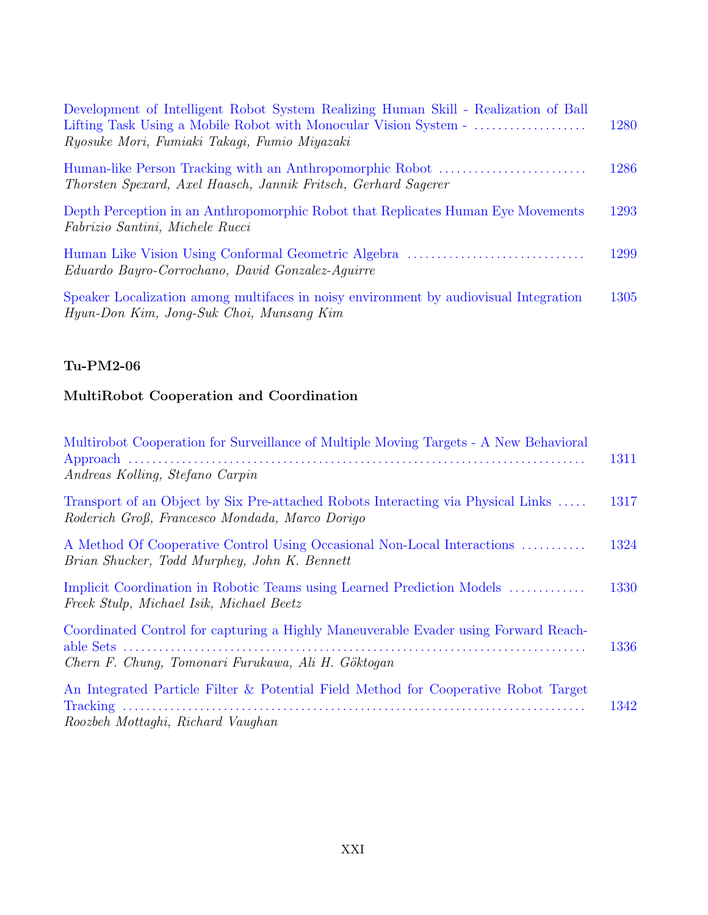Development of Intelligent Robot System Realizing Human Skill - Realization of Ball Lifting Task Using a Mobile Robot with Monocular Vision System - .................... 1280
*Ryosuke Mori, Fumiaki Takagi, Fumio Miyazaki*

Human-like Person Tracking with an Anthropomorphic Robot .......................... 1286
*Thorsten Spexard, Axel Haasch, Jannik Fritsch, Gerhard Sagerer*

Depth Perception in an Anthropomorphic Robot that Replicates Human Eye Movements 1293
*Fabrizio Santini, Michele Rucci*

Human Like Vision Using Conformal Geometric Algebra ............................... 1299
*Eduardo Bayro-Corrochano, David Gonzalez-Aguirre*

Speaker Localization among multifaces in noisy environment by audiovisual Integration 1305
*Hyun-Don Kim, Jong-Suk Choi, Munsang Kim*

**Tu-PM2-06**

**MultiRobot Cooperation and Coordination**

Multirobot Cooperation for Surveillance of Multiple Moving Targets - A New Behavioral Approach ........................................................................... 1311
*Andreas Kolling, Stefano Carpin*

Transport of an Object by Six Pre-attached Robots Interacting via Physical Links ..... 1317
*Roderich Groß, Francesco Mondada, Marco Dorigo*

A Method Of Cooperative Control Using Occasional Non-Local Interactions ........... 1324
*Brian Shucker, Todd Murphey, John K. Bennett*

Implicit Coordination in Robotic Teams using Learned Prediction Models ............. 1330
*Freek Stulp, Michael Isik, Michael Beetz*

Coordinated Control for capturing a Highly Maneuverable Evader using Forward Reachable Sets ........................................................................... 1336
*Chern F. Chung, Tomonari Furukawa, Ali H. Göktogan*

An Integrated Particle Filter & Potential Field Method for Cooperative Robot Target Tracking ........................................................................... 1342
*Roozbeh Mottaghi, Richard Vaughan*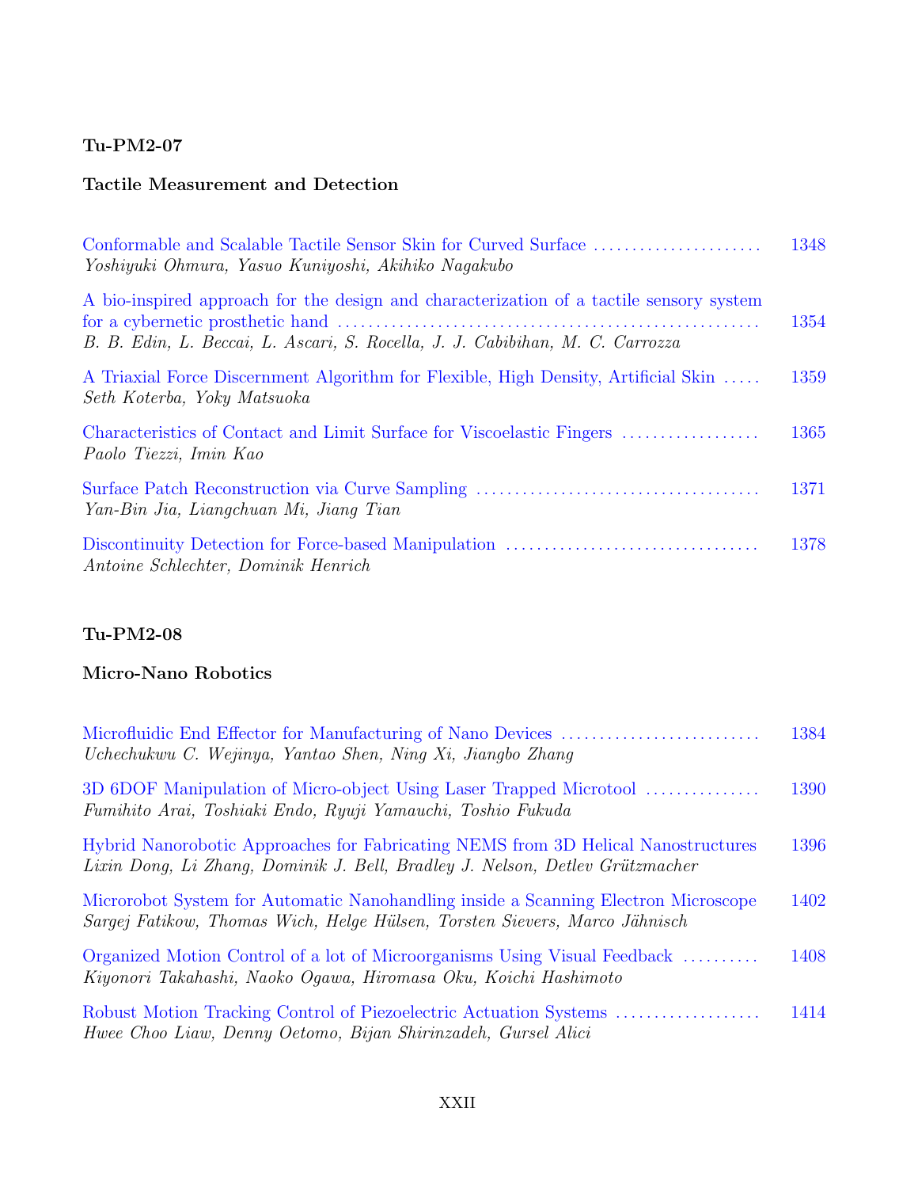**Tu-PM2-07**

**Tactile Measurement and Detection**

Conformable and Scalable Tactile Sensor Skin for Curved Surface ...................... 1348
*Yoshiyuki Ohmura, Yasuo Kuniyoshi, Akihiko Nagakubo*

A bio-inspired approach for the design and characterization of a tactile sensory system for a cybernetic prosthetic hand ...................................................... 1354
*B. B. Edin, L. Beccai, L. Ascari, S. Rocella, J. J. Cabibihan, M. C. Carrozza*

A Triaxial Force Discernment Algorithm for Flexible, High Density, Artificial Skin ..... 1359
*Seth Koterba, Yoky Matsuoka*

Characteristics of Contact and Limit Surface for Viscoelastic Fingers .................. 1365
*Paolo Tiezzi, Imin Kao*

Surface Patch Reconstruction via Curve Sampling ..................................... 1371
*Yan-Bin Jia, Liangchuan Mi, Jiang Tian*

Discontinuity Detection for Force-based Manipulation ................................. 1378
*Antoine Schlechter, Dominik Henrich*

**Tu-PM2-08**

**Micro-Nano Robotics**

Microfluidic End Effector for Manufacturing of Nano Devices .......................... 1384
*Uchechukwu C. Wejinya, Yantao Shen, Ning Xi, Jiangbo Zhang*

3D 6DOF Manipulation of Micro-object Using Laser Trapped Microtool ............... 1390
*Fumihito Arai, Toshiaki Endo, Ryuji Yamauchi, Toshio Fukuda*

Hybrid Nanorobotic Approaches for Fabricating NEMS from 3D Helical Nanostructures 1396
*Lixin Dong, Li Zhang, Dominik J. Bell, Bradley J. Nelson, Detlev Grützmacher*

Microrobot System for Automatic Nanohandling inside a Scanning Electron Microscope 1402
*Sargej Fatikow, Thomas Wich, Helge Hülsen, Torsten Sievers, Marco Jähnisch*

Organized Motion Control of a lot of Microorganisms Using Visual Feedback .......... 1408
*Kiyonori Takahashi, Naoko Ogawa, Hiromasa Oku, Koichi Hashimoto*

Robust Motion Tracking Control of Piezoelectric Actuation Systems ................... 1414
*Hwee Choo Liaw, Denny Oetomo, Bijan Shirinzadeh, Gursel Alici*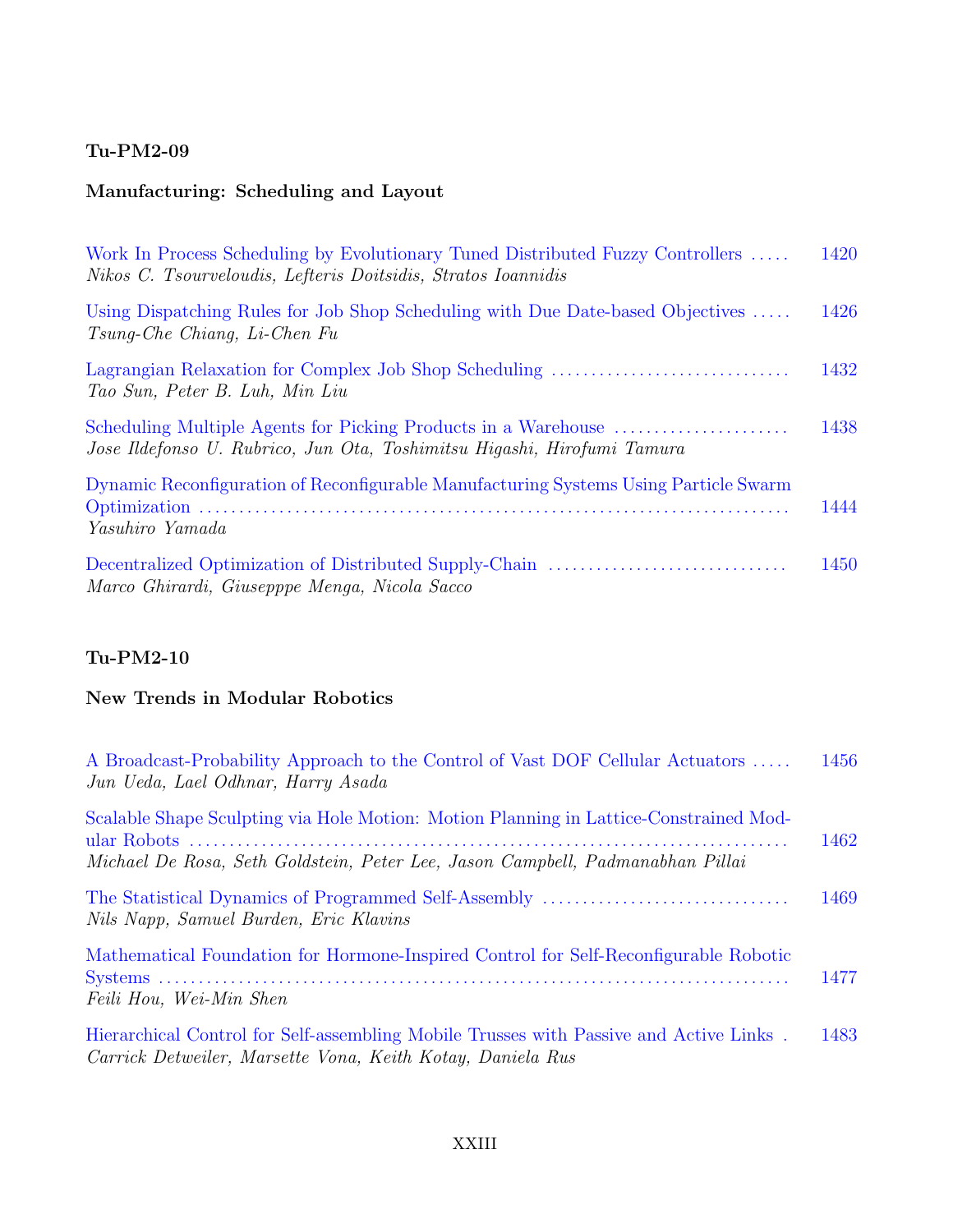### Tu-PM2-09

### Manufacturing: Scheduling and Layout

Work In Process Scheduling by Evolutionary Tuned Distributed Fuzzy Controllers ..... 1420
*Nikos C. Tsourveloudis, Lefteris Doitsidis, Stratos Ioannidis*

Using Dispatching Rules for Job Shop Scheduling with Due Date-based Objectives ..... 1426
*Tsung-Che Chiang, Li-Chen Fu*

Lagrangian Relaxation for Complex Job Shop Scheduling ..... 1432
*Tao Sun, Peter B. Luh, Min Liu*

Scheduling Multiple Agents for Picking Products in a Warehouse ..... 1438
*Jose Ildefonso U. Rubrico, Jun Ota, Toshimitsu Higashi, Hirofumi Tamura*

Dynamic Reconfiguration of Reconfigurable Manufacturing Systems Using Particle Swarm Optimization ..... 1444
*Yasuhiro Yamada*

Decentralized Optimization of Distributed Supply-Chain ..... 1450
*Marco Ghirardi, Giuseppe Menga, Nicola Sacco*

### Tu-PM2-10

### New Trends in Modular Robotics

A Broadcast-Probability Approach to the Control of Vast DOF Cellular Actuators ..... 1456
*Jun Ueda, Lael Odhnar, Harry Asada*

Scalable Shape Sculpting via Hole Motion: Motion Planning in Lattice-Constrained Modular Robots ..... 1462
*Michael De Rosa, Seth Goldstein, Peter Lee, Jason Campbell, Padmanabhan Pillai*

The Statistical Dynamics of Programmed Self-Assembly ..... 1469
*Nils Napp, Samuel Burden, Eric Klavins*

Mathematical Foundation for Hormone-Inspired Control for Self-Reconfigurable Robotic Systems ..... 1477
*Feili Hou, Wei-Min Shen*

Hierarchical Control for Self-assembling Mobile Trusses with Passive and Active Links . 1483
*Carrick Detweiler, Marsette Vona, Keith Kotay, Daniela Rus*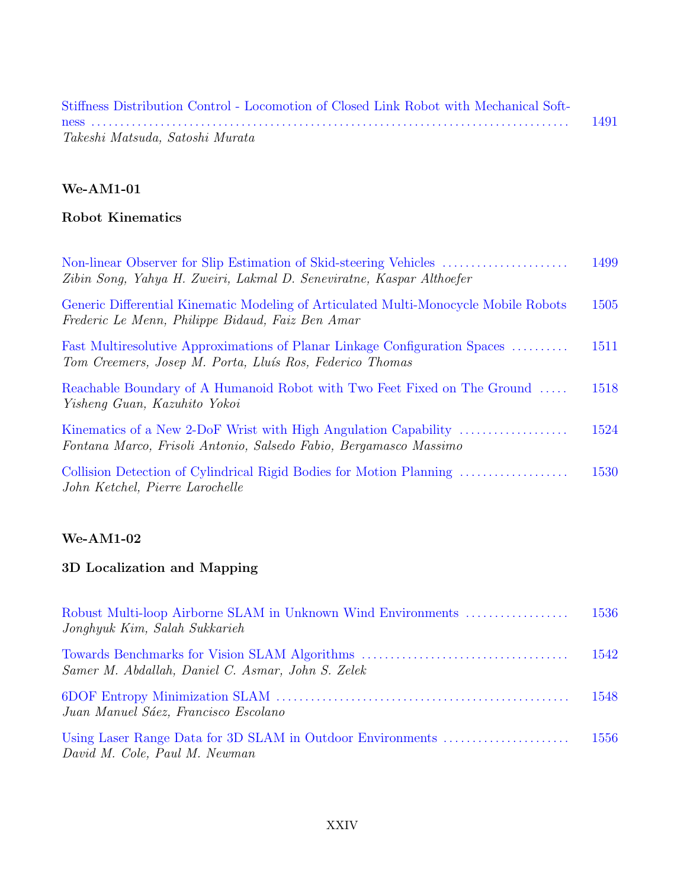Stiffness Distribution Control - Locomotion of Closed Link Robot with Mechanical Softness ........ 1491
*Takeshi Matsuda, Satoshi Murata*

**We-AM1-01**

**Robot Kinematics**

Non-linear Observer for Slip Estimation of Skid-steering Vehicles ........ 1499
*Zibin Song, Yahya H. Zweiri, Lakmal D. Seneviratne, Kaspar Althoefer*

Generic Differential Kinematic Modeling of Articulated Multi-Monocycle Mobile Robots 1505
*Frederic Le Menn, Philippe Bidaud, Faiz Ben Amar*

Fast Multiresolutive Approximations of Planar Linkage Configuration Spaces ........ 1511
*Tom Creemers, Josep M. Porta, Lluís Ros, Federico Thomas*

Reachable Boundary of A Humanoid Robot with Two Feet Fixed on The Ground ........ 1518
*Yisheng Guan, Kazuhito Yokoi*

Kinematics of a New 2-DoF Wrist with High Angulation Capability ........ 1524
*Fontana Marco, Frisoli Antonio, Salsedo Fabio, Bergamasco Massimo*

Collision Detection of Cylindrical Rigid Bodies for Motion Planning ........ 1530
*John Ketchel, Pierre Larochelle*

**We-AM1-02**

**3D Localization and Mapping**

Robust Multi-loop Airborne SLAM in Unknown Wind Environments ........ 1536
*Jonghyuk Kim, Salah Sukkarieh*

Towards Benchmarks for Vision SLAM Algorithms ........ 1542
*Samer M. Abdallah, Daniel C. Asmar, John S. Zelek*

6DOF Entropy Minimization SLAM ........ 1548
*Juan Manuel Sáez, Francisco Escolano*

Using Laser Range Data for 3D SLAM in Outdoor Environments ........ 1556
*David M. Cole, Paul M. Newman*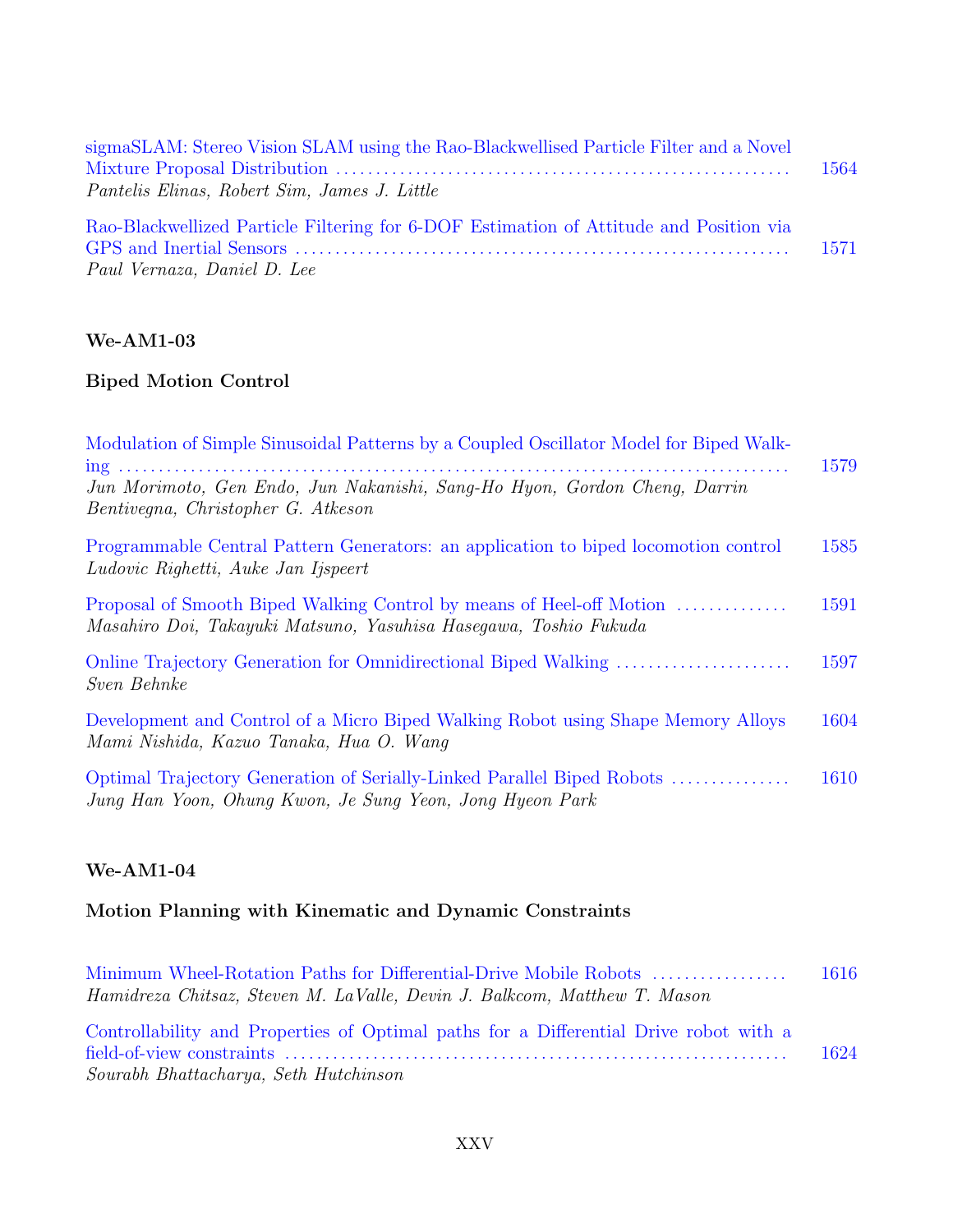sigmaSLAM: Stereo Vision SLAM using the Rao-Blackwellised Particle Filter and a Novel Mixture Proposal Distribution ........ 1564
*Pantelis Elinas, Robert Sim, James J. Little*

Rao-Blackwellized Particle Filtering for 6-DOF Estimation of Attitude and Position via GPS and Inertial Sensors ........ 1571
*Paul Vernaza, Daniel D. Lee*

**We-AM1-03**

**Biped Motion Control**

Modulation of Simple Sinusoidal Patterns by a Coupled Oscillator Model for Biped Walking ........ 1579
*Jun Morimoto, Gen Endo, Jun Nakanishi, Sang-Ho Hyon, Gordon Cheng, Darrin Bentivegna, Christopher G. Atkeson*

Programmable Central Pattern Generators: an application to biped locomotion control 1585
*Ludovic Righetti, Auke Jan Ijspeert*

Proposal of Smooth Biped Walking Control by means of Heel-off Motion ........ 1591
*Masahiro Doi, Takayuki Matsuno, Yasuhisa Hasegawa, Toshio Fukuda*

Online Trajectory Generation for Omnidirectional Biped Walking ........ 1597
*Sven Behnke*

Development and Control of a Micro Biped Walking Robot using Shape Memory Alloys 1604
*Mami Nishida, Kazuo Tanaka, Hua O. Wang*

Optimal Trajectory Generation of Serially-Linked Parallel Biped Robots ........ 1610
*Jung Han Yoon, Ohung Kwon, Je Sung Yeon, Jong Hyeon Park*

**We-AM1-04**

**Motion Planning with Kinematic and Dynamic Constraints**

Minimum Wheel-Rotation Paths for Differential-Drive Mobile Robots ........ 1616
*Hamidreza Chitsaz, Steven M. LaValle, Devin J. Balkcom, Matthew T. Mason*

Controllability and Properties of Optimal paths for a Differential Drive robot with a field-of-view constraints ........ 1624
*Sourabh Bhattacharya, Seth Hutchinson*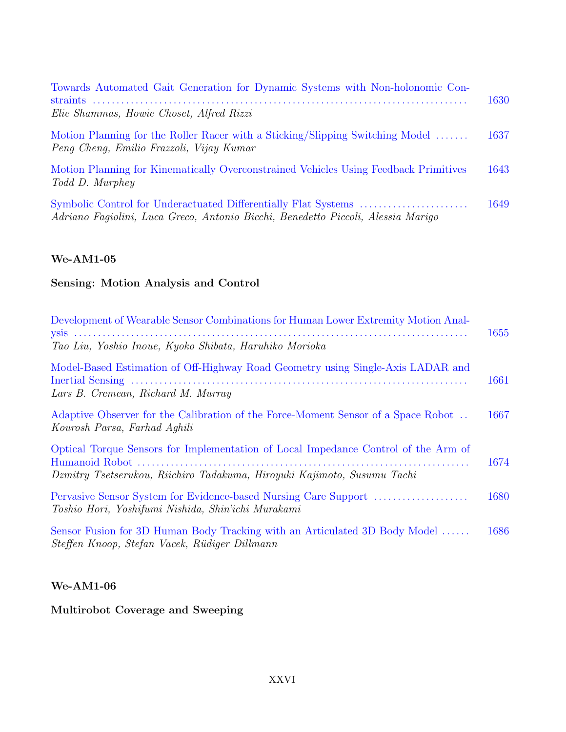Towards Automated Gait Generation for Dynamic Systems with Non-holonomic Constraints ........ 1630
*Elie Shammas, Howie Choset, Alfred Rizzi*

Motion Planning for the Roller Racer with a Sticking/Slipping Switching Model ........ 1637
*Peng Cheng, Emilio Frazzoli, Vijay Kumar*

Motion Planning for Kinematically Overconstrained Vehicles Using Feedback Primitives 1643
*Todd D. Murphey*

Symbolic Control for Underactuated Differentially Flat Systems ........ 1649
*Adriano Fagiolini, Luca Greco, Antonio Bicchi, Benedetto Piccoli, Alessia Marigo*

**We-AM1-05**

**Sensing: Motion Analysis and Control**

Development of Wearable Sensor Combinations for Human Lower Extremity Motion Analysis ........ 1655
*Tao Liu, Yoshio Inoue, Kyoko Shibata, Haruhiko Morioka*

Model-Based Estimation of Off-Highway Road Geometry using Single-Axis LADAR and Inertial Sensing ........ 1661
*Lars B. Cremean, Richard M. Murray*

Adaptive Observer for the Calibration of the Force-Moment Sensor of a Space Robot .. 1667
*Kourosh Parsa, Farhad Aghili*

Optical Torque Sensors for Implementation of Local Impedance Control of the Arm of Humanoid Robot ........ 1674
*Dzmitry Tsetserukou, Riichiro Tadakuma, Hiroyuki Kajimoto, Susumu Tachi*

Pervasive Sensor System for Evidence-based Nursing Care Support ........ 1680
*Toshio Hori, Yoshifumi Nishida, Shin'ichi Murakami*

Sensor Fusion for 3D Human Body Tracking with an Articulated 3D Body Model ...... 1686
*Steffen Knoop, Stefan Vacek, Rüdiger Dillmann*

**We-AM1-06**

**Multirobot Coverage and Sweeping**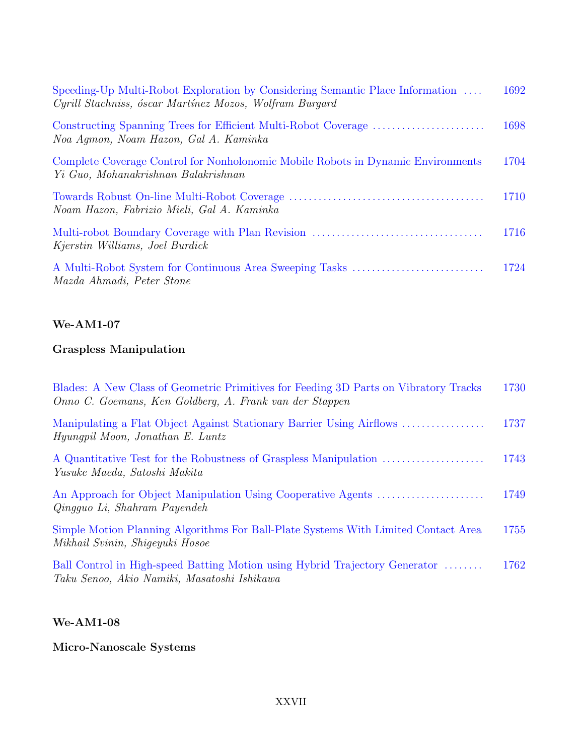Speeding-Up Multi-Robot Exploration by Considering Semantic Place Information .... 1692
*Cyrill Stachniss, óscar Martínez Mozos, Wolfram Burgard*

Constructing Spanning Trees for Efficient Multi-Robot Coverage ........................ 1698
*Noa Agmon, Noam Hazon, Gal A. Kaminka*

Complete Coverage Control for Nonholonomic Mobile Robots in Dynamic Environments 1704
*Yi Guo, Mohanakrishnan Balakrishnan*

Towards Robust On-line Multi-Robot Coverage ........................................ 1710
*Noam Hazon, Fabrizio Mieli, Gal A. Kaminka*

Multi-robot Boundary Coverage with Plan Revision .................................. 1716
*Kjerstin Williams, Joel Burdick*

A Multi-Robot System for Continuous Area Sweeping Tasks ........................... 1724
*Mazda Ahmadi, Peter Stone*

**We-AM1-07**

**Graspless Manipulation**

Blades: A New Class of Geometric Primitives for Feeding 3D Parts on Vibratory Tracks 1730
*Onno C. Goemans, Ken Goldberg, A. Frank van der Stappen*

Manipulating a Flat Object Against Stationary Barrier Using Airflows ................. 1737
*Hyungpil Moon, Jonathan E. Luntz*

A Quantitative Test for the Robustness of Graspless Manipulation ..................... 1743
*Yusuke Maeda, Satoshi Makita*

An Approach for Object Manipulation Using Cooperative Agents ...................... 1749
*Qingguo Li, Shahram Payendeh*

Simple Motion Planning Algorithms For Ball-Plate Systems With Limited Contact Area 1755
*Mikhail Svinin, Shigeyuki Hosoe*

Ball Control in High-speed Batting Motion using Hybrid Trajectory Generator ........ 1762
*Taku Senoo, Akio Namiki, Masatoshi Ishikawa*

**We-AM1-08**

**Micro-Nanoscale Systems**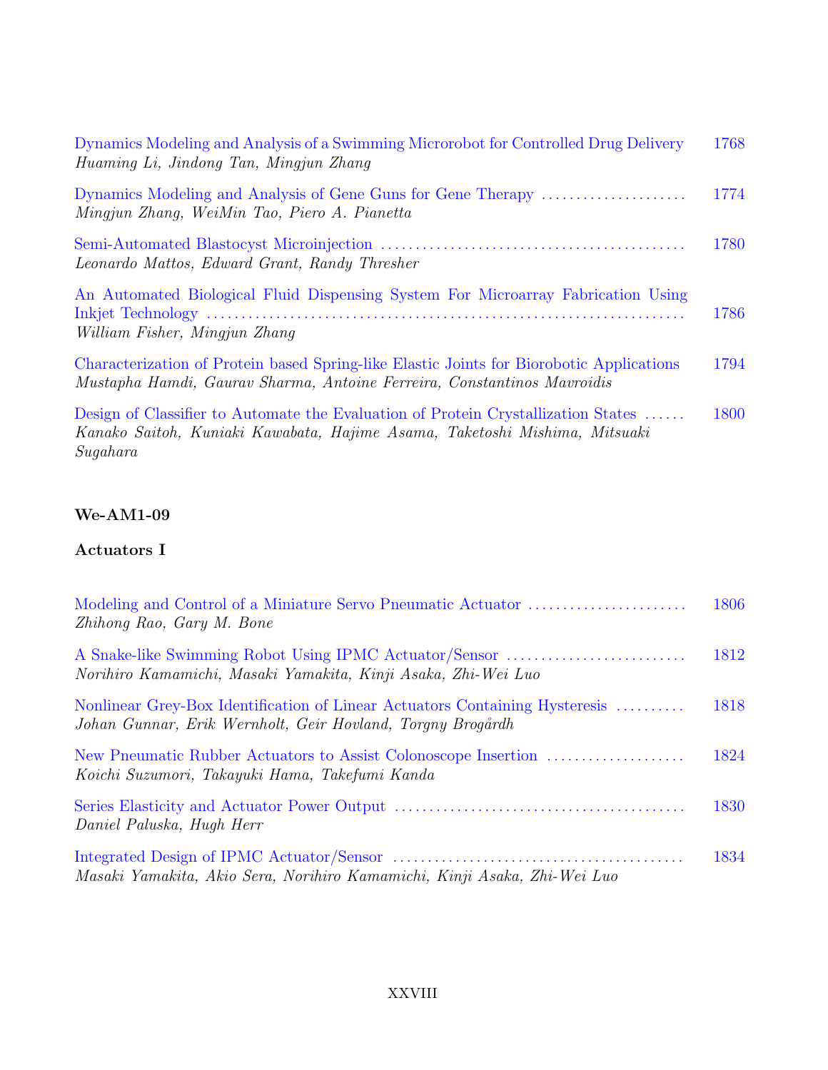Dynamics Modeling and Analysis of a Swimming Microrobot for Controlled Drug Delivery 1768
*Huaming Li, Jindong Tan, Mingjun Zhang*

Dynamics Modeling and Analysis of Gene Guns for Gene Therapy ..................... 1774
*Mingjun Zhang, WeiMin Tao, Piero A. Pianetta*

Semi-Automated Blastocyst Microinjection ........................................... 1780
*Leonardo Mattos, Edward Grant, Randy Thresher*

An Automated Biological Fluid Dispensing System For Microarray Fabrication Using Inkjet Technology ................................................................... 1786
*William Fisher, Mingjun Zhang*

Characterization of Protein based Spring-like Elastic Joints for Biorobotic Applications 1794
*Mustapha Hamdi, Gaurav Sharma, Antoine Ferreira, Constantinos Mavroidis*

Design of Classifier to Automate the Evaluation of Protein Crystallization States ...... 1800
*Kanako Saitoh, Kuniaki Kawabata, Hajime Asama, Taketoshi Mishima, Mitsuaki Sugahara*

**We-AM1-09**

**Actuators I**

Modeling and Control of a Miniature Servo Pneumatic Actuator ....................... 1806
*Zhihong Rao, Gary M. Bone*

A Snake-like Swimming Robot Using IPMC Actuator/Sensor .......................... 1812
*Norihiro Kamamichi, Masaki Yamakita, Kinji Asaka, Zhi-Wei Luo*

Nonlinear Grey-Box Identification of Linear Actuators Containing Hysteresis .......... 1818
*Johan Gunnar, Erik Wernholt, Geir Hovland, Torgny Brogårdh*

New Pneumatic Rubber Actuators to Assist Colonoscope Insertion .................... 1824
*Koichi Suzumori, Takayuki Hama, Takefumi Kanda*

Series Elasticity and Actuator Power Output ......................................... 1830
*Daniel Paluska, Hugh Herr*

Integrated Design of IPMC Actuator/Sensor .......................................... 1834
*Masaki Yamakita, Akio Sera, Norihiro Kamamichi, Kinji Asaka, Zhi-Wei Luo*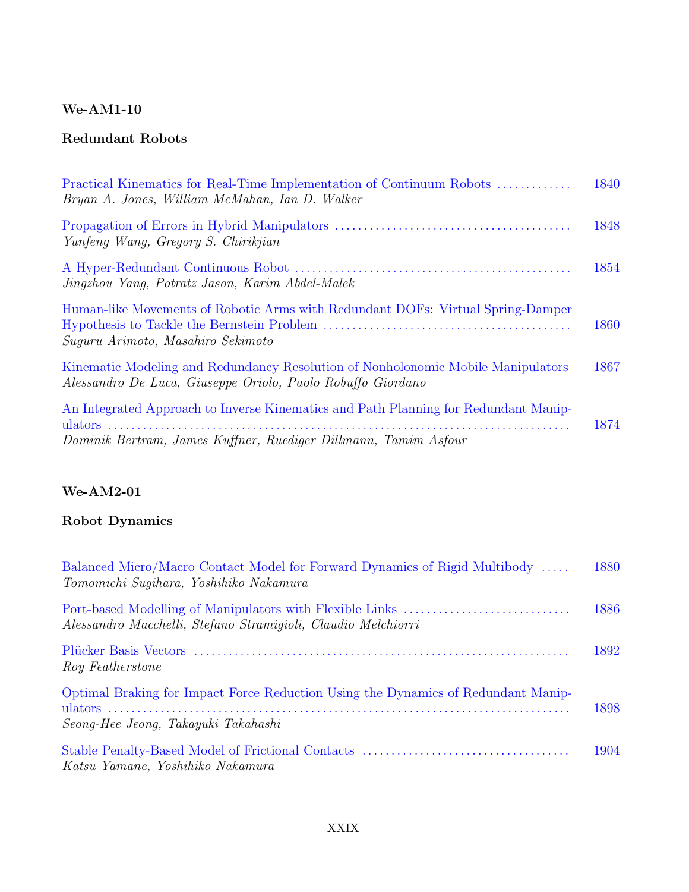### We-AM1-10

### Redundant Robots

Practical Kinematics for Real-Time Implementation of Continuum Robots ............. 1840
*Bryan A. Jones, William McMahan, Ian D. Walker*

Propagation of Errors in Hybrid Manipulators ........................................ 1848
*Yunfeng Wang, Gregory S. Chirikjian*

A Hyper-Redundant Continuous Robot ............................................... 1854
*Jingzhou Yang, Potratz Jason, Karim Abdel-Malek*

Human-like Movements of Robotic Arms with Redundant DOFs: Virtual Spring-Damper Hypothesis to Tackle the Bernstein Problem .......................................... 1860
*Suguru Arimoto, Masahiro Sekimoto*

Kinematic Modeling and Redundancy Resolution of Nonholonomic Mobile Manipulators 1867
*Alessandro De Luca, Giuseppe Oriolo, Paolo Robuffo Giordano*

An Integrated Approach to Inverse Kinematics and Path Planning for Redundant Manipulators ........................................................................... 1874
*Dominik Bertram, James Kuffner, Ruediger Dillmann, Tamim Asfour*

### We-AM2-01

### Robot Dynamics

Balanced Micro/Macro Contact Model for Forward Dynamics of Rigid Multibody ..... 1880
*Tomomichi Sugihara, Yoshihiko Nakamura*

Port-based Modelling of Manipulators with Flexible Links ............................ 1886
*Alessandro Macchelli, Stefano Stramigioli, Claudio Melchiorri*

Plücker Basis Vectors ................................................................ 1892
*Roy Featherstone*

Optimal Braking for Impact Force Reduction Using the Dynamics of Redundant Manipulators ........................................................................... 1898
*Seong-Hee Jeong, Takayuki Takahashi*

Stable Penalty-Based Model of Frictional Contacts ................................... 1904
*Katsu Yamane, Yoshihiko Nakamura*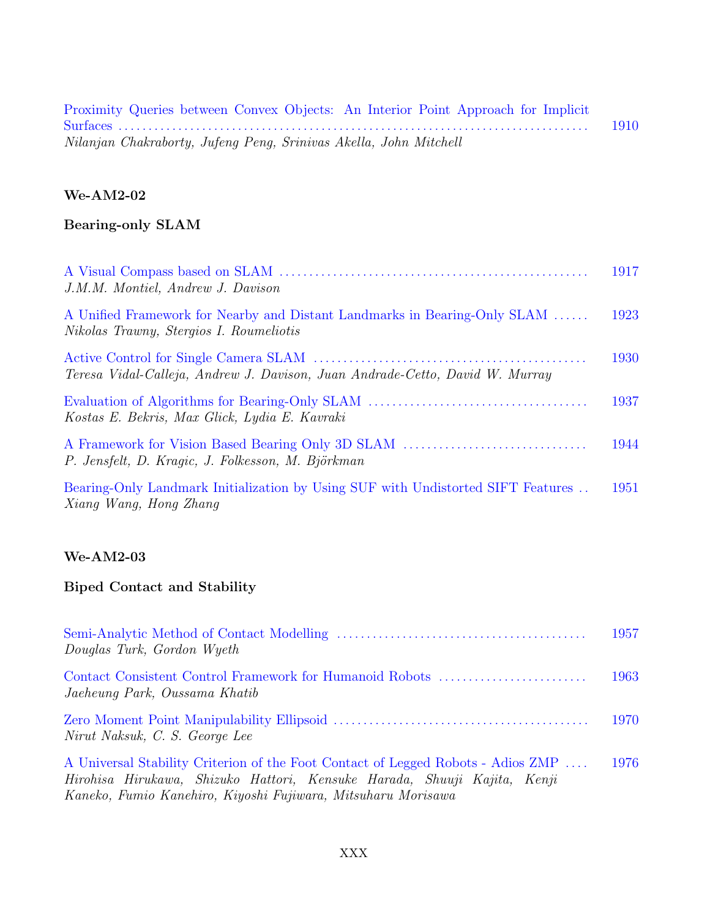Proximity Queries between Convex Objects: An Interior Point Approach for Implicit Surfaces ........ 1910
*Nilanjan Chakraborty, Jufeng Peng, Srinivas Akella, John Mitchell*

**We-AM2-02**

**Bearing-only SLAM**

A Visual Compass based on SLAM ........ 1917
*J.M.M. Montiel, Andrew J. Davison*

A Unified Framework for Nearby and Distant Landmarks in Bearing-Only SLAM ........ 1923
*Nikolas Trawny, Stergios I. Roumeliotis*

Active Control for Single Camera SLAM ........ 1930
*Teresa Vidal-Calleja, Andrew J. Davison, Juan Andrade-Cetto, David W. Murray*

Evaluation of Algorithms for Bearing-Only SLAM ........ 1937
*Kostas E. Bekris, Max Glick, Lydia E. Kavraki*

A Framework for Vision Based Bearing Only 3D SLAM ........ 1944
*P. Jensfelt, D. Kragic, J. Folkesson, M. Björkman*

Bearing-Only Landmark Initialization by Using SUF with Undistorted SIFT Features ........ 1951
*Xiang Wang, Hong Zhang*

**We-AM2-03**

**Biped Contact and Stability**

Semi-Analytic Method of Contact Modelling ........ 1957
*Douglas Turk, Gordon Wyeth*

Contact Consistent Control Framework for Humanoid Robots ........ 1963
*Jaeheung Park, Oussama Khatib*

Zero Moment Point Manipulability Ellipsoid ........ 1970
*Nirut Naksuk, C. S. George Lee*

A Universal Stability Criterion of the Foot Contact of Legged Robots - Adios ZMP ........ 1976
*Hirohisa Hirukawa, Shizuko Hattori, Kensuke Harada, Shuuji Kajita, Kenji Kaneko, Fumio Kanehiro, Kiyoshi Fujiwara, Mitsuharu Morisawa*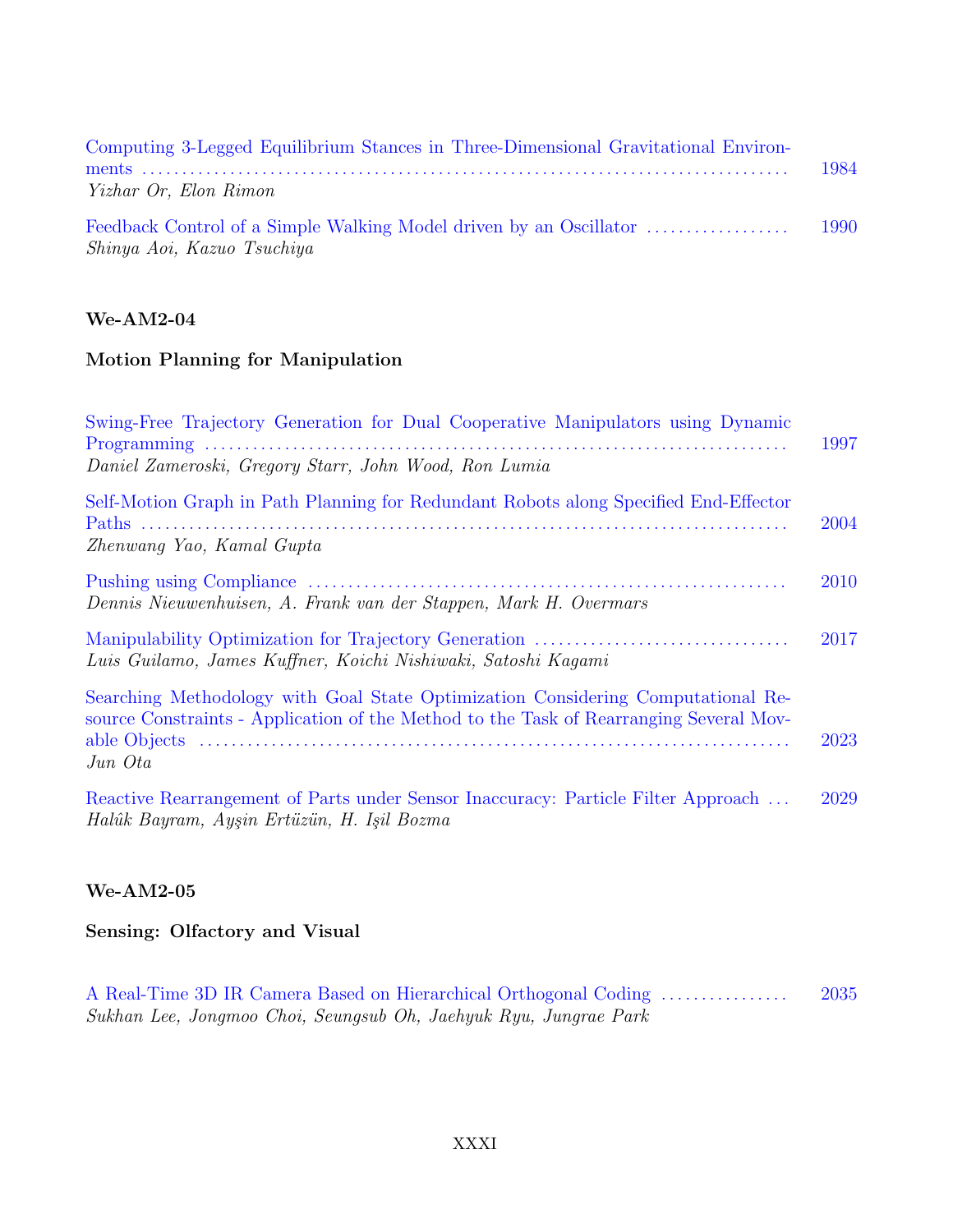Computing 3-Legged Equilibrium Stances in Three-Dimensional Gravitational Environments ........ 1984
*Yizhar Or, Elon Rimon*

Feedback Control of a Simple Walking Model driven by an Oscillator ........ 1990
*Shinya Aoi, Kazuo Tsuchiya*

**We-AM2-04**

**Motion Planning for Manipulation**

Swing-Free Trajectory Generation for Dual Cooperative Manipulators using Dynamic Programming ........ 1997
*Daniel Zameroski, Gregory Starr, John Wood, Ron Lumia*

Self-Motion Graph in Path Planning for Redundant Robots along Specified End-Effector Paths ........ 2004
*Zhenwang Yao, Kamal Gupta*

Pushing using Compliance ........ 2010
*Dennis Nieuwenhuisen, A. Frank van der Stappen, Mark H. Overmars*

Manipulability Optimization for Trajectory Generation ........ 2017
*Luis Guilamo, James Kuffner, Koichi Nishiwaki, Satoshi Kagami*

Searching Methodology with Goal State Optimization Considering Computational Resource Constraints - Application of the Method to the Task of Rearranging Several Movable Objects ........ 2023
*Jun Ota*

Reactive Rearrangement of Parts under Sensor Inaccuracy: Particle Filter Approach ... 2029
*Halûk Bayram, Ayşin Ertüzün, H. Işil Bozma*

**We-AM2-05**

**Sensing: Olfactory and Visual**

A Real-Time 3D IR Camera Based on Hierarchical Orthogonal Coding ........ 2035
*Sukhan Lee, Jongmoo Choi, Seungsub Oh, Jaehyuk Ryu, Jungrae Park*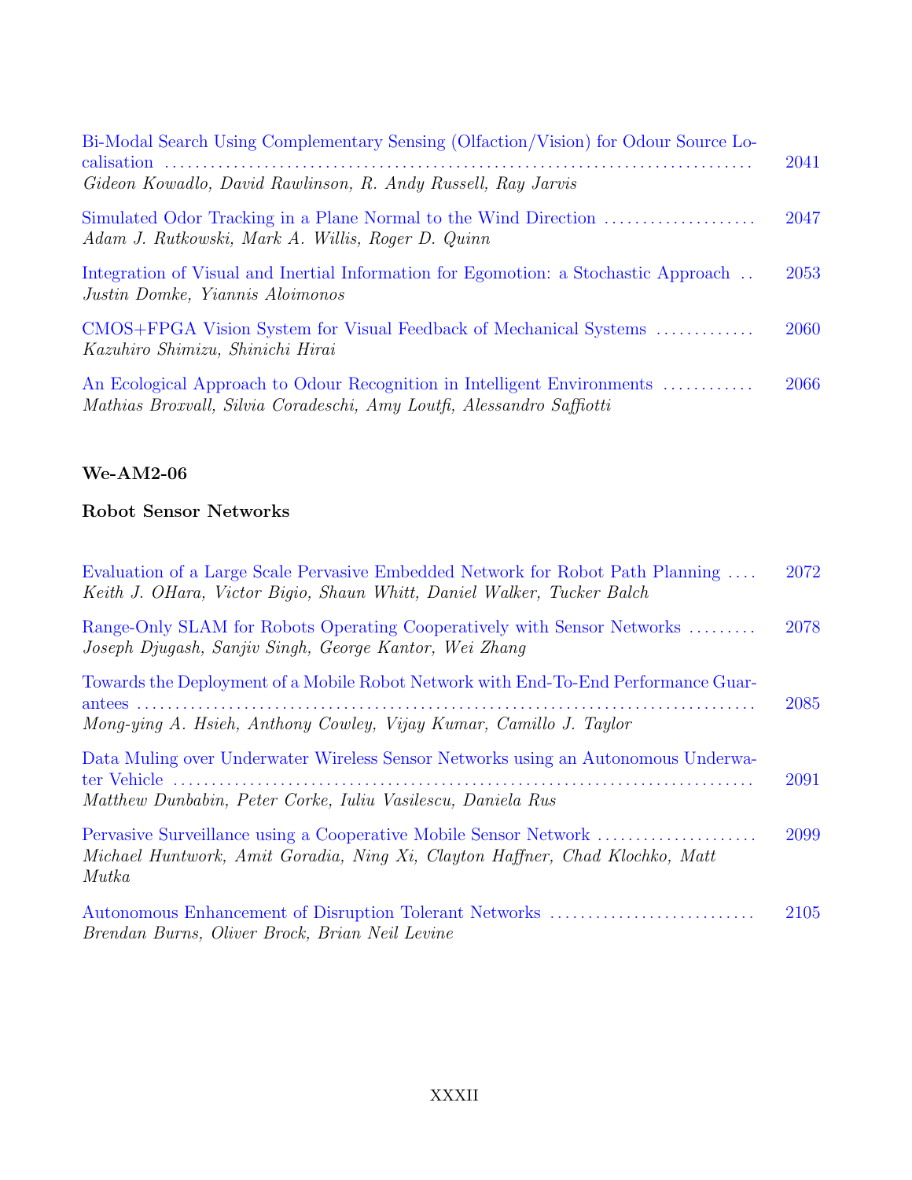Bi-Modal Search Using Complementary Sensing (Olfaction/Vision) for Odour Source Localisation ........ 2041
*Gideon Kowadlo, David Rawlinson, R. Andy Russell, Ray Jarvis*

Simulated Odor Tracking in a Plane Normal to the Wind Direction ........ 2047
*Adam J. Rutkowski, Mark A. Willis, Roger D. Quinn*

Integration of Visual and Inertial Information for Egomotion: a Stochastic Approach .. 2053
*Justin Domke, Yiannis Aloimonos*

CMOS+FPGA Vision System for Visual Feedback of Mechanical Systems ........ 2060
*Kazuhiro Shimizu, Shinichi Hirai*

An Ecological Approach to Odour Recognition in Intelligent Environments ........ 2066
*Mathias Broxvall, Silvia Coradeschi, Amy Loutfi, Alessandro Saffiotti*

**We-AM2-06**

**Robot Sensor Networks**

Evaluation of a Large Scale Pervasive Embedded Network for Robot Path Planning .... 2072
*Keith J. OHara, Victor Bigio, Shaun Whitt, Daniel Walker, Tucker Balch*

Range-Only SLAM for Robots Operating Cooperatively with Sensor Networks ........ 2078
*Joseph Djugash, Sanjiv Singh, George Kantor, Wei Zhang*

Towards the Deployment of a Mobile Robot Network with End-To-End Performance Guarantees ........ 2085
*Mong-ying A. Hsieh, Anthony Cowley, Vijay Kumar, Camillo J. Taylor*

Data Muling over Underwater Wireless Sensor Networks using an Autonomous Underwater Vehicle ........ 2091
*Matthew Dunbabin, Peter Corke, Iuliu Vasilescu, Daniela Rus*

Pervasive Surveillance using a Cooperative Mobile Sensor Network ........ 2099
*Michael Huntwork, Amit Goradia, Ning Xi, Clayton Haffner, Chad Klochko, Matt Mutka*

Autonomous Enhancement of Disruption Tolerant Networks ........ 2105
*Brendan Burns, Oliver Brock, Brian Neil Levine*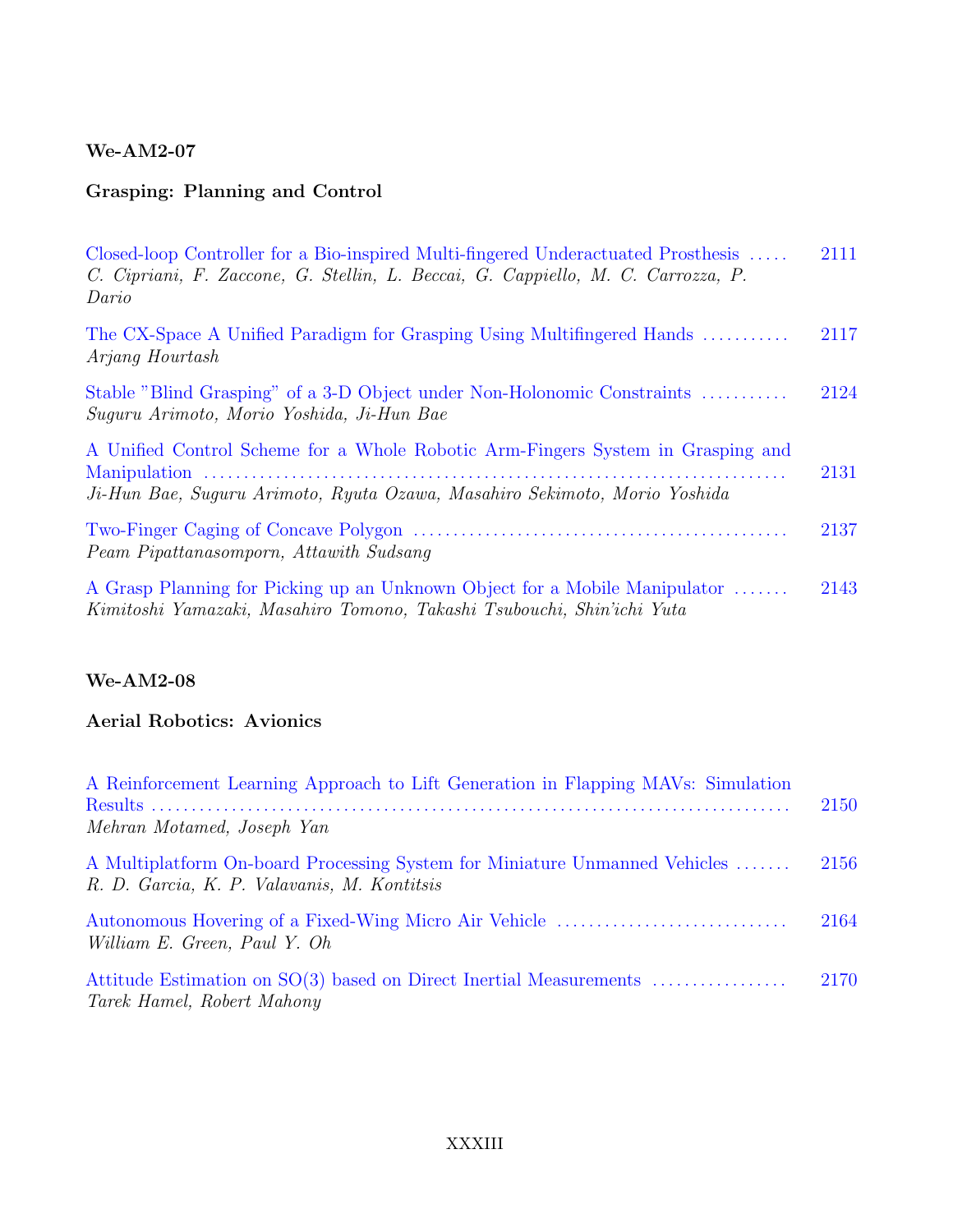**We-AM2-07**

**Grasping: Planning and Control**

Closed-loop Controller for a Bio-inspired Multi-fingered Underactuated Prosthesis ..... 2111
*C. Cipriani, F. Zaccone, G. Stellin, L. Beccai, G. Cappiello, M. C. Carrozza, P. Dario*

The CX-Space A Unified Paradigm for Grasping Using Multifingered Hands ........... 2117
*Arjang Hourtash*

Stable "Blind Grasping" of a 3-D Object under Non-Holonomic Constraints ........... 2124
*Suguru Arimoto, Morio Yoshida, Ji-Hun Bae*

A Unified Control Scheme for a Whole Robotic Arm-Fingers System in Grasping and Manipulation ........................................................................ 2131
*Ji-Hun Bae, Suguru Arimoto, Ryuta Ozawa, Masahiro Sekimoto, Morio Yoshida*

Two-Finger Caging of Concave Polygon .............................................. 2137
*Peam Pipattanasomporn, Attawith Sudsang*

A Grasp Planning for Picking up an Unknown Object for a Mobile Manipulator ....... 2143
*Kimitoshi Yamazaki, Masahiro Tomono, Takashi Tsubouchi, Shin'ichi Yuta*

**We-AM2-08**

**Aerial Robotics: Avionics**

A Reinforcement Learning Approach to Lift Generation in Flapping MAVs: Simulation Results ............................................................................ 2150
*Mehran Motamed, Joseph Yan*

A Multiplatform On-board Processing System for Miniature Unmanned Vehicles ....... 2156
*R. D. Garcia, K. P. Valavanis, M. Kontitsis*

Autonomous Hovering of a Fixed-Wing Micro Air Vehicle ............................. 2164
*William E. Green, Paul Y. Oh*

Attitude Estimation on SO(3) based on Direct Inertial Measurements ................. 2170
*Tarek Hamel, Robert Mahony*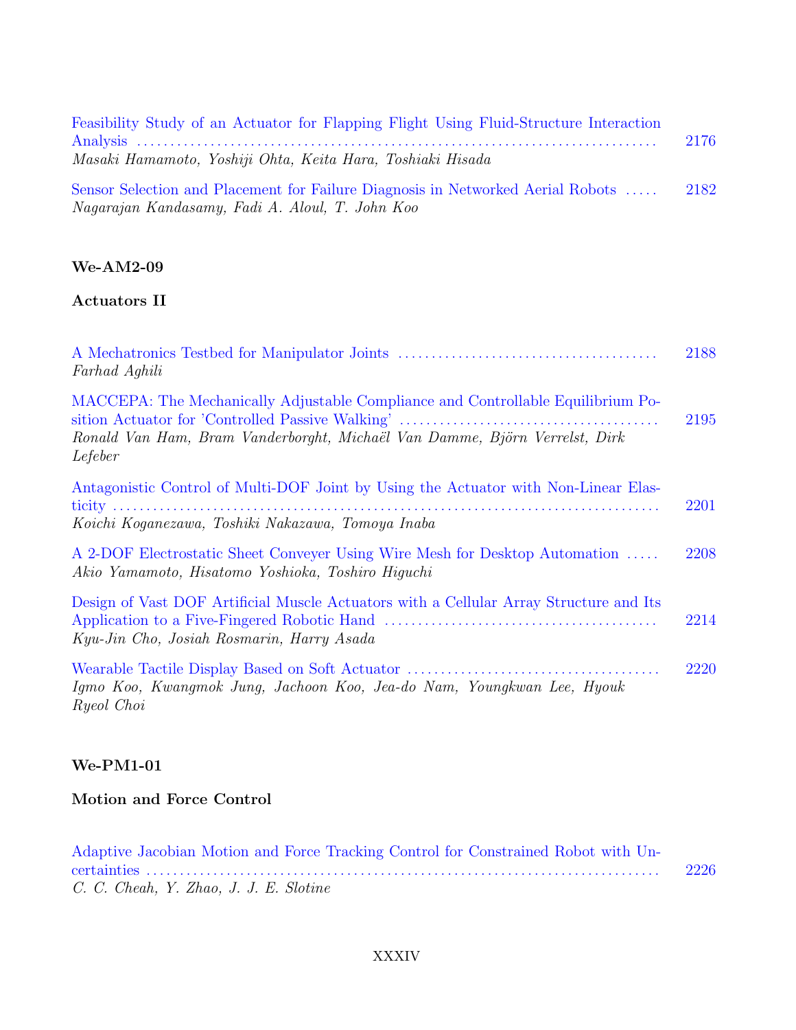Feasibility Study of an Actuator for Flapping Flight Using Fluid-Structure Interaction Analysis ........ 2176
*Masaki Hamamoto, Yoshiji Ohta, Keita Hara, Toshiaki Hisada*

Sensor Selection and Placement for Failure Diagnosis in Networked Aerial Robots ..... 2182
*Nagarajan Kandasamy, Fadi A. Aloul, T. John Koo*

**We-AM2-09**

**Actuators II**

A Mechatronics Testbed for Manipulator Joints ........ 2188
*Farhad Aghili*

MACCEPA: The Mechanically Adjustable Compliance and Controllable Equilibrium Position Actuator for 'Controlled Passive Walking' ........ 2195
*Ronald Van Ham, Bram Vanderborght, Michaël Van Damme, Björn Verrelst, Dirk Lefeber*

Antagonistic Control of Multi-DOF Joint by Using the Actuator with Non-Linear Elasticity ........ 2201
*Koichi Koganezawa, Toshiki Nakazawa, Tomoya Inaba*

A 2-DOF Electrostatic Sheet Conveyer Using Wire Mesh for Desktop Automation ..... 2208
*Akio Yamamoto, Hisatomo Yoshioka, Toshiro Higuchi*

Design of Vast DOF Artificial Muscle Actuators with a Cellular Array Structure and Its Application to a Five-Fingered Robotic Hand ........ 2214
*Kyu-Jin Cho, Josiah Rosmarin, Harry Asada*

Wearable Tactile Display Based on Soft Actuator ........ 2220
*Igmo Koo, Kwangmok Jung, Jachoon Koo, Jea-do Nam, Youngkwan Lee, Hyouk Ryeol Choi*

**We-PM1-01**

**Motion and Force Control**

Adaptive Jacobian Motion and Force Tracking Control for Constrained Robot with Uncertainties ........ 2226
*C. C. Cheah, Y. Zhao, J. J. E. Slotine*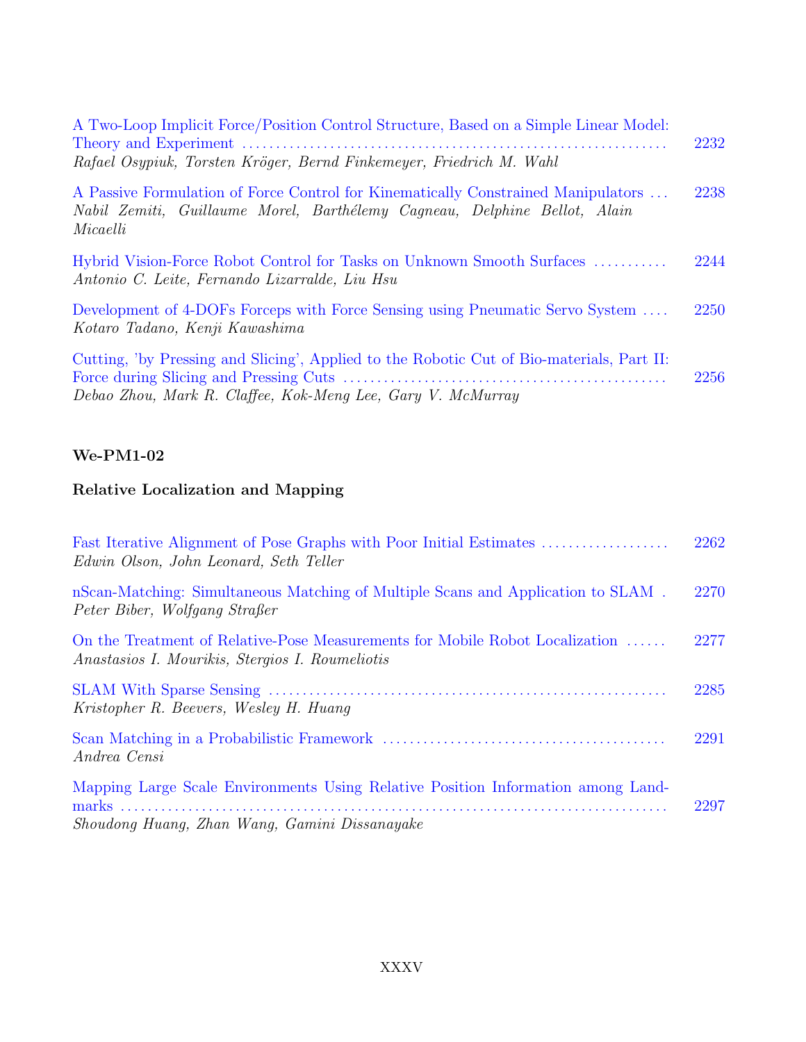A Two-Loop Implicit Force/Position Control Structure, Based on a Simple Linear Model: Theory and Experiment ............ 2232
*Rafael Osypiuk, Torsten Kröger, Bernd Finkemeyer, Friedrich M. Wahl*

A Passive Formulation of Force Control for Kinematically Constrained Manipulators ... 2238
*Nabil Zemiti, Guillaume Morel, Barthélemy Cagneau, Delphine Bellot, Alain Micaelli*

Hybrid Vision-Force Robot Control for Tasks on Unknown Smooth Surfaces ........... 2244
*Antonio C. Leite, Fernando Lizarralde, Liu Hsu*

Development of 4-DOFs Forceps with Force Sensing using Pneumatic Servo System .... 2250
*Kotaro Tadano, Kenji Kawashima*

Cutting, 'by Pressing and Slicing', Applied to the Robotic Cut of Bio-materials, Part II: Force during Slicing and Pressing Cuts ............ 2256
*Debao Zhou, Mark R. Claffee, Kok-Meng Lee, Gary V. McMurray*

**We-PM1-02**

**Relative Localization and Mapping**

Fast Iterative Alignment of Pose Graphs with Poor Initial Estimates .................. 2262
*Edwin Olson, John Leonard, Seth Teller*

nScan-Matching: Simultaneous Matching of Multiple Scans and Application to SLAM . 2270
*Peter Biber, Wolfgang Straßer*

On the Treatment of Relative-Pose Measurements for Mobile Robot Localization ...... 2277
*Anastasios I. Mourikis, Stergios I. Roumeliotis*

SLAM With Sparse Sensing ............ 2285
*Kristopher R. Beevers, Wesley H. Huang*

Scan Matching in a Probabilistic Framework ............ 2291
*Andrea Censi*

Mapping Large Scale Environments Using Relative Position Information among Landmarks ............ 2297
*Shoudong Huang, Zhan Wang, Gamini Dissanayake*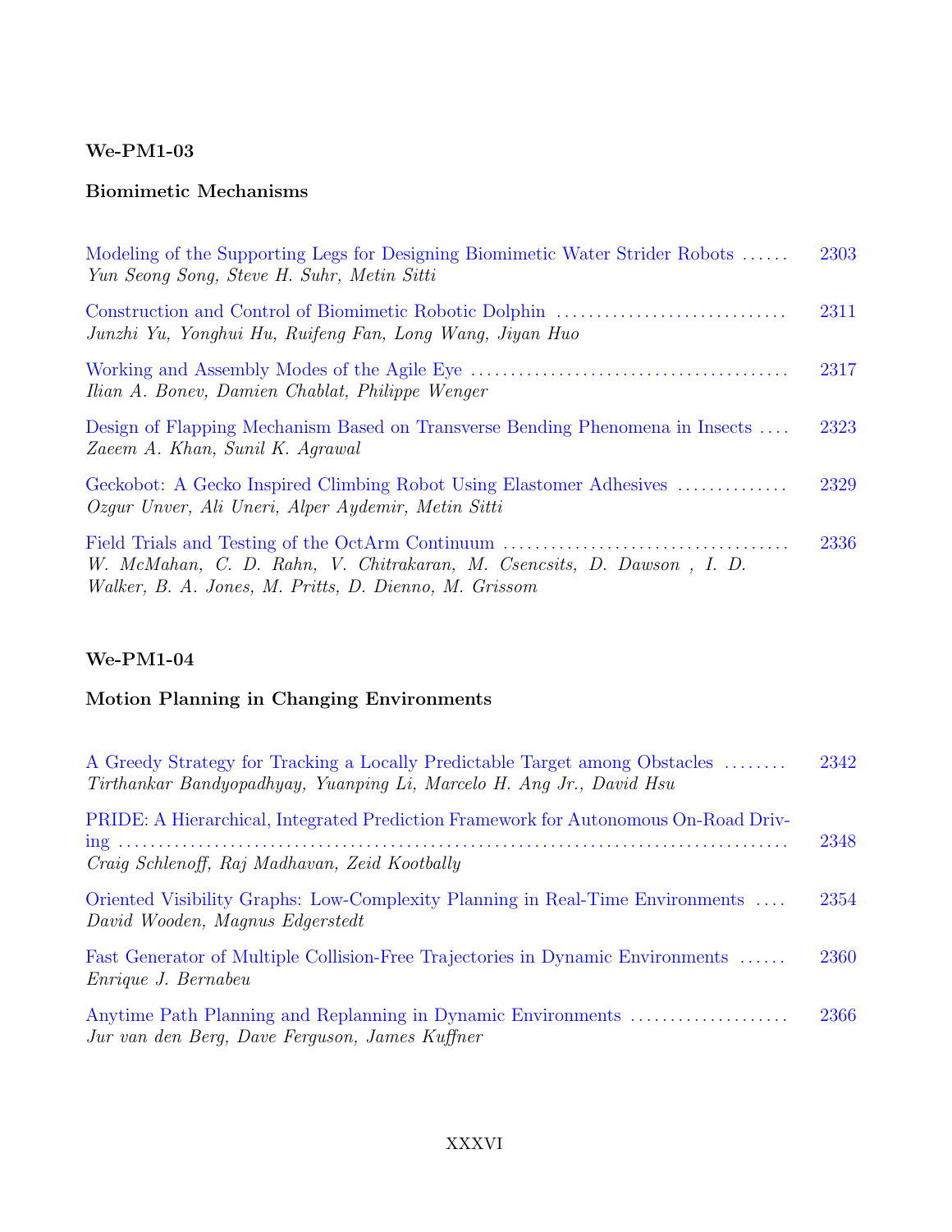**We-PM1-03**

**Biomimetic Mechanisms**

Modeling of the Supporting Legs for Designing Biomimetic Water Strider Robots ...... 2303
*Yun Seong Song, Steve H. Suhr, Metin Sitti*

Construction and Control of Biomimetic Robotic Dolphin ............................. 2311
*Junzhi Yu, Yonghui Hu, Ruifeng Fan, Long Wang, Jiyan Huo*

Working and Assembly Modes of the Agile Eye ....................................... 2317
*Ilian A. Bonev, Damien Chablat, Philippe Wenger*

Design of Flapping Mechanism Based on Transverse Bending Phenomena in Insects .... 2323
*Zaeem A. Khan, Sunil K. Agrawal*

Geckobot: A Gecko Inspired Climbing Robot Using Elastomer Adhesives ............. 2329
*Ozgur Unver, Ali Uneri, Alper Aydemir, Metin Sitti*

Field Trials and Testing of the OctArm Continuum ................................... 2336
*W. McMahan, C. D. Rahn, V. Chitrakaran, M. Csencsits, D. Dawson , I. D. Walker, B. A. Jones, M. Pritts, D. Dienno, M. Grissom*

**We-PM1-04**

**Motion Planning in Changing Environments**

A Greedy Strategy for Tracking a Locally Predictable Target among Obstacles ........ 2342
*Tirthankar Bandyopadhyay, Yuanping Li, Marcelo H. Ang Jr., David Hsu*

PRIDE: A Hierarchical, Integrated Prediction Framework for Autonomous On-Road Driving ................................................................................ 2348
*Craig Schlenoff, Raj Madhavan, Zeid Kootbally*

Oriented Visibility Graphs: Low-Complexity Planning in Real-Time Environments .... 2354
*David Wooden, Magnus Edgerstedt*

Fast Generator of Multiple Collision-Free Trajectories in Dynamic Environments ...... 2360
*Enrique J. Bernabeu*

Anytime Path Planning and Replanning in Dynamic Environments .................... 2366
*Jur van den Berg, Dave Ferguson, James Kuffner*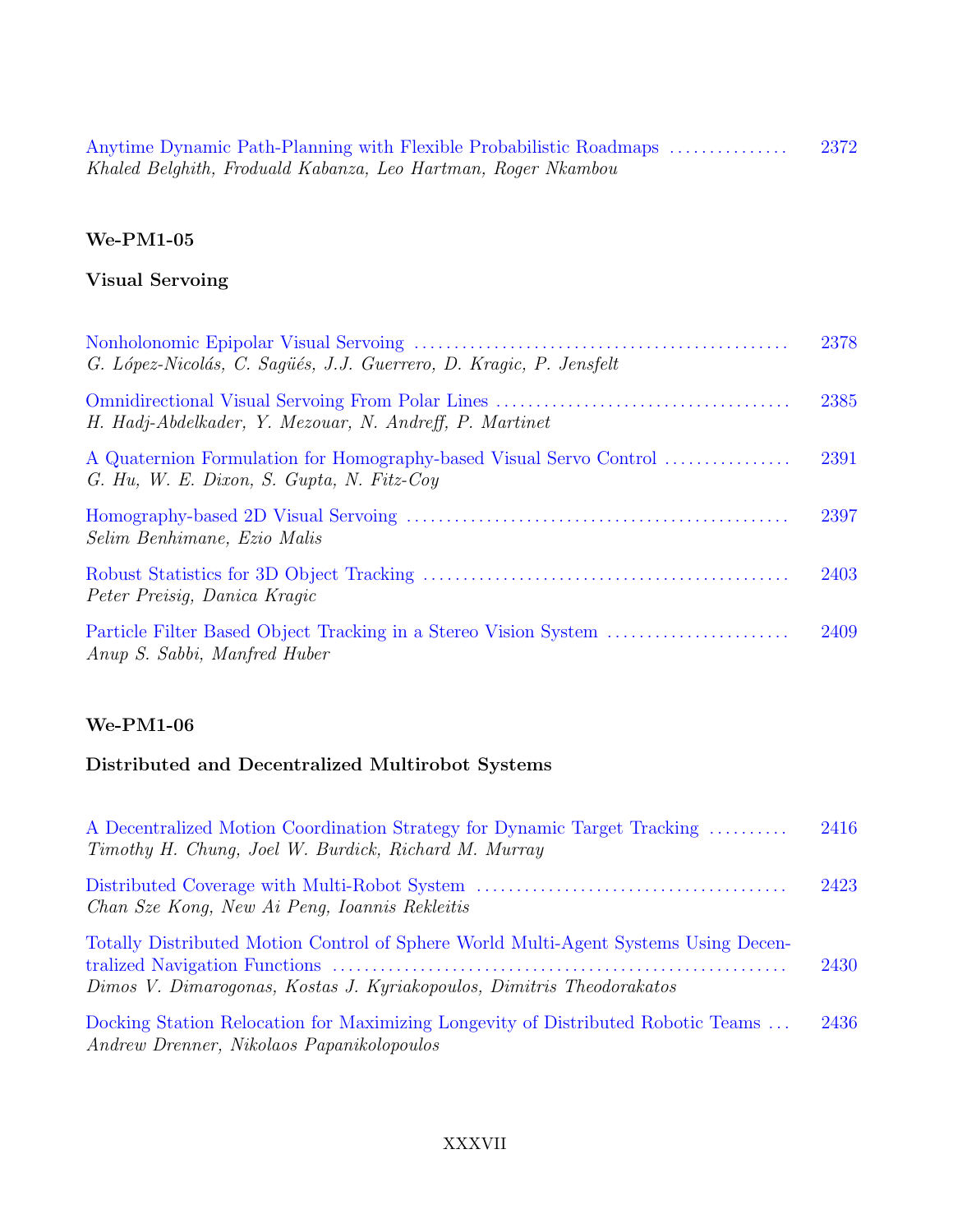Anytime Dynamic Path-Planning with Flexible Probabilistic Roadmaps ............... 2372
*Khaled Belghith, Froduald Kabanza, Leo Hartman, Roger Nkambou*

**We-PM1-05**

**Visual Servoing**

Nonholonomic Epipolar Visual Servoing ............................................... 2378
*G. López-Nicolás, C. Sagüés, J.J. Guerrero, D. Kragic, P. Jensfelt*

Omnidirectional Visual Servoing From Polar Lines ..................................... 2385
*H. Hadj-Abdelkader, Y. Mezouar, N. Andreff, P. Martinet*

A Quaternion Formulation for Homography-based Visual Servo Control ................ 2391
*G. Hu, W. E. Dixon, S. Gupta, N. Fitz-Coy*

Homography-based 2D Visual Servoing ................................................ 2397
*Selim Benhimane, Ezio Malis*

Robust Statistics for 3D Object Tracking ............................................. 2403
*Peter Preisig, Danica Kragic*

Particle Filter Based Object Tracking in a Stereo Vision System ....................... 2409
*Anup S. Sabbi, Manfred Huber*

**We-PM1-06**

**Distributed and Decentralized Multirobot Systems**

A Decentralized Motion Coordination Strategy for Dynamic Target Tracking .......... 2416
*Timothy H. Chung, Joel W. Burdick, Richard M. Murray*

Distributed Coverage with Multi-Robot System ....................................... 2423
*Chan Sze Kong, New Ai Peng, Ioannis Rekleitis*

Totally Distributed Motion Control of Sphere World Multi-Agent Systems Using Decentralized Navigation Functions ........................................................ 2430
*Dimos V. Dimarogonas, Kostas J. Kyriakopoulos, Dimitris Theodorakatos*

Docking Station Relocation for Maximizing Longevity of Distributed Robotic Teams ... 2436
*Andrew Drenner, Nikolaos Papanikolopoulos*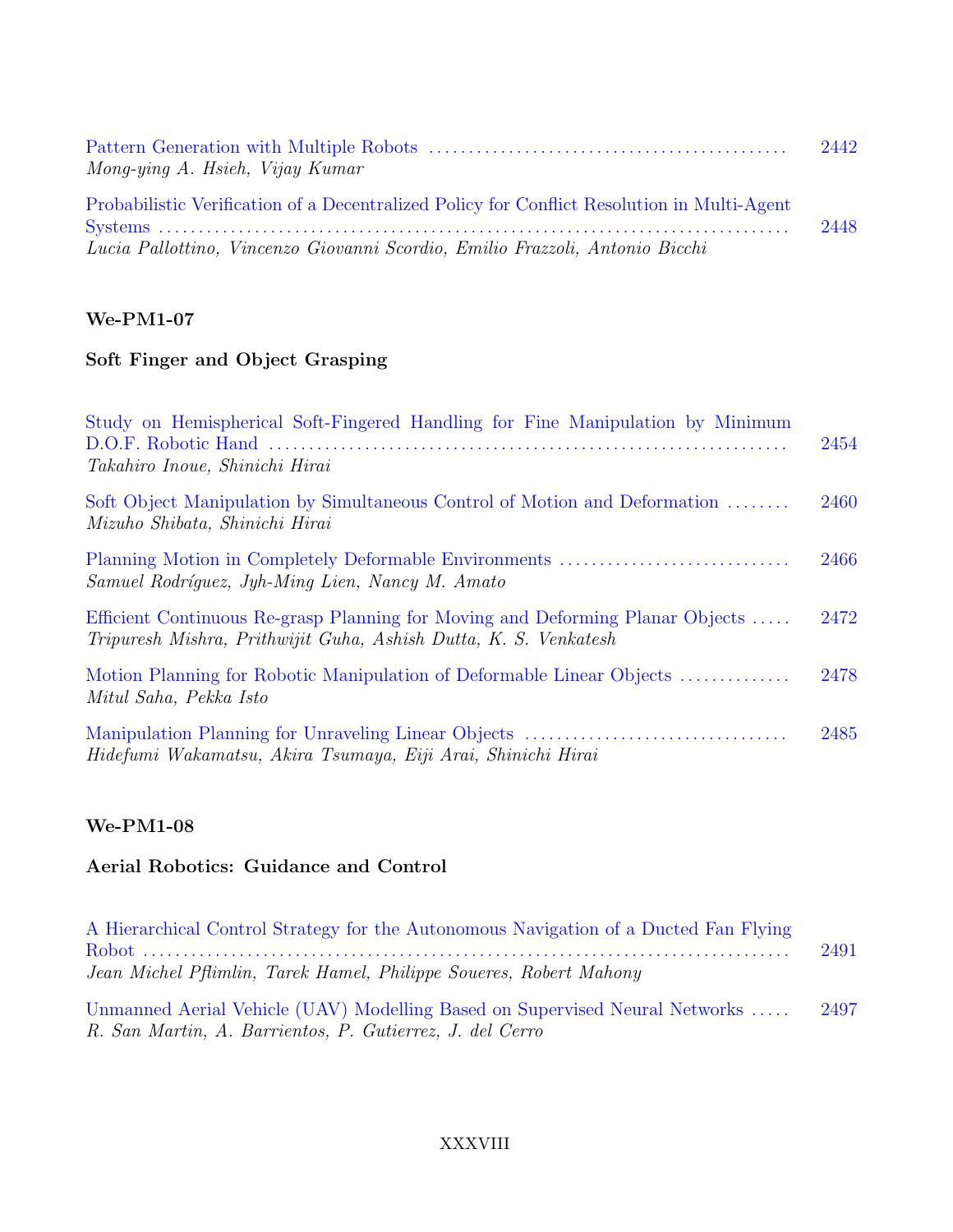Pattern Generation with Multiple Robots ............................................ 2442
*Mong-ying A. Hsieh, Vijay Kumar*

Probabilistic Verification of a Decentralized Policy for Conflict Resolution in Multi-Agent Systems ........................................................................ 2448
*Lucia Pallottino, Vincenzo Giovanni Scordio, Emilio Frazzoli, Antonio Bicchi*

**We-PM1-07**

**Soft Finger and Object Grasping**

Study on Hemispherical Soft-Fingered Handling for Fine Manipulation by Minimum D.O.F. Robotic Hand ................................................................ 2454
*Takahiro Inoue, Shinichi Hirai*

Soft Object Manipulation by Simultaneous Control of Motion and Deformation ........ 2460
*Mizuho Shibata, Shinichi Hirai*

Planning Motion in Completely Deformable Environments ............................ 2466
*Samuel Rodríguez, Jyh-Ming Lien, Nancy M. Amato*

Efficient Continuous Re-grasp Planning for Moving and Deforming Planar Objects ..... 2472
*Tripuresh Mishra, Prithwijit Guha, Ashish Dutta, K. S. Venkatesh*

Motion Planning for Robotic Manipulation of Deformable Linear Objects .............. 2478
*Mitul Saha, Pekka Isto*

Manipulation Planning for Unraveling Linear Objects ................................ 2485
*Hidefumi Wakamatsu, Akira Tsumaya, Eiji Arai, Shinichi Hirai*

**We-PM1-08**

**Aerial Robotics: Guidance and Control**

A Hierarchical Control Strategy for the Autonomous Navigation of a Ducted Fan Flying Robot ........................................................................ 2491
*Jean Michel Pflimlin, Tarek Hamel, Philippe Soueres, Robert Mahony*

Unmanned Aerial Vehicle (UAV) Modelling Based on Supervised Neural Networks ..... 2497
*R. San Martin, A. Barrientos, P. Gutierrez, J. del Cerro*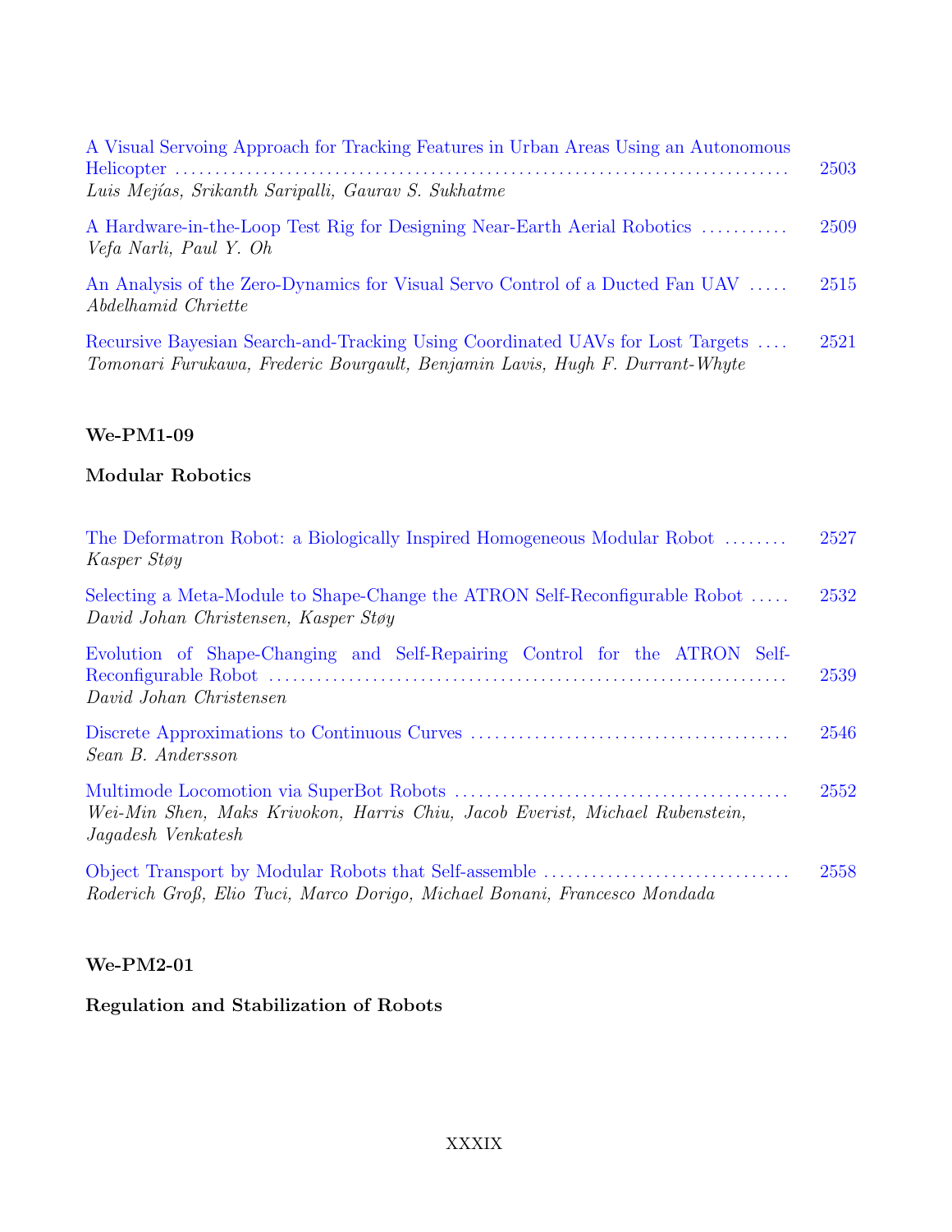A Visual Servoing Approach for Tracking Features in Urban Areas Using an Autonomous Helicopter ........ 2503
*Luis Mejías, Srikanth Saripalli, Gaurav S. Sukhatme*

A Hardware-in-the-Loop Test Rig for Designing Near-Earth Aerial Robotics ........ 2509
*Vefa Narli, Paul Y. Oh*

An Analysis of the Zero-Dynamics for Visual Servo Control of a Ducted Fan UAV ........ 2515
*Abdelhamid Chriette*

Recursive Bayesian Search-and-Tracking Using Coordinated UAVs for Lost Targets ........ 2521
*Tomonari Furukawa, Frederic Bourgault, Benjamin Lavis, Hugh F. Durrant-Whyte*

**We-PM1-09**

**Modular Robotics**

The Deformatron Robot: a Biologically Inspired Homogeneous Modular Robot ........ 2527
*Kasper Støy*

Selecting a Meta-Module to Shape-Change the ATRON Self-Reconfigurable Robot ........ 2532
*David Johan Christensen, Kasper Støy*

Evolution of Shape-Changing and Self-Repairing Control for the ATRON Self-Reconfigurable Robot ........ 2539
*David Johan Christensen*

Discrete Approximations to Continuous Curves ........ 2546
*Sean B. Andersson*

Multimode Locomotion via SuperBot Robots ........ 2552
*Wei-Min Shen, Maks Krivokon, Harris Chiu, Jacob Everist, Michael Rubenstein, Jagadesh Venkatesh*

Object Transport by Modular Robots that Self-assemble ........ 2558
*Roderich Groß, Elio Tuci, Marco Dorigo, Michael Bonani, Francesco Mondada*

**We-PM2-01**

**Regulation and Stabilization of Robots**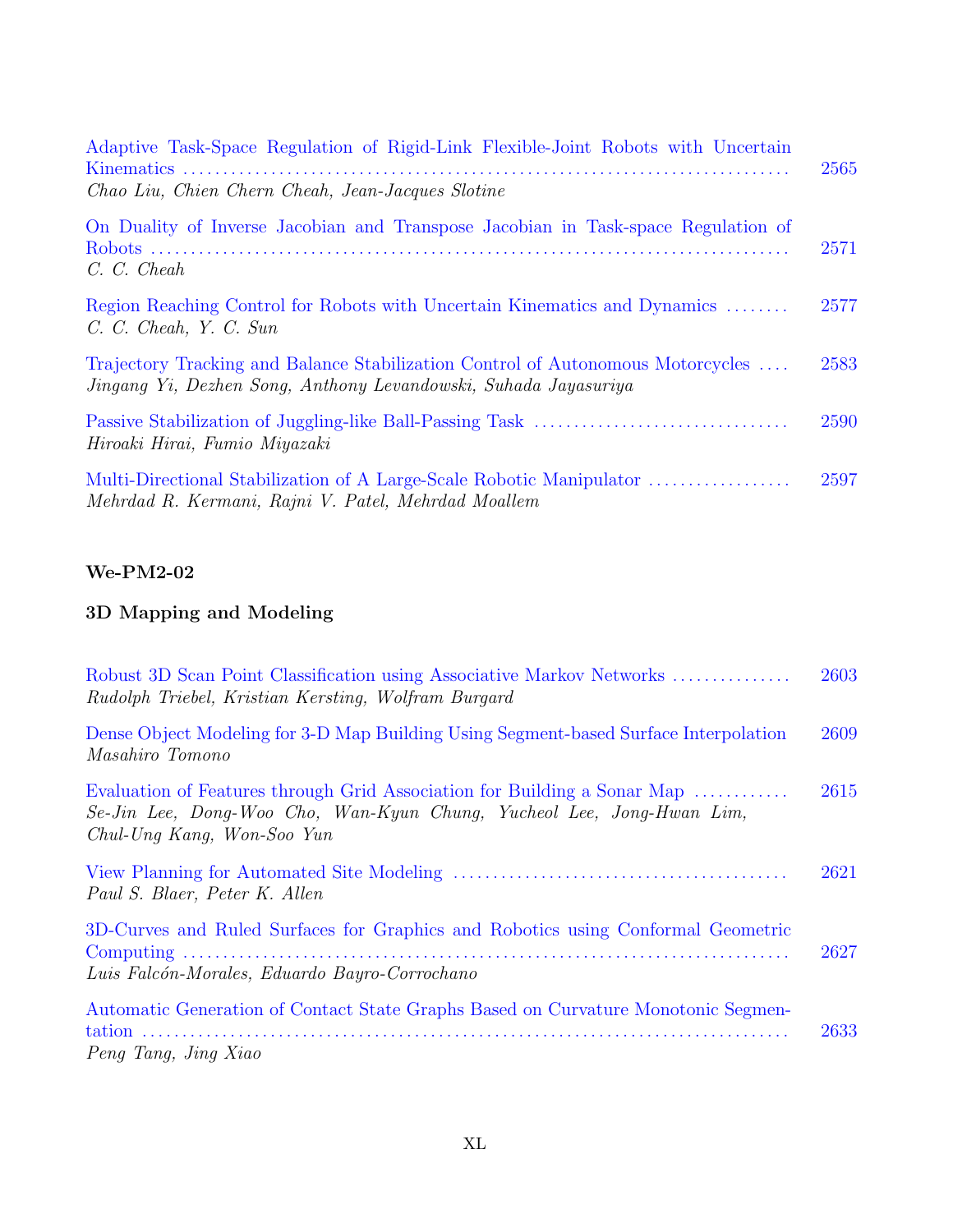Adaptive Task-Space Regulation of Rigid-Link Flexible-Joint Robots with Uncertain Kinematics ........ 2565
*Chao Liu, Chien Chern Cheah, Jean-Jacques Slotine*

On Duality of Inverse Jacobian and Transpose Jacobian in Task-space Regulation of Robots ........ 2571
*C. C. Cheah*

Region Reaching Control for Robots with Uncertain Kinematics and Dynamics ........ 2577
*C. C. Cheah, Y. C. Sun*

Trajectory Tracking and Balance Stabilization Control of Autonomous Motorcycles ........ 2583
*Jingang Yi, Dezhen Song, Anthony Levandowski, Suhada Jayasuriya*

Passive Stabilization of Juggling-like Ball-Passing Task ........ 2590
*Hiroaki Hirai, Fumio Miyazaki*

Multi-Directional Stabilization of A Large-Scale Robotic Manipulator ........ 2597
*Mehrdad R. Kermani, Rajni V. Patel, Mehrdad Moallem*

**We-PM2-02**

**3D Mapping and Modeling**

Robust 3D Scan Point Classification using Associative Markov Networks ........ 2603
*Rudolph Triebel, Kristian Kersting, Wolfram Burgard*

Dense Object Modeling for 3-D Map Building Using Segment-based Surface Interpolation 2609
*Masahiro Tomono*

Evaluation of Features through Grid Association for Building a Sonar Map ........ 2615
*Se-Jin Lee, Dong-Woo Cho, Wan-Kyun Chung, Yucheol Lee, Jong-Hwan Lim, Chul-Ung Kang, Won-Soo Yun*

View Planning for Automated Site Modeling ........ 2621
*Paul S. Blaer, Peter K. Allen*

3D-Curves and Ruled Surfaces for Graphics and Robotics using Conformal Geometric Computing ........ 2627
*Luis Falcón-Morales, Eduardo Bayro-Corrochano*

Automatic Generation of Contact State Graphs Based on Curvature Monotonic Segmentation ........ 2633
*Peng Tang, Jing Xiao*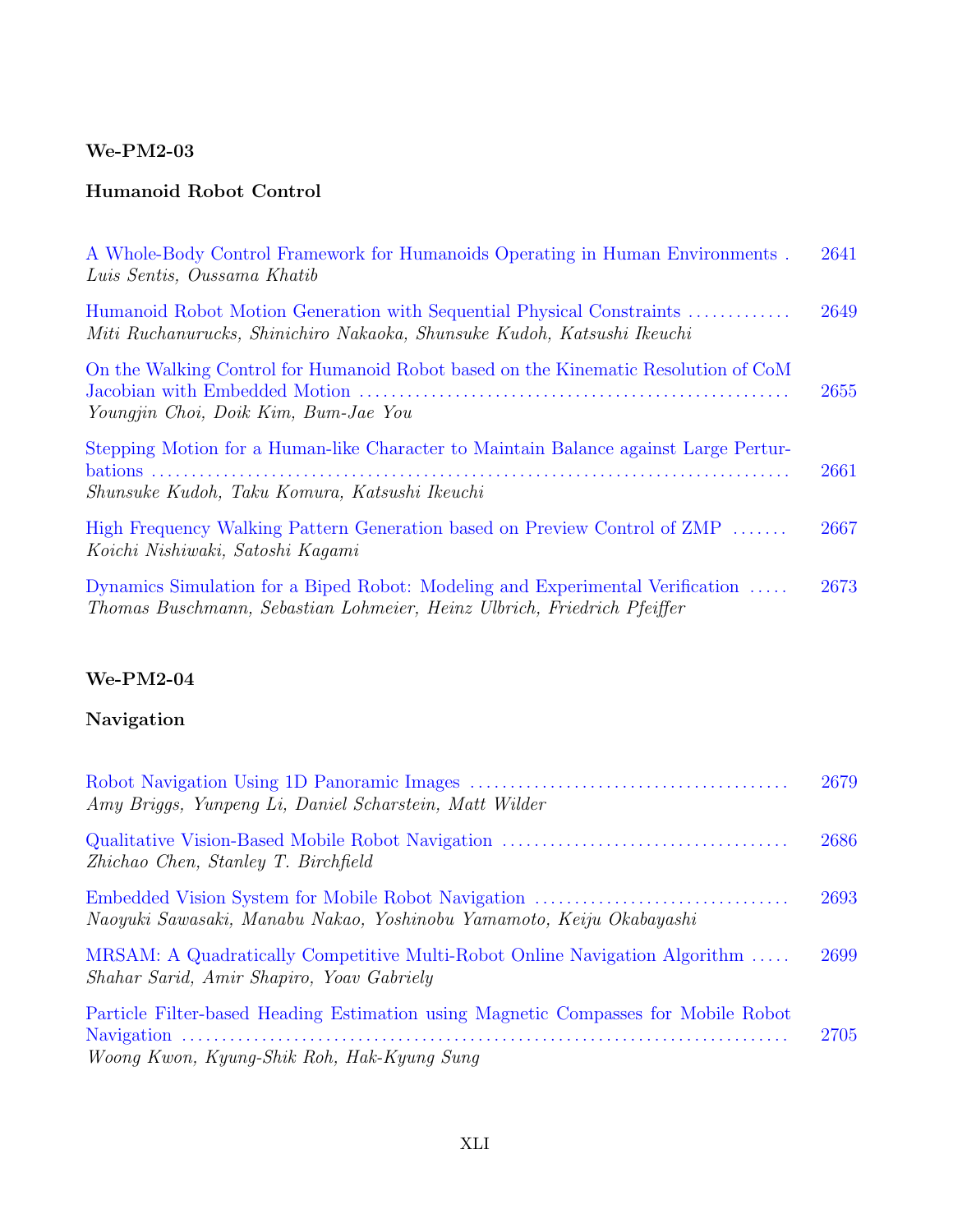### We-PM2-03

### Humanoid Robot Control

A Whole-Body Control Framework for Humanoids Operating in Human Environments . 2641
*Luis Sentis, Oussama Khatib*

Humanoid Robot Motion Generation with Sequential Physical Constraints ............. 2649
*Miti Ruchanurucks, Shinichiro Nakaoka, Shunsuke Kudoh, Katsushi Ikeuchi*

On the Walking Control for Humanoid Robot based on the Kinematic Resolution of CoM Jacobian with Embedded Motion ..................................................... 2655
*Youngjin Choi, Doik Kim, Bum-Jae You*

Stepping Motion for a Human-like Character to Maintain Balance against Large Perturbations ........................................................................... 2661
*Shunsuke Kudoh, Taku Komura, Katsushi Ikeuchi*

High Frequency Walking Pattern Generation based on Preview Control of ZMP ....... 2667
*Koichi Nishiwaki, Satoshi Kagami*

Dynamics Simulation for a Biped Robot: Modeling and Experimental Verification ..... 2673
*Thomas Buschmann, Sebastian Lohmeier, Heinz Ulbrich, Friedrich Pfeiffer*

### We-PM2-04

### Navigation

Robot Navigation Using 1D Panoramic Images ....................................... 2679
*Amy Briggs, Yunpeng Li, Daniel Scharstein, Matt Wilder*

Qualitative Vision-Based Mobile Robot Navigation ................................... 2686
*Zhichao Chen, Stanley T. Birchfield*

Embedded Vision System for Mobile Robot Navigation ............................... 2693
*Naoyuki Sawasaki, Manabu Nakao, Yoshinobu Yamamoto, Keiju Okabayashi*

MRSAM: A Quadratically Competitive Multi-Robot Online Navigation Algorithm ..... 2699
*Shahar Sarid, Amir Shapiro, Yoav Gabriely*

Particle Filter-based Heading Estimation using Magnetic Compasses for Mobile Robot Navigation ........................................................................... 2705
*Woong Kwon, Kyung-Shik Roh, Hak-Kyung Sung*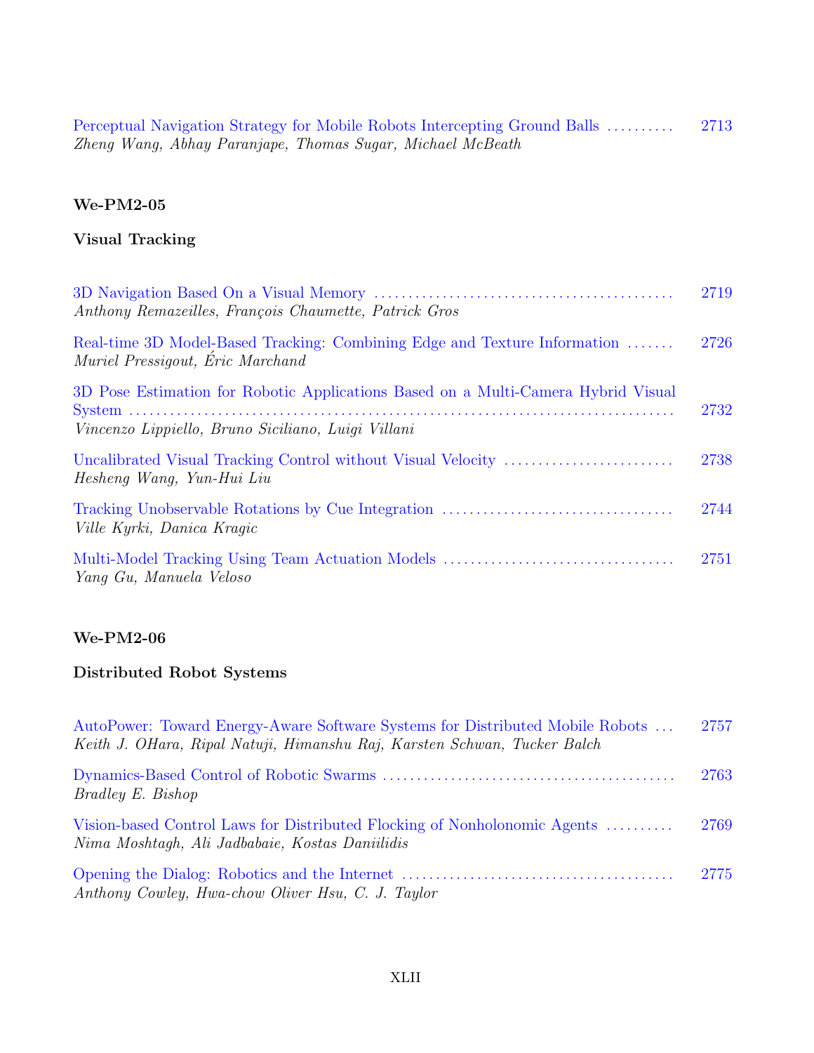Perceptual Navigation Strategy for Mobile Robots Intercepting Ground Balls .......... 2713
*Zheng Wang, Abhay Paranjape, Thomas Sugar, Michael McBeath*

**We-PM2-05**

**Visual Tracking**

3D Navigation Based On a Visual Memory .......................................... 2719
*Anthony Remazeilles, François Chaumette, Patrick Gros*

Real-time 3D Model-Based Tracking: Combining Edge and Texture Information ....... 2726
*Muriel Pressigout, Éric Marchand*

3D Pose Estimation for Robotic Applications Based on a Multi-Camera Hybrid Visual System .......................................................................... 2732
*Vincenzo Lippiello, Bruno Siciliano, Luigi Villani*

Uncalibrated Visual Tracking Control without Visual Velocity ......................... 2738
*Hesheng Wang, Yun-Hui Liu*

Tracking Unobservable Rotations by Cue Integration ................................. 2744
*Ville Kyrki, Danica Kragic*

Multi-Model Tracking Using Team Actuation Models ................................. 2751
*Yang Gu, Manuela Veloso*

**We-PM2-06**

**Distributed Robot Systems**

AutoPower: Toward Energy-Aware Software Systems for Distributed Mobile Robots ... 2757
*Keith J. OHara, Ripal Natuji, Himanshu Raj, Karsten Schwan, Tucker Balch*

Dynamics-Based Control of Robotic Swarms .......................................... 2763
*Bradley E. Bishop*

Vision-based Control Laws for Distributed Flocking of Nonholonomic Agents .......... 2769
*Nima Moshtagh, Ali Jadbabaie, Kostas Daniilidis*

Opening the Dialog: Robotics and the Internet ....................................... 2775
*Anthony Cowley, Hwa-chow Oliver Hsu, C. J. Taylor*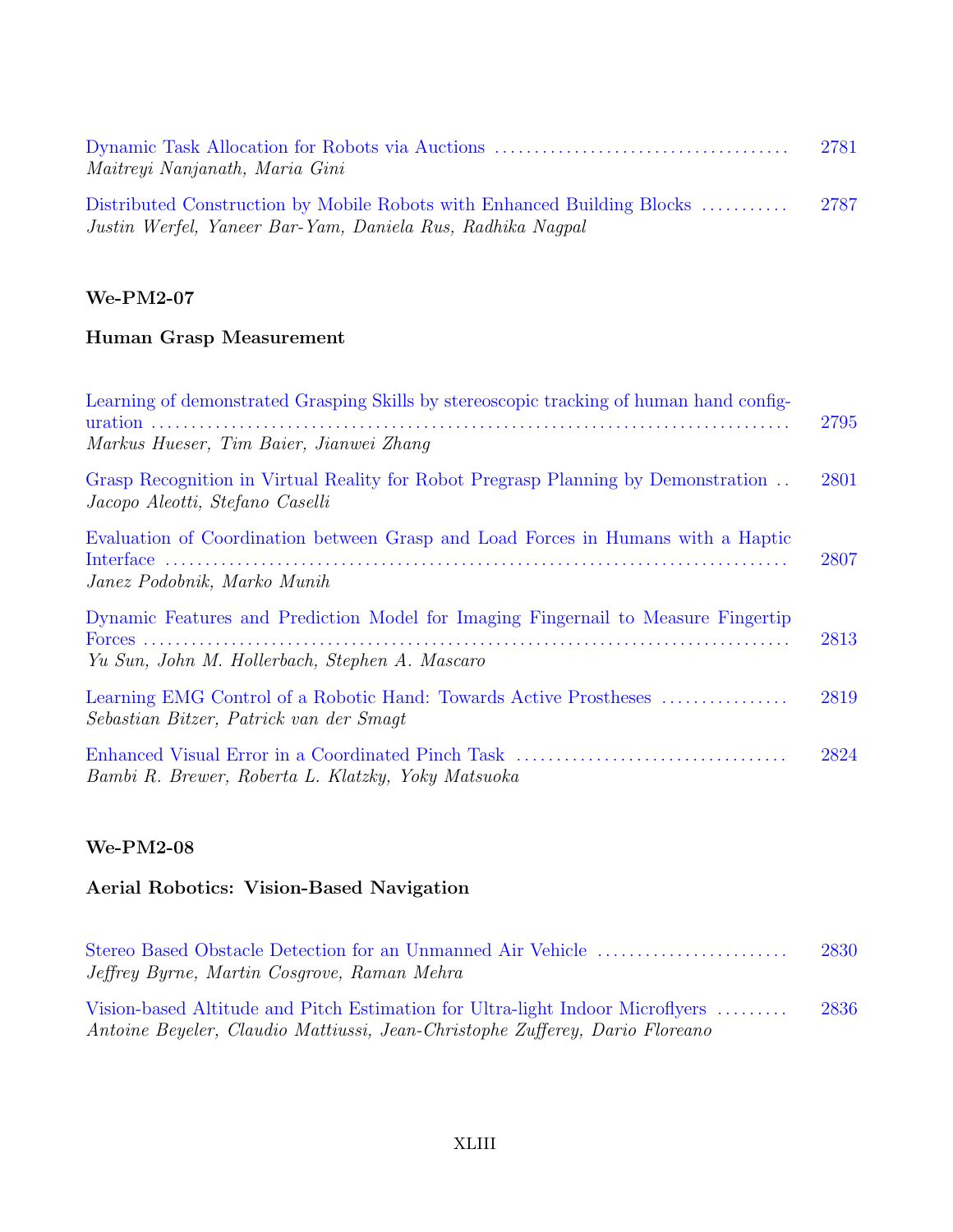Dynamic Task Allocation for Robots via Auctions .................................... 2781
*Maitreyi Nanjanath, Maria Gini*

Distributed Construction by Mobile Robots with Enhanced Building Blocks ........... 2787
*Justin Werfel, Yaneer Bar-Yam, Daniela Rus, Radhika Nagpal*

**We-PM2-07**

**Human Grasp Measurement**

Learning of demonstrated Grasping Skills by stereoscopic tracking of human hand configuration ........................................................................... 2795
*Markus Hueser, Tim Baier, Jianwei Zhang*

Grasp Recognition in Virtual Reality for Robot Pregrasp Planning by Demonstration .. 2801
*Jacopo Aleotti, Stefano Caselli*

Evaluation of Coordination between Grasp and Load Forces in Humans with a Haptic Interface ........................................................................... 2807
*Janez Podobnik, Marko Munih*

Dynamic Features and Prediction Model for Imaging Fingernail to Measure Fingertip Forces ........................................................................... 2813
*Yu Sun, John M. Hollerbach, Stephen A. Mascaro*

Learning EMG Control of a Robotic Hand: Towards Active Prostheses ................ 2819
*Sebastian Bitzer, Patrick van der Smagt*

Enhanced Visual Error in a Coordinated Pinch Task .................................. 2824
*Bambi R. Brewer, Roberta L. Klatzky, Yoky Matsuoka*

**We-PM2-08**

**Aerial Robotics: Vision-Based Navigation**

Stereo Based Obstacle Detection for an Unmanned Air Vehicle ........................ 2830
*Jeffrey Byrne, Martin Cosgrove, Raman Mehra*

Vision-based Altitude and Pitch Estimation for Ultra-light Indoor Microflyers ......... 2836
*Antoine Beyeler, Claudio Mattiussi, Jean-Christophe Zufferey, Dario Floreano*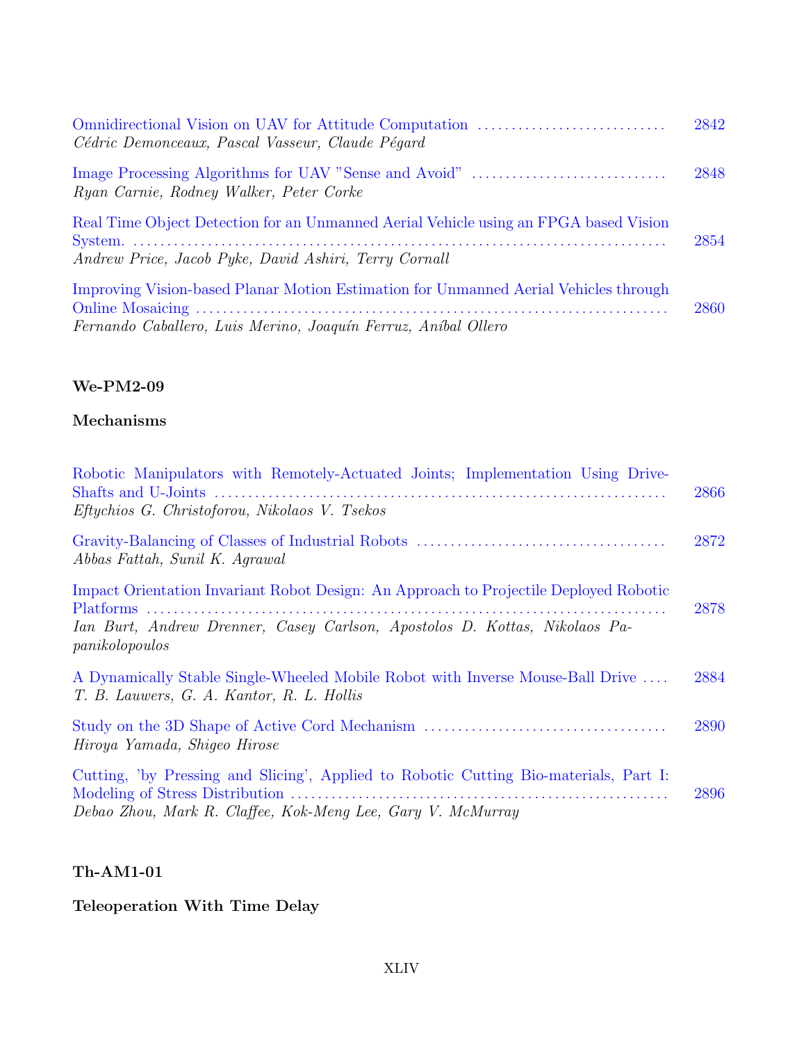Omnidirectional Vision on UAV for Attitude Computation ............................ 2842
*Cédric Demonceaux, Pascal Vasseur, Claude Pégard*

Image Processing Algorithms for UAV "Sense and Avoid" ............................ 2848
*Ryan Carnie, Rodney Walker, Peter Corke*

Real Time Object Detection for an Unmanned Aerial Vehicle using an FPGA based Vision System. ........................................................................ 2854
*Andrew Price, Jacob Pyke, David Ashiri, Terry Cornall*

Improving Vision-based Planar Motion Estimation for Unmanned Aerial Vehicles through Online Mosaicing .................................................................. 2860
*Fernando Caballero, Luis Merino, Joaquín Ferruz, Aníbal Ollero*

**We-PM2-09**

**Mechanisms**

Robotic Manipulators with Remotely-Actuated Joints; Implementation Using Drive-Shafts and U-Joints .................................................................. 2866
*Eftychios G. Christoforou, Nikolaos V. Tsekos*

Gravity-Balancing of Classes of Industrial Robots .................................... 2872
*Abbas Fattah, Sunil K. Agrawal*

Impact Orientation Invariant Robot Design: An Approach to Projectile Deployed Robotic Platforms ........................................................................ 2878
*Ian Burt, Andrew Drenner, Casey Carlson, Apostolos D. Kottas, Nikolaos Papanikolopoulos*

A Dynamically Stable Single-Wheeled Mobile Robot with Inverse Mouse-Ball Drive .... 2884
*T. B. Lauwers, G. A. Kantor, R. L. Hollis*

Study on the 3D Shape of Active Cord Mechanism ................................... 2890
*Hiroya Yamada, Shigeo Hirose*

Cutting, 'by Pressing and Slicing', Applied to Robotic Cutting Bio-materials, Part I: Modeling of Stress Distribution ...................................................... 2896
*Debao Zhou, Mark R. Claffee, Kok-Meng Lee, Gary V. McMurray*

**Th-AM1-01**

**Teleoperation With Time Delay**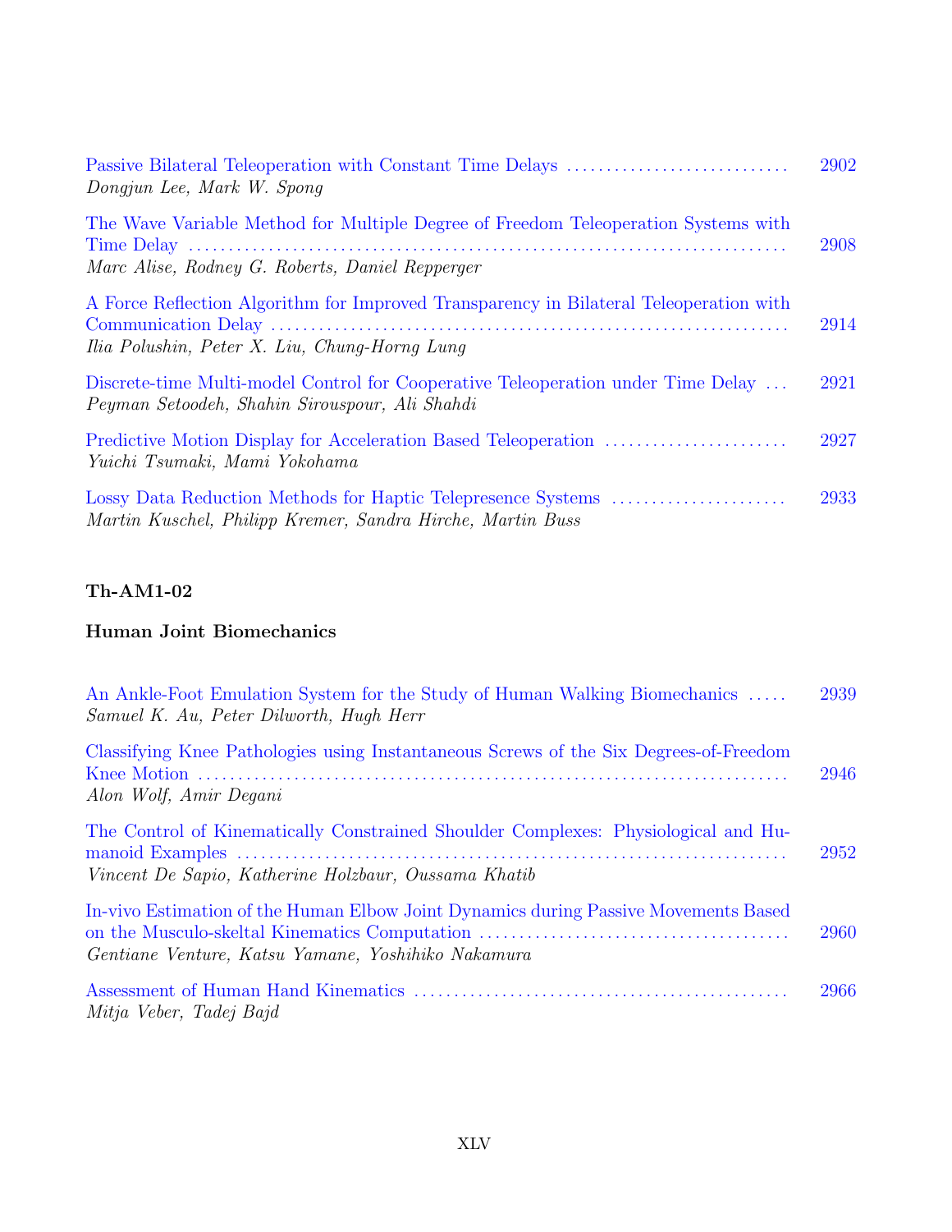Passive Bilateral Teleoperation with Constant Time Delays ............................ 2902
*Dongjun Lee, Mark W. Spong*

The Wave Variable Method for Multiple Degree of Freedom Teleoperation Systems with Time Delay ........................................................................... 2908
*Marc Alise, Rodney G. Roberts, Daniel Repperger*

A Force Reflection Algorithm for Improved Transparency in Bilateral Teleoperation with Communication Delay ............................................................... 2914
*Ilia Polushin, Peter X. Liu, Chung-Horng Lung*

Discrete-time Multi-model Control for Cooperative Teleoperation under Time Delay ... 2921
*Peyman Setoodeh, Shahin Sirouspour, Ali Shahdi*

Predictive Motion Display for Acceleration Based Teleoperation ....................... 2927
*Yuichi Tsumaki, Mami Yokohama*

Lossy Data Reduction Methods for Haptic Telepresence Systems ...................... 2933
*Martin Kuschel, Philipp Kremer, Sandra Hirche, Martin Buss*

**Th-AM1-02**

**Human Joint Biomechanics**

An Ankle-Foot Emulation System for the Study of Human Walking Biomechanics ..... 2939
*Samuel K. Au, Peter Dilworth, Hugh Herr*

Classifying Knee Pathologies using Instantaneous Screws of the Six Degrees-of-Freedom Knee Motion ........................................................................ 2946
*Alon Wolf, Amir Degani*

The Control of Kinematically Constrained Shoulder Complexes: Physiological and Humanoid Examples ................................................................... 2952
*Vincent De Sapio, Katherine Holzbaur, Oussama Khatib*

In-vivo Estimation of the Human Elbow Joint Dynamics during Passive Movements Based on the Musculo-skeltal Kinematics Computation ....................................... 2960
*Gentiane Venture, Katsu Yamane, Yoshihiko Nakamura*

Assessment of Human Hand Kinematics ............................................... 2966
*Mitja Veber, Tadej Bajd*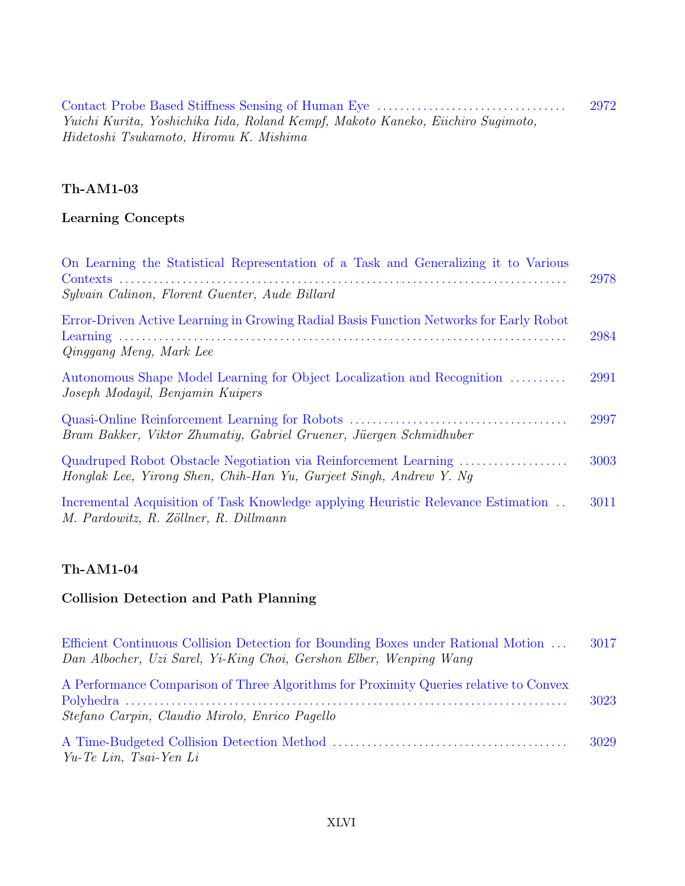Contact Probe Based Stiffness Sensing of Human Eye ................................. 2972
*Yuichi Kurita, Yoshichika Iida, Roland Kempf, Makoto Kaneko, Eiichiro Sugimoto, Hidetoshi Tsukamoto, Hiromu K. Mishima*

**Th-AM1-03**

**Learning Concepts**

On Learning the Statistical Representation of a Task and Generalizing it to Various Contexts ........................................................................... 2978
*Sylvain Calinon, Florent Guenter, Aude Billard*

Error-Driven Active Learning in Growing Radial Basis Function Networks for Early Robot Learning ........................................................................... 2984
*Qinggang Meng, Mark Lee*

Autonomous Shape Model Learning for Object Localization and Recognition .......... 2991
*Joseph Modayil, Benjamin Kuipers*

Quasi-Online Reinforcement Learning for Robots ..................................... 2997
*Bram Bakker, Viktor Zhumatiy, Gabriel Gruener, Jüergen Schmidhuber*

Quadruped Robot Obstacle Negotiation via Reinforcement Learning ................... 3003
*Honglak Lee, Yirong Shen, Chih-Han Yu, Gurjeet Singh, Andrew Y. Ng*

Incremental Acquisition of Task Knowledge applying Heuristic Relevance Estimation .. 3011
*M. Pardowitz, R. Zöllner, R. Dillmann*

**Th-AM1-04**

**Collision Detection and Path Planning**

Efficient Continuous Collision Detection for Bounding Boxes under Rational Motion ... 3017
*Dan Albocher, Uzi Sarel, Yi-King Choi, Gershon Elber, Wenping Wang*

A Performance Comparison of Three Algorithms for Proximity Queries relative to Convex Polyhedra ........................................................................... 3023
*Stefano Carpin, Claudio Mirolo, Enrico Pagello*

A Time-Budgeted Collision Detection Method ........................................ 3029
*Yu-Te Lin, Tsai-Yen Li*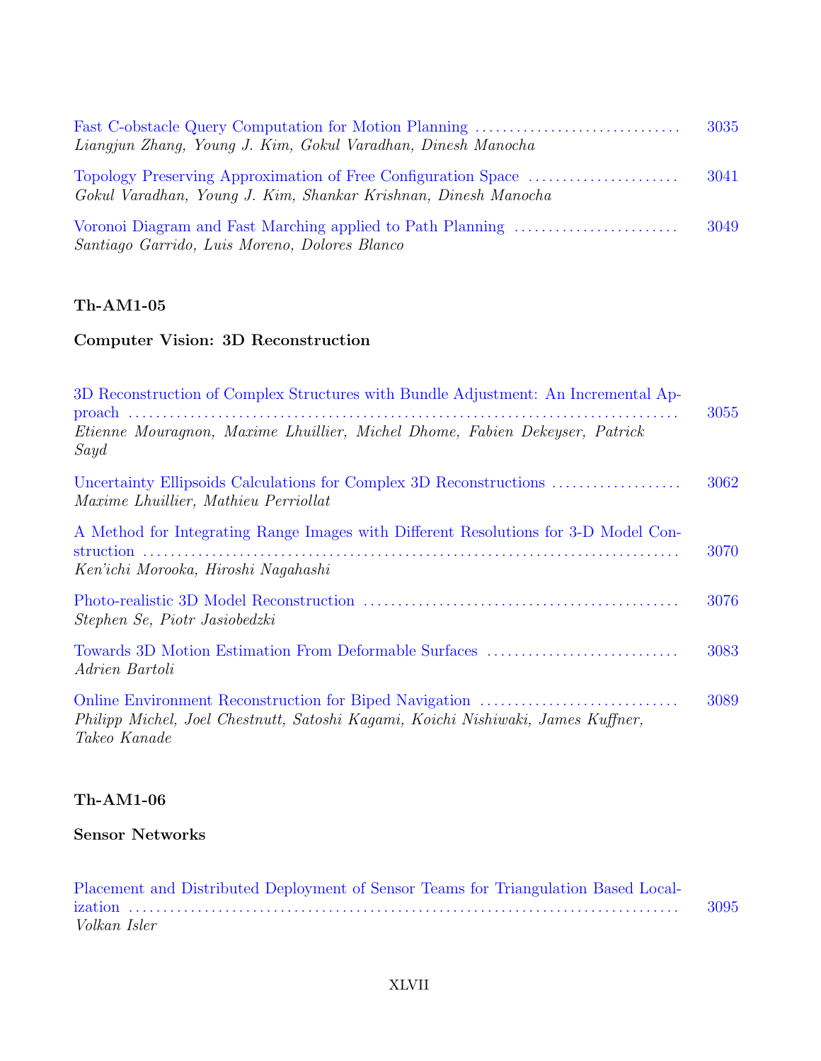Fast C-obstacle Query Computation for Motion Planning ............................ 3035
*Liangjun Zhang, Young J. Kim, Gokul Varadhan, Dinesh Manocha*

Topology Preserving Approximation of Free Configuration Space ..................... 3041
*Gokul Varadhan, Young J. Kim, Shankar Krishnan, Dinesh Manocha*

Voronoi Diagram and Fast Marching applied to Path Planning ....................... 3049
*Santiago Garrido, Luis Moreno, Dolores Blanco*

**Th-AM1-05**

**Computer Vision: 3D Reconstruction**

3D Reconstruction of Complex Structures with Bundle Adjustment: An Incremental Approach ........................................................................... 3055
*Etienne Mouragnon, Maxime Lhuillier, Michel Dhome, Fabien Dekeyser, Patrick Sayd*

Uncertainty Ellipsoids Calculations for Complex 3D Reconstructions .................. 3062
*Maxime Lhuillier, Mathieu Perriollat*

A Method for Integrating Range Images with Different Resolutions for 3-D Model Construction ........................................................................... 3070
*Ken'ichi Morooka, Hiroshi Nagahashi*

Photo-realistic 3D Model Reconstruction ............................................. 3076
*Stephen Se, Piotr Jasiobedzki*

Towards 3D Motion Estimation From Deformable Surfaces ............................ 3083
*Adrien Bartoli*

Online Environment Reconstruction for Biped Navigation ............................ 3089
*Philipp Michel, Joel Chestnutt, Satoshi Kagami, Koichi Nishiwaki, James Kuffner, Takeo Kanade*

**Th-AM1-06**

**Sensor Networks**

Placement and Distributed Deployment of Sensor Teams for Triangulation Based Localization ........................................................................... 3095
*Volkan Isler*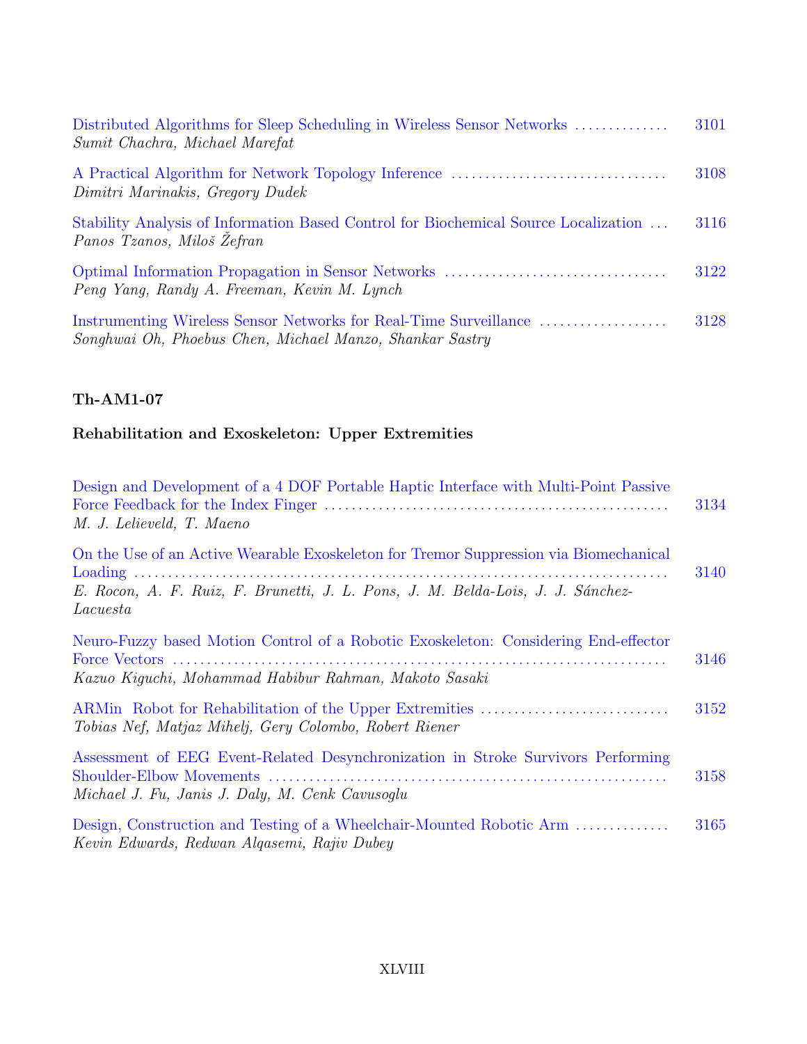Distributed Algorithms for Sleep Scheduling in Wireless Sensor Networks .............. 3101
*Sumit Chachra, Michael Marefat*

A Practical Algorithm for Network Topology Inference ................................ 3108
*Dimitri Marinakis, Gregory Dudek*

Stability Analysis of Information Based Control for Biochemical Source Localization ... 3116
*Panos Tzanos, Miloš Žefran*

Optimal Information Propagation in Sensor Networks ................................. 3122
*Peng Yang, Randy A. Freeman, Kevin M. Lynch*

Instrumenting Wireless Sensor Networks for Real-Time Surveillance ................... 3128
*Songhwai Oh, Phoebus Chen, Michael Manzo, Shankar Sastry*

**Th-AM1-07**

**Rehabilitation and Exoskeleton: Upper Extremities**

Design and Development of a 4 DOF Portable Haptic Interface with Multi-Point Passive Force Feedback for the Index Finger .................................................. 3134
*M. J. Lelieveld, T. Maeno*

On the Use of an Active Wearable Exoskeleton for Tremor Suppression via Biomechanical Loading ........................................................................... 3140
*E. Rocon, A. F. Ruiz, F. Brunetti, J. L. Pons, J. M. Belda-Lois, J. J. Sánchez-Lacuesta*

Neuro-Fuzzy based Motion Control of a Robotic Exoskeleton: Considering End-effector Force Vectors .................................................................... 3146
*Kazuo Kiguchi, Mohammad Habibur Rahman, Makoto Sasaki*

ARMin Robot for Rehabilitation of the Upper Extremities ............................ 3152
*Tobias Nef, Matjaz Mihelj, Gery Colombo, Robert Riener*

Assessment of EEG Event-Related Desynchronization in Stroke Survivors Performing Shoulder-Elbow Movements .......................................................... 3158
*Michael J. Fu, Janis J. Daly, M. Cenk Cavusoglu*

Design, Construction and Testing of a Wheelchair-Mounted Robotic Arm .............. 3165
*Kevin Edwards, Redwan Alqasemi, Rajiv Dubey*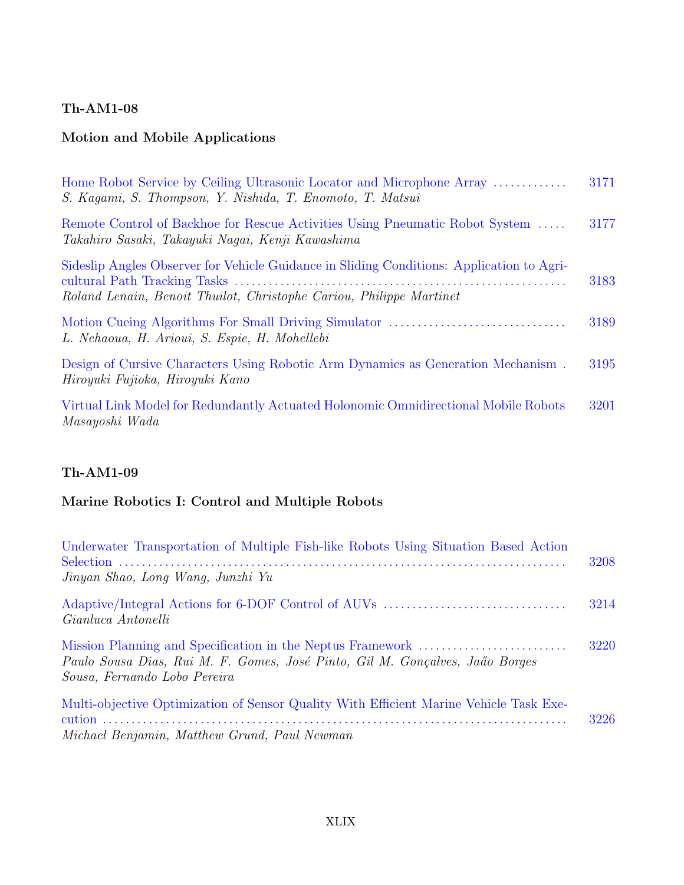**Th-AM1-08**

**Motion and Mobile Applications**

Home Robot Service by Ceiling Ultrasonic Locator and Microphone Array ............ 3171
*S. Kagami, S. Thompson, Y. Nishida, T. Enomoto, T. Matsui*

Remote Control of Backhoe for Rescue Activities Using Pneumatic Robot System ..... 3177
*Takahiro Sasaki, Takayuki Nagai, Kenji Kawashima*

Sideslip Angles Observer for Vehicle Guidance in Sliding Conditions: Application to Agricultural Path Tracking Tasks ........................................................ 3183
*Roland Lenain, Benoit Thuilot, Christophe Cariou, Philippe Martinet*

Motion Cueing Algorithms For Small Driving Simulator ............................... 3189
*L. Nehaoua, H. Arioui, S. Espie, H. Mohellebi*

Design of Cursive Characters Using Robotic Arm Dynamics as Generation Mechanism . 3195
*Hiroyuki Fujioka, Hiroyuki Kano*

Virtual Link Model for Redundantly Actuated Holonomic Omnidirectional Mobile Robots 3201
*Masayoshi Wada*

**Th-AM1-09**

**Marine Robotics I: Control and Multiple Robots**

Underwater Transportation of Multiple Fish-like Robots Using Situation Based Action Selection ........................................................................... 3208
*Jinyan Shao, Long Wang, Junzhi Yu*

Adaptive/Integral Actions for 6-DOF Control of AUVs ............................... 3214
*Gianluca Antonelli*

Mission Planning and Specification in the Neptus Framework ......................... 3220
*Paulo Sousa Dias, Rui M. F. Gomes, José Pinto, Gil M. Gonçalves, Jaão Borges Sousa, Fernando Lobo Pereira*

Multi-objective Optimization of Sensor Quality With Efficient Marine Vehicle Task Execution ........................................................................... 3226
*Michael Benjamin, Matthew Grund, Paul Newman*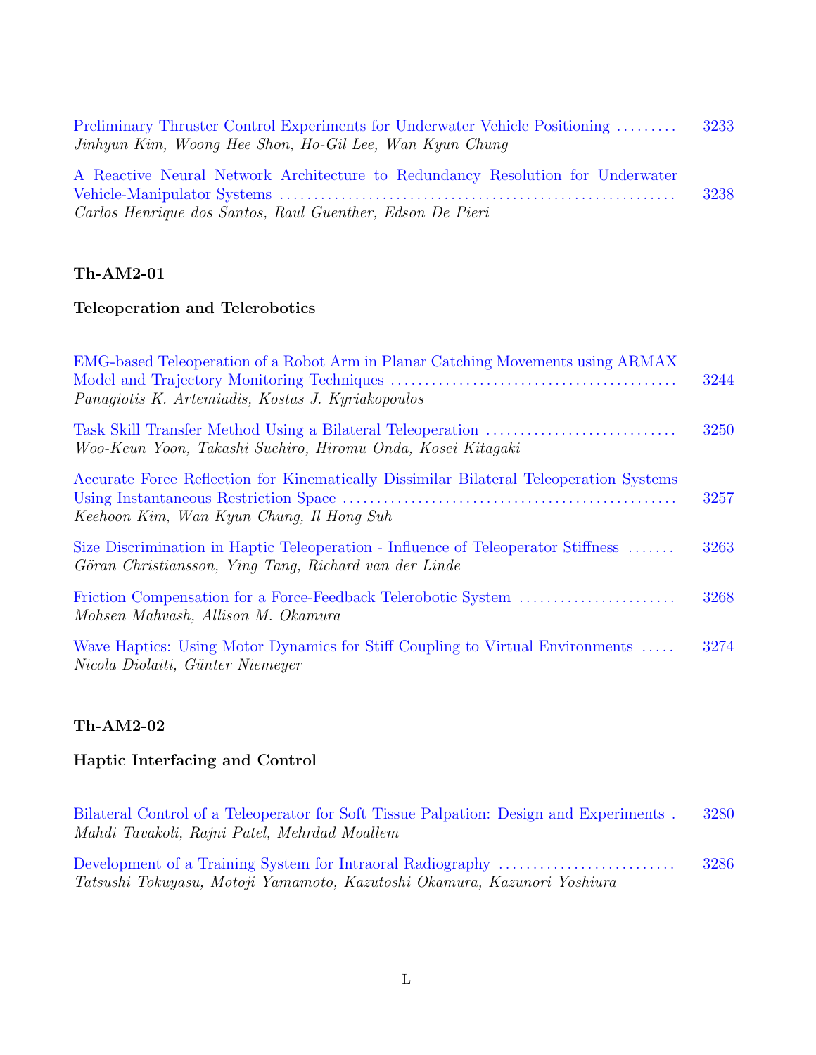Preliminary Thruster Control Experiments for Underwater Vehicle Positioning ......... 3233
*Jinhyun Kim, Woong Hee Shon, Ho-Gil Lee, Wan Kyun Chung*

A Reactive Neural Network Architecture to Redundancy Resolution for Underwater Vehicle-Manipulator Systems ........................................................ 3238
*Carlos Henrique dos Santos, Raul Guenther, Edson De Pieri*

**Th-AM2-01**

**Teleoperation and Telerobotics**

EMG-based Teleoperation of a Robot Arm in Planar Catching Movements using ARMAX Model and Trajectory Monitoring Techniques ........................................ 3244
*Panagiotis K. Artemiadis, Kostas J. Kyriakopoulos*

Task Skill Transfer Method Using a Bilateral Teleoperation ............................ 3250
*Woo-Keun Yoon, Takashi Suehiro, Hiromu Onda, Kosei Kitagaki*

Accurate Force Reflection for Kinematically Dissimilar Bilateral Teleoperation Systems Using Instantaneous Restriction Space ................................................ 3257
*Keehoon Kim, Wan Kyun Chung, Il Hong Suh*

Size Discrimination in Haptic Teleoperation - Influence of Teleoperator Stiffness ....... 3263
*Göran Christiansson, Ying Tang, Richard van der Linde*

Friction Compensation for a Force-Feedback Telerobotic System ....................... 3268
*Mohsen Mahvash, Allison M. Okamura*

Wave Haptics: Using Motor Dynamics for Stiff Coupling to Virtual Environments ..... 3274
*Nicola Diolaiti, Günter Niemeyer*

**Th-AM2-02**

**Haptic Interfacing and Control**

Bilateral Control of a Teleoperator for Soft Tissue Palpation: Design and Experiments . 3280
*Mahdi Tavakoli, Rajni Patel, Mehrdad Moallem*

Development of a Training System for Intraoral Radiography .......................... 3286
*Tatsushi Tokuyasu, Motoji Yamamoto, Kazutoshi Okamura, Kazunori Yoshiura*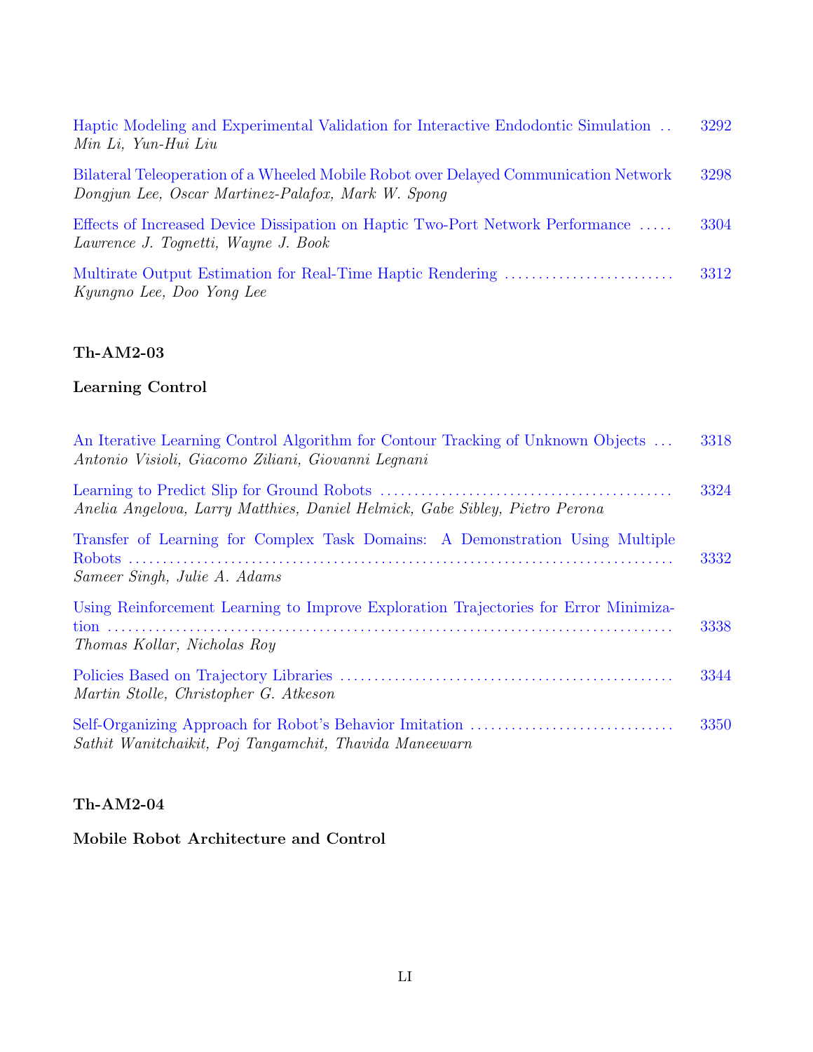Haptic Modeling and Experimental Validation for Interactive Endodontic Simulation .. 3292
*Min Li, Yun-Hui Liu*

Bilateral Teleoperation of a Wheeled Mobile Robot over Delayed Communication Network 3298
*Dongjun Lee, Oscar Martinez-Palafox, Mark W. Spong*

Effects of Increased Device Dissipation on Haptic Two-Port Network Performance ..... 3304
*Lawrence J. Tognetti, Wayne J. Book*

Multirate Output Estimation for Real-Time Haptic Rendering ........................ 3312
*Kyungno Lee, Doo Yong Lee*

**Th-AM2-03**

**Learning Control**

An Iterative Learning Control Algorithm for Contour Tracking of Unknown Objects ... 3318
*Antonio Visioli, Giacomo Ziliani, Giovanni Legnani*

Learning to Predict Slip for Ground Robots .......................................... 3324
*Anelia Angelova, Larry Matthies, Daniel Helmick, Gabe Sibley, Pietro Perona*

Transfer of Learning for Complex Task Domains: A Demonstration Using Multiple Robots ........................................................................... 3332
*Sameer Singh, Julie A. Adams*

Using Reinforcement Learning to Improve Exploration Trajectories for Error Minimization ............................................................................ 3338
*Thomas Kollar, Nicholas Roy*

Policies Based on Trajectory Libraries ................................................ 3344
*Martin Stolle, Christopher G. Atkeson*

Self-Organizing Approach for Robot's Behavior Imitation ............................. 3350
*Sathit Wanitchaikit, Poj Tangamchit, Thavida Maneewarn*

**Th-AM2-04**

**Mobile Robot Architecture and Control**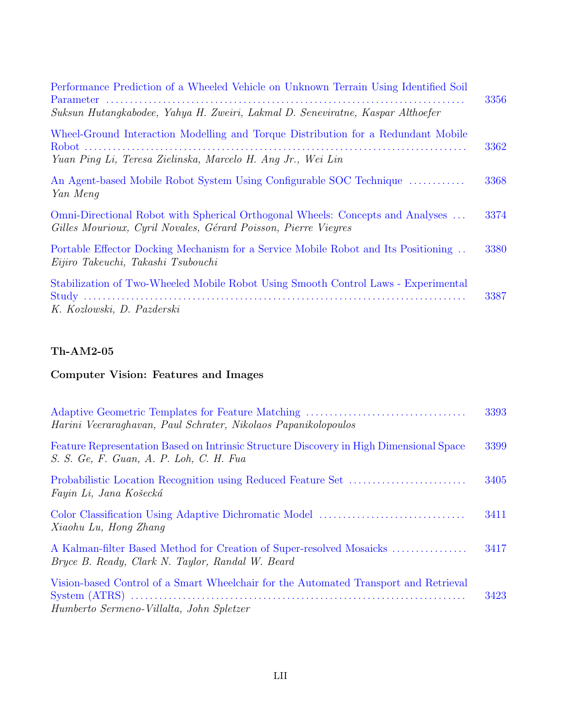Performance Prediction of a Wheeled Vehicle on Unknown Terrain Using Identified Soil Parameter ........ 3356
*Suksun Hutangkabodee, Yahya H. Zweiri, Lakmal D. Seneviratne, Kaspar Althoefer*

Wheel-Ground Interaction Modelling and Torque Distribution for a Redundant Mobile Robot ........ 3362
*Yuan Ping Li, Teresa Zielinska, Marcelo H. Ang Jr., Wei Lin*

An Agent-based Mobile Robot System Using Configurable SOC Technique ........ 3368
*Yan Meng*

Omni-Directional Robot with Spherical Orthogonal Wheels: Concepts and Analyses ... 3374
*Gilles Mourioux, Cyril Novales, Gérard Poisson, Pierre Vieyres*

Portable Effector Docking Mechanism for a Service Mobile Robot and Its Positioning .. 3380
*Eijiro Takeuchi, Takashi Tsubouchi*

Stabilization of Two-Wheeled Mobile Robot Using Smooth Control Laws - Experimental Study ........ 3387
*K. Kozlowski, D. Pazderski*

**Th-AM2-05**

**Computer Vision: Features and Images**

Adaptive Geometric Templates for Feature Matching ........ 3393
*Harini Veeraraghavan, Paul Schrater, Nikolaos Papanikolopoulos*

Feature Representation Based on Intrinsic Structure Discovery in High Dimensional Space 3399
*S. S. Ge, F. Guan, A. P. Loh, C. H. Fua*

Probabilistic Location Recognition using Reduced Feature Set ........ 3405
*Fayin Li, Jana Košecká*

Color Classification Using Adaptive Dichromatic Model ........ 3411
*Xiaohu Lu, Hong Zhang*

A Kalman-filter Based Method for Creation of Super-resolved Mosaicks ........ 3417
*Bryce B. Ready, Clark N. Taylor, Randal W. Beard*

Vision-based Control of a Smart Wheelchair for the Automated Transport and Retrieval System (ATRS) ........ 3423
*Humberto Sermeno-Villalta, John Spletzer*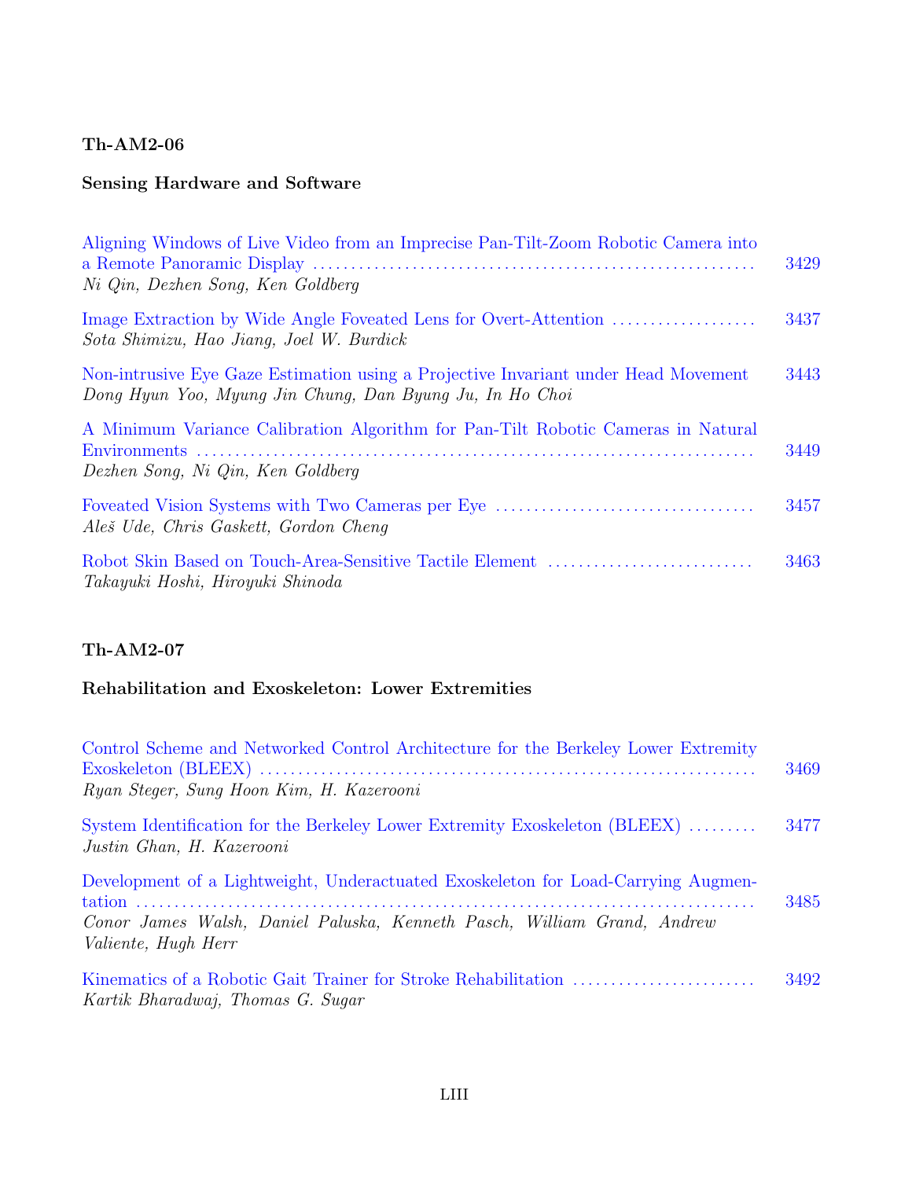**Th-AM2-06**

**Sensing Hardware and Software**

Aligning Windows of Live Video from an Imprecise Pan-Tilt-Zoom Robotic Camera into a Remote Panoramic Display ........ 3429
*Ni Qin, Dezhen Song, Ken Goldberg*

Image Extraction by Wide Angle Foveated Lens for Overt-Attention ........ 3437
*Sota Shimizu, Hao Jiang, Joel W. Burdick*

Non-intrusive Eye Gaze Estimation using a Projective Invariant under Head Movement 3443
*Dong Hyun Yoo, Myung Jin Chung, Dan Byung Ju, In Ho Choi*

A Minimum Variance Calibration Algorithm for Pan-Tilt Robotic Cameras in Natural Environments ........ 3449
*Dezhen Song, Ni Qin, Ken Goldberg*

Foveated Vision Systems with Two Cameras per Eye ........ 3457
*Aleš Ude, Chris Gaskett, Gordon Cheng*

Robot Skin Based on Touch-Area-Sensitive Tactile Element ........ 3463
*Takayuki Hoshi, Hiroyuki Shinoda*

**Th-AM2-07**

**Rehabilitation and Exoskeleton: Lower Extremities**

Control Scheme and Networked Control Architecture for the Berkeley Lower Extremity Exoskeleton (BLEEX) ........ 3469
*Ryan Steger, Sung Hoon Kim, H. Kazerooni*

System Identification for the Berkeley Lower Extremity Exoskeleton (BLEEX) ........ 3477
*Justin Ghan, H. Kazerooni*

Development of a Lightweight, Underactuated Exoskeleton for Load-Carrying Augmentation ........ 3485
*Conor James Walsh, Daniel Paluska, Kenneth Pasch, William Grand, Andrew Valiente, Hugh Herr*

Kinematics of a Robotic Gait Trainer for Stroke Rehabilitation ........ 3492
*Kartik Bharadwaj, Thomas G. Sugar*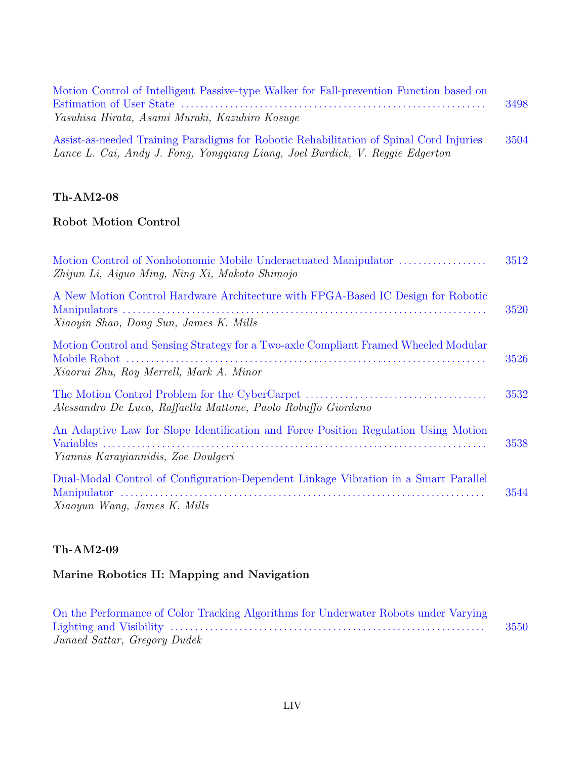Motion Control of Intelligent Passive-type Walker for Fall-prevention Function based on Estimation of User State ........ 3498
*Yasuhisa Hirata, Asami Muraki, Kazuhiro Kosuge*

Assist-as-needed Training Paradigms for Robotic Rehabilitation of Spinal Cord Injuries ........ 3504
*Lance L. Cai, Andy J. Fong, Yongqiang Liang, Joel Burdick, V. Reggie Edgerton*

### Th-AM2-08

### Robot Motion Control

Motion Control of Nonholonomic Mobile Underactuated Manipulator ........ 3512
*Zhijun Li, Aiguo Ming, Ning Xi, Makoto Shimojo*

A New Motion Control Hardware Architecture with FPGA-Based IC Design for Robotic Manipulators ........ 3520
*Xiaoyin Shao, Dong Sun, James K. Mills*

Motion Control and Sensing Strategy for a Two-axle Compliant Framed Wheeled Modular Mobile Robot ........ 3526
*Xiaorui Zhu, Roy Merrell, Mark A. Minor*

The Motion Control Problem for the CyberCarpet ........ 3532
*Alessandro De Luca, Raffaella Mattone, Paolo Robuffo Giordano*

An Adaptive Law for Slope Identification and Force Position Regulation Using Motion Variables ........ 3538
*Yiannis Karayiannidis, Zoe Doulgeri*

Dual-Modal Control of Configuration-Dependent Linkage Vibration in a Smart Parallel Manipulator ........ 3544
*Xiaoyun Wang, James K. Mills*

### Th-AM2-09

### Marine Robotics II: Mapping and Navigation

On the Performance of Color Tracking Algorithms for Underwater Robots under Varying Lighting and Visibility ........ 3550
*Junaed Sattar, Gregory Dudek*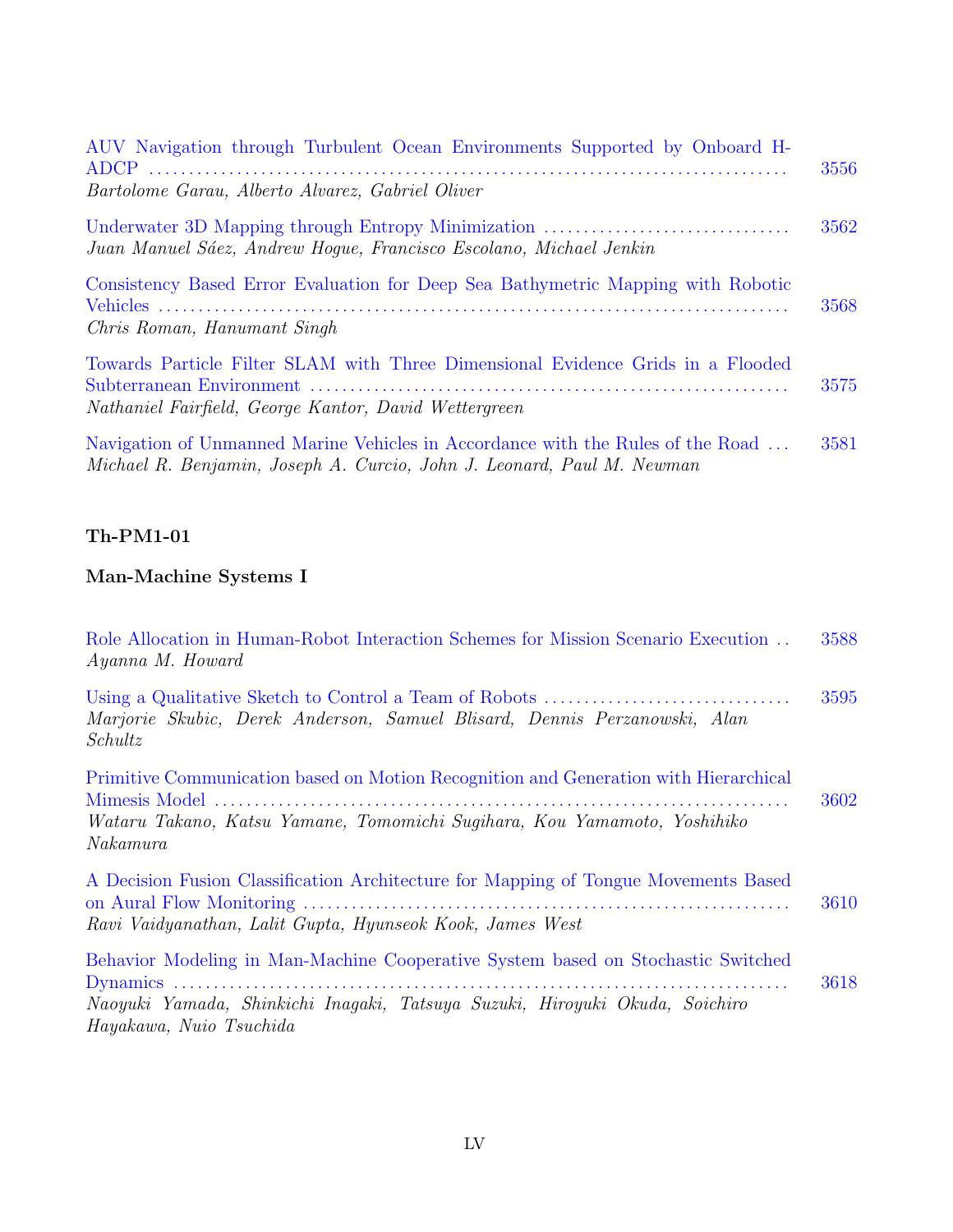AUV Navigation through Turbulent Ocean Environments Supported by Onboard H-ADCP ........ 3556
*Bartolome Garau, Alberto Alvarez, Gabriel Oliver*

Underwater 3D Mapping through Entropy Minimization ........ 3562
*Juan Manuel Sáez, Andrew Hogue, Francisco Escolano, Michael Jenkin*

Consistency Based Error Evaluation for Deep Sea Bathymetric Mapping with Robotic Vehicles ........ 3568
*Chris Roman, Hanumant Singh*

Towards Particle Filter SLAM with Three Dimensional Evidence Grids in a Flooded Subterranean Environment ........ 3575
*Nathaniel Fairfield, George Kantor, David Wettergreen*

Navigation of Unmanned Marine Vehicles in Accordance with the Rules of the Road ... 3581
*Michael R. Benjamin, Joseph A. Curcio, John J. Leonard, Paul M. Newman*

**Th-PM1-01**

**Man-Machine Systems I**

Role Allocation in Human-Robot Interaction Schemes for Mission Scenario Execution .. 3588
*Ayanna M. Howard*

Using a Qualitative Sketch to Control a Team of Robots ........ 3595
*Marjorie Skubic, Derek Anderson, Samuel Blisard, Dennis Perzanowski, Alan Schultz*

Primitive Communication based on Motion Recognition and Generation with Hierarchical Mimesis Model ........ 3602
*Wataru Takano, Katsu Yamane, Tomomichi Sugihara, Kou Yamamoto, Yoshihiko Nakamura*

A Decision Fusion Classification Architecture for Mapping of Tongue Movements Based on Aural Flow Monitoring ........ 3610
*Ravi Vaidyanathan, Lalit Gupta, Hyunseok Kook, James West*

Behavior Modeling in Man-Machine Cooperative System based on Stochastic Switched Dynamics ........ 3618
*Naoyuki Yamada, Shinkichi Inagaki, Tatsuya Suzuki, Hiroyuki Okuda, Soichiro Hayakawa, Nuio Tsuchida*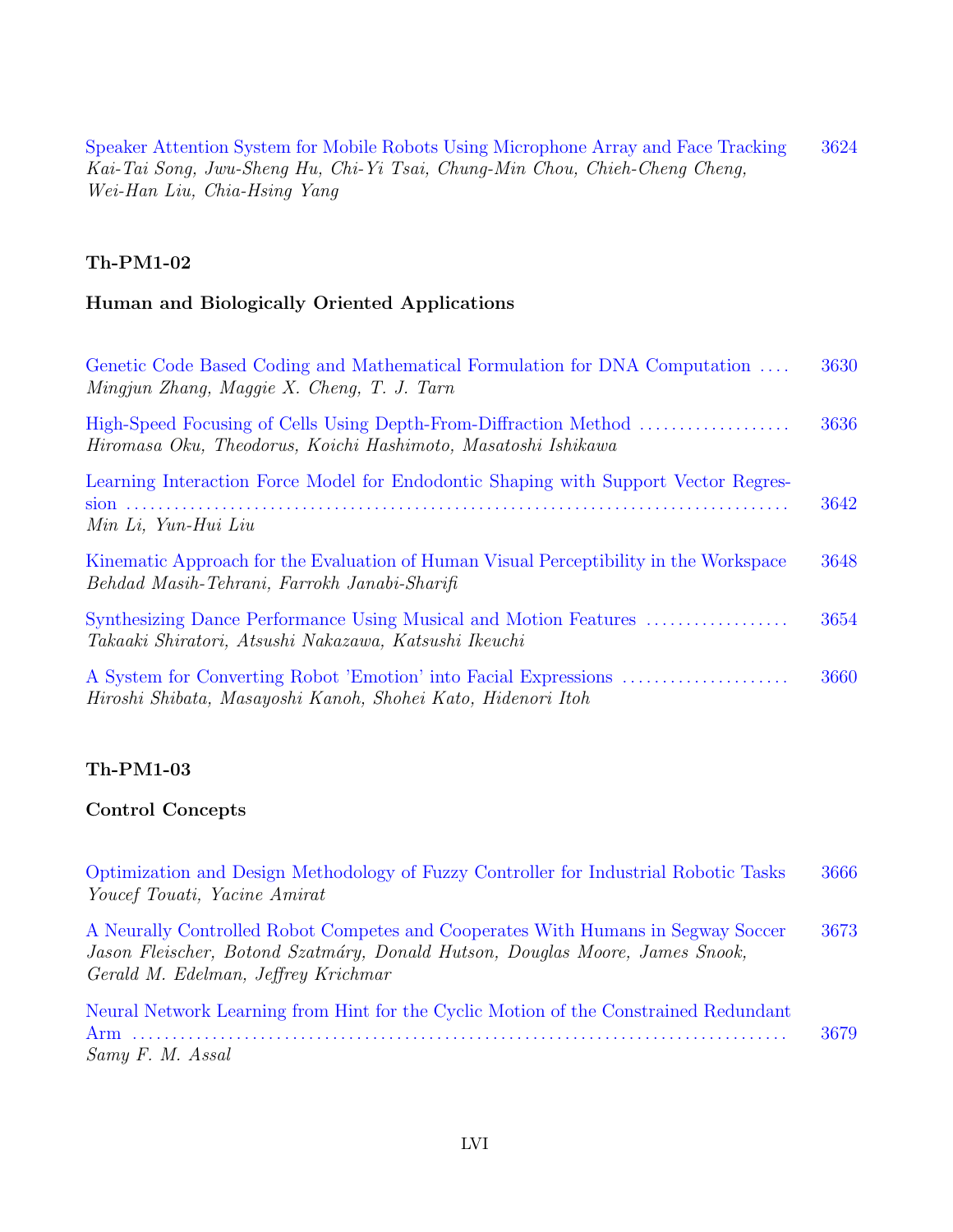Speaker Attention System for Mobile Robots Using Microphone Array and Face Tracking 3624
*Kai-Tai Song, Jwu-Sheng Hu, Chi-Yi Tsai, Chung-Min Chou, Chieh-Cheng Cheng, Wei-Han Liu, Chia-Hsing Yang*

## Th-PM1-02

### Human and Biologically Oriented Applications

Genetic Code Based Coding and Mathematical Formulation for DNA Computation .... 3630
*Mingjun Zhang, Maggie X. Cheng, T. J. Tarn*

High-Speed Focusing of Cells Using Depth-From-Diffraction Method .................. 3636
*Hiromasa Oku, Theodorus, Koichi Hashimoto, Masatoshi Ishikawa*

Learning Interaction Force Model for Endodontic Shaping with Support Vector Regression .................................................................................. 3642
*Min Li, Yun-Hui Liu*

Kinematic Approach for the Evaluation of Human Visual Perceptibility in the Workspace 3648
*Behdad Masih-Tehrani, Farrokh Janabi-Sharifi*

Synthesizing Dance Performance Using Musical and Motion Features .................. 3654
*Takaaki Shiratori, Atsushi Nakazawa, Katsushi Ikeuchi*

A System for Converting Robot 'Emotion' into Facial Expressions ..................... 3660
*Hiroshi Shibata, Masayoshi Kanoh, Shohei Kato, Hidenori Itoh*

## Th-PM1-03

### Control Concepts

Optimization and Design Methodology of Fuzzy Controller for Industrial Robotic Tasks 3666
*Youcef Touati, Yacine Amirat*

A Neurally Controlled Robot Competes and Cooperates With Humans in Segway Soccer 3673
*Jason Fleischer, Botond Szatmáry, Donald Hutson, Douglas Moore, James Snook, Gerald M. Edelman, Jeffrey Krichmar*

Neural Network Learning from Hint for the Cyclic Motion of the Constrained Redundant Arm .................................................................................. 3679
*Samy F. M. Assal*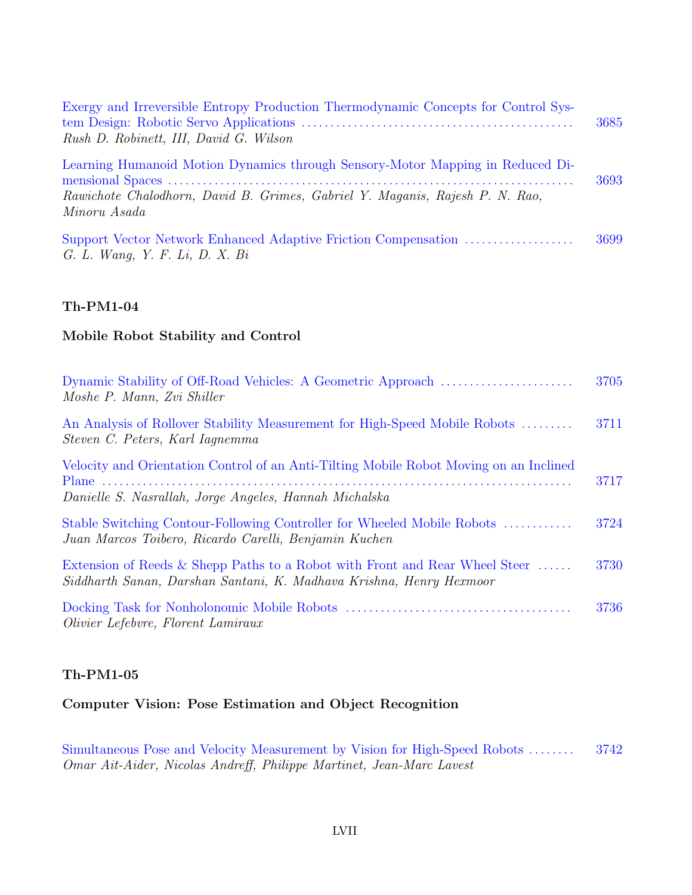Exergy and Irreversible Entropy Production Thermodynamic Concepts for Control System Design: Robotic Servo Applications ............................................... 3685
*Rush D. Robinett, III, David G. Wilson*

Learning Humanoid Motion Dynamics through Sensory-Motor Mapping in Reduced Dimensional Spaces ............................................................................ 3693
*Rawichote Chalodhorn, David B. Grimes, Gabriel Y. Maganis, Rajesh P. N. Rao, Minoru Asada*

Support Vector Network Enhanced Adaptive Friction Compensation ................... 3699
*G. L. Wang, Y. F. Li, D. X. Bi*

**Th-PM1-04**

**Mobile Robot Stability and Control**

Dynamic Stability of Off-Road Vehicles: A Geometric Approach ........................ 3705
*Moshe P. Mann, Zvi Shiller*

An Analysis of Rollover Stability Measurement for High-Speed Mobile Robots ......... 3711
*Steven C. Peters, Karl Iagnemma*

Velocity and Orientation Control of an Anti-Tilting Mobile Robot Moving on an Inclined Plane .................................................................................. 3717
*Danielle S. Nasrallah, Jorge Angeles, Hannah Michalska*

Stable Switching Contour-Following Controller for Wheeled Mobile Robots ............ 3724
*Juan Marcos Toibero, Ricardo Carelli, Benjamin Kuchen*

Extension of Reeds & Shepp Paths to a Robot with Front and Rear Wheel Steer ...... 3730
*Siddharth Sanan, Darshan Santani, K. Madhava Krishna, Henry Hexmoor*

Docking Task for Nonholonomic Mobile Robots ....................................... 3736
*Olivier Lefebvre, Florent Lamiraux*

**Th-PM1-05**

**Computer Vision: Pose Estimation and Object Recognition**

Simultaneous Pose and Velocity Measurement by Vision for High-Speed Robots ........ 3742
*Omar Ait-Aider, Nicolas Andreff, Philippe Martinet, Jean-Marc Lavest*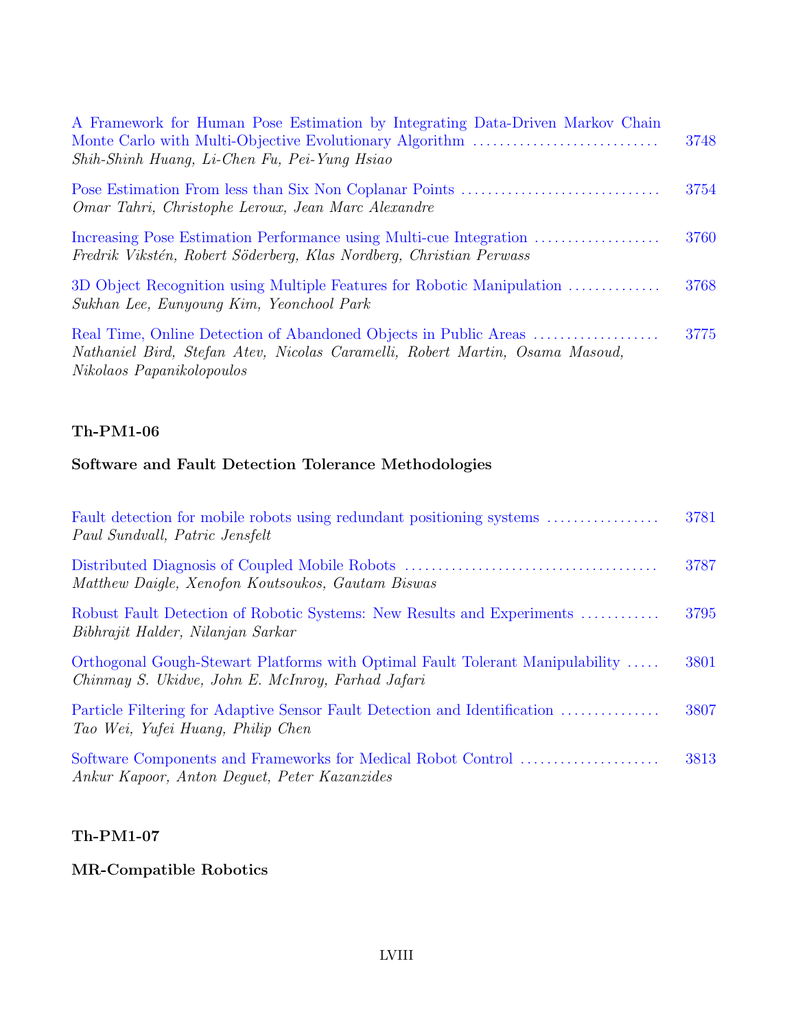A Framework for Human Pose Estimation by Integrating Data-Driven Markov Chain Monte Carlo with Multi-Objective Evolutionary Algorithm ............................ 3748
*Shih-Shinh Huang, Li-Chen Fu, Pei-Yung Hsiao*

Pose Estimation From less than Six Non Coplanar Points .............................. 3754
*Omar Tahri, Christophe Leroux, Jean Marc Alexandre*

Increasing Pose Estimation Performance using Multi-cue Integration ................... 3760
*Fredrik Vikstén, Robert Söderberg, Klas Nordberg, Christian Perwass*

3D Object Recognition using Multiple Features for Robotic Manipulation .............. 3768
*Sukhan Lee, Eunyoung Kim, Yeonchool Park*

Real Time, Online Detection of Abandoned Objects in Public Areas ................... 3775
*Nathaniel Bird, Stefan Atev, Nicolas Caramelli, Robert Martin, Osama Masoud, Nikolaos Papanikolopoulos*

**Th-PM1-06**

**Software and Fault Detection Tolerance Methodologies**

Fault detection for mobile robots using redundant positioning systems ................. 3781
*Paul Sundvall, Patric Jensfelt*

Distributed Diagnosis of Coupled Mobile Robots ...................................... 3787
*Matthew Daigle, Xenofon Koutsoukos, Gautam Biswas*

Robust Fault Detection of Robotic Systems: New Results and Experiments ............ 3795
*Bibhrajit Halder, Nilanjan Sarkar*

Orthogonal Gough-Stewart Platforms with Optimal Fault Tolerant Manipulability ..... 3801
*Chinmay S. Ukidve, John E. McInroy, Farhad Jafari*

Particle Filtering for Adaptive Sensor Fault Detection and Identification ............... 3807
*Tao Wei, Yufei Huang, Philip Chen*

Software Components and Frameworks for Medical Robot Control ..................... 3813
*Ankur Kapoor, Anton Deguet, Peter Kazanzides*

**Th-PM1-07**

**MR-Compatible Robotics**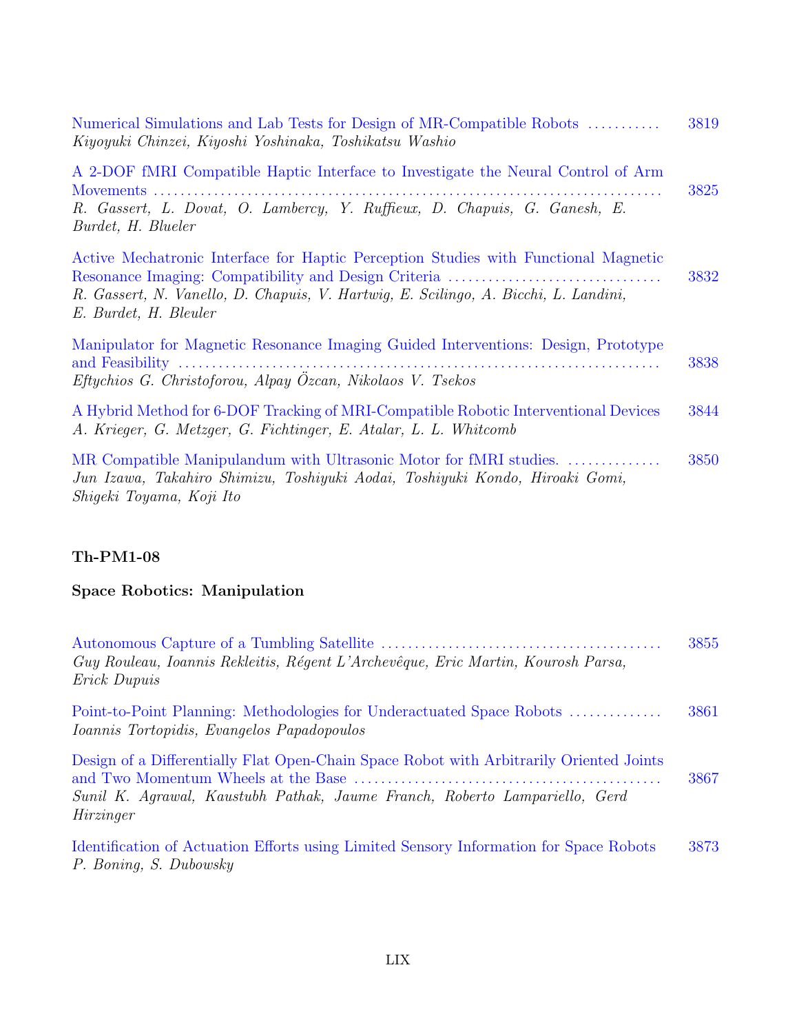Numerical Simulations and Lab Tests for Design of MR-Compatible Robots ........... 3819
*Kiyoyuki Chinzei, Kiyoshi Yoshinaka, Toshikatsu Washio*

A 2-DOF fMRI Compatible Haptic Interface to Investigate the Neural Control of Arm Movements ........................................................................... 3825
*R. Gassert, L. Dovat, O. Lambercy, Y. Ruffieux, D. Chapuis, G. Ganesh, E. Burdet, H. Blueler*

Active Mechatronic Interface for Haptic Perception Studies with Functional Magnetic Resonance Imaging: Compatibility and Design Criteria ................................ 3832
*R. Gassert, N. Vanello, D. Chapuis, V. Hartwig, E. Scilingo, A. Bicchi, L. Landini, E. Burdet, H. Bleuler*

Manipulator for Magnetic Resonance Imaging Guided Interventions: Design, Prototype and Feasibility ....................................................................... 3838
*Eftychios G. Christoforou, Alpay Özcan, Nikolaos V. Tsekos*

A Hybrid Method for 6-DOF Tracking of MRI-Compatible Robotic Interventional Devices 3844
*A. Krieger, G. Metzger, G. Fichtinger, E. Atalar, L. L. Whitcomb*

MR Compatible Manipulandum with Ultrasonic Motor for fMRI studies. .............. 3850
*Jun Izawa, Takahiro Shimizu, Toshiyuki Aodai, Toshiyuki Kondo, Hiroaki Gomi, Shigeki Toyama, Koji Ito*

**Th-PM1-08**

**Space Robotics: Manipulation**

Autonomous Capture of a Tumbling Satellite ......................................... 3855
*Guy Rouleau, Ioannis Rekleitis, Régent L'Archevêque, Eric Martin, Kourosh Parsa, Erick Dupuis*

Point-to-Point Planning: Methodologies for Underactuated Space Robots .............. 3861
*Ioannis Tortopidis, Evangelos Papadopoulos*

Design of a Differentially Flat Open-Chain Space Robot with Arbitrarily Oriented Joints and Two Momentum Wheels at the Base ............................................. 3867
*Sunil K. Agrawal, Kaustubh Pathak, Jaume Franch, Roberto Lampariello, Gerd Hirzinger*

Identification of Actuation Efforts using Limited Sensory Information for Space Robots 3873
*P. Boning, S. Dubowsky*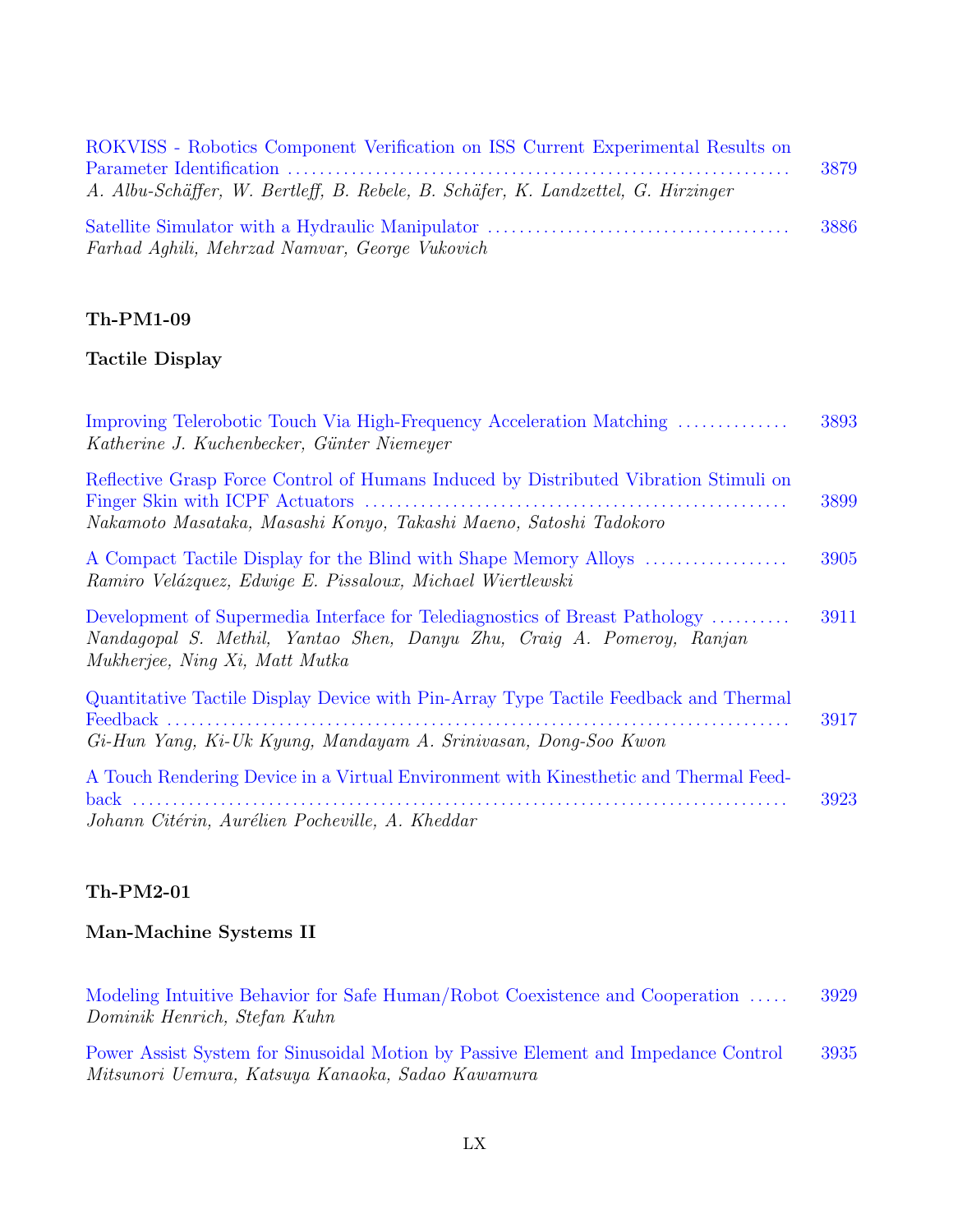ROKVISS - Robotics Component Verification on ISS Current Experimental Results on Parameter Identification ........ 3879
*A. Albu-Schäffer, W. Bertleff, B. Rebele, B. Schäfer, K. Landzettel, G. Hirzinger*

Satellite Simulator with a Hydraulic Manipulator ........ 3886
*Farhad Aghili, Mehrzad Namvar, George Vukovich*

**Th-PM1-09**

**Tactile Display**

Improving Telerobotic Touch Via High-Frequency Acceleration Matching ........ 3893
*Katherine J. Kuchenbecker, Günter Niemeyer*

Reflective Grasp Force Control of Humans Induced by Distributed Vibration Stimuli on Finger Skin with ICPF Actuators ........ 3899
*Nakamoto Masataka, Masashi Konyo, Takashi Maeno, Satoshi Tadokoro*

A Compact Tactile Display for the Blind with Shape Memory Alloys ........ 3905
*Ramiro Velázquez, Edwige E. Pissaloux, Michael Wiertlewski*

Development of Supermedia Interface for Telediagnostics of Breast Pathology ........ 3911
*Nandagopal S. Methil, Yantao Shen, Danyu Zhu, Craig A. Pomeroy, Ranjan Mukherjee, Ning Xi, Matt Mutka*

Quantitative Tactile Display Device with Pin-Array Type Tactile Feedback and Thermal Feedback ........ 3917
*Gi-Hun Yang, Ki-Uk Kyung, Mandayam A. Srinivasan, Dong-Soo Kwon*

A Touch Rendering Device in a Virtual Environment with Kinesthetic and Thermal Feedback ........ 3923
*Johann Citérin, Aurélien Pocheville, A. Kheddar*

**Th-PM2-01**

**Man-Machine Systems II**

Modeling Intuitive Behavior for Safe Human/Robot Coexistence and Cooperation ........ 3929
*Dominik Henrich, Stefan Kuhn*

Power Assist System for Sinusoidal Motion by Passive Element and Impedance Control 3935
*Mitsunori Uemura, Katsuya Kanaoka, Sadao Kawamura*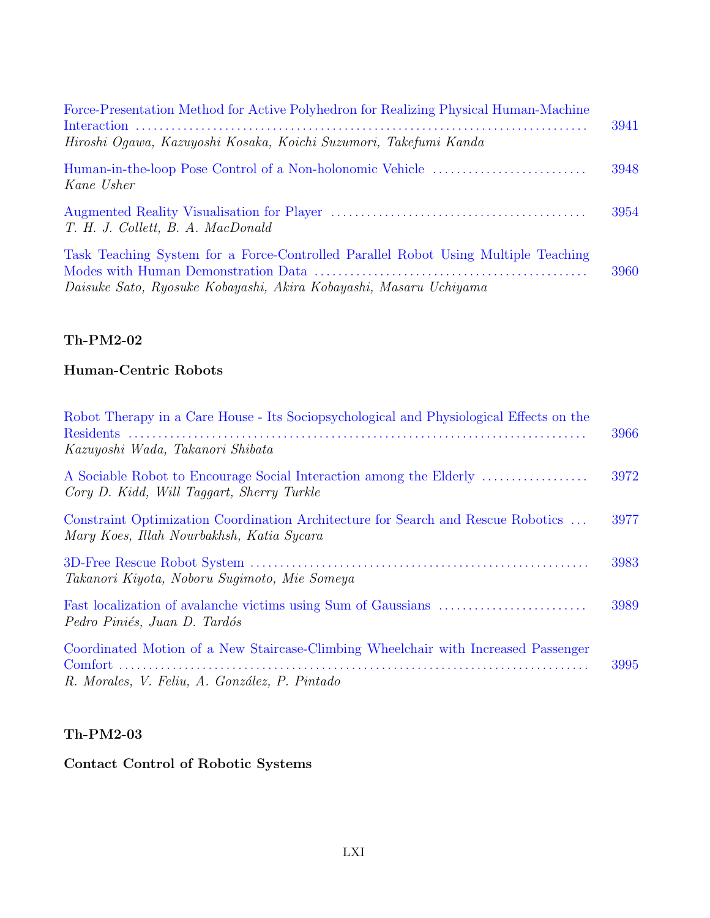Force-Presentation Method for Active Polyhedron for Realizing Physical Human-Machine Interaction ........ 3941
*Hiroshi Ogawa, Kazuyoshi Kosaka, Koichi Suzumori, Takefumi Kanda*

Human-in-the-loop Pose Control of a Non-holonomic Vehicle ........ 3948
*Kane Usher*

Augmented Reality Visualisation for Player ........ 3954
*T. H. J. Collett, B. A. MacDonald*

Task Teaching System for a Force-Controlled Parallel Robot Using Multiple Teaching Modes with Human Demonstration Data ........ 3960
*Daisuke Sato, Ryosuke Kobayashi, Akira Kobayashi, Masaru Uchiyama*

**Th-PM2-02**

**Human-Centric Robots**

Robot Therapy in a Care House - Its Sociopsychological and Physiological Effects on the Residents ........ 3966
*Kazuyoshi Wada, Takanori Shibata*

A Sociable Robot to Encourage Social Interaction among the Elderly ........ 3972
*Cory D. Kidd, Will Taggart, Sherry Turkle*

Constraint Optimization Coordination Architecture for Search and Rescue Robotics ... 3977
*Mary Koes, Illah Nourbakhsh, Katia Sycara*

3D-Free Rescue Robot System ........ 3983
*Takanori Kiyota, Noboru Sugimoto, Mie Someya*

Fast localization of avalanche victims using Sum of Gaussians ........ 3989
*Pedro Piniés, Juan D. Tardós*

Coordinated Motion of a New Staircase-Climbing Wheelchair with Increased Passenger Comfort ........ 3995
*R. Morales, V. Feliu, A. González, P. Pintado*

**Th-PM2-03**

**Contact Control of Robotic Systems**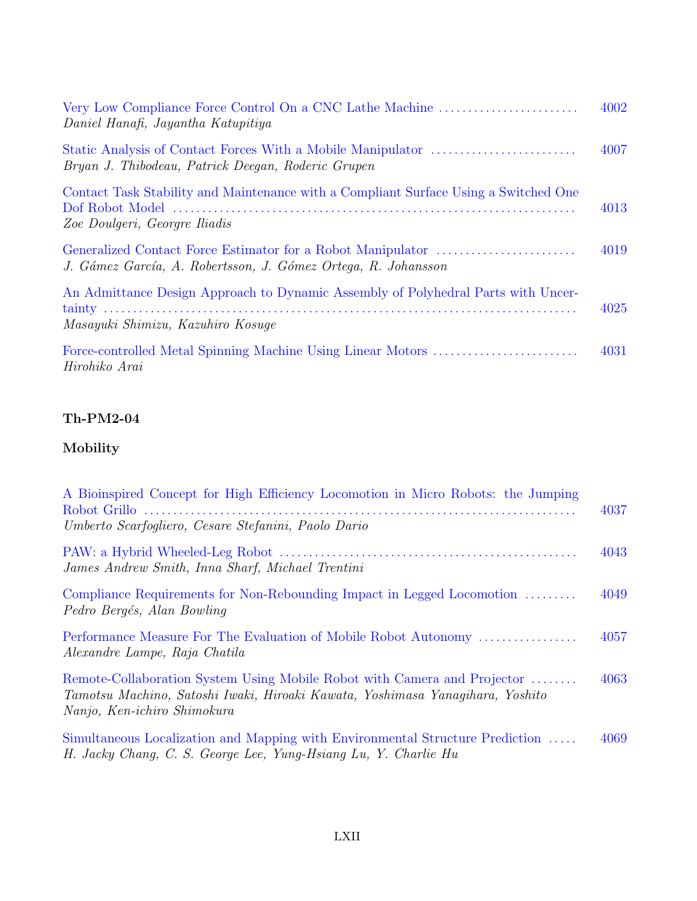Very Low Compliance Force Control On a CNC Lathe Machine ........................ 4002
*Daniel Hanafi, Jayantha Katupitiya*

Static Analysis of Contact Forces With a Mobile Manipulator ......................... 4007
*Bryan J. Thibodeau, Patrick Deegan, Roderic Grupen*

Contact Task Stability and Maintenance with a Compliant Surface Using a Switched One Dof Robot Model ..................................................................... 4013
*Zoe Doulgeri, Georgre Iliadis*

Generalized Contact Force Estimator for a Robot Manipulator ........................ 4019
*J. Gámez García, A. Robertsson, J. Gómez Ortega, R. Johansson*

An Admittance Design Approach to Dynamic Assembly of Polyhedral Parts with Uncertainty ................................................................................ 4025
*Masayuki Shimizu, Kazuhiro Kosuge*

Force-controlled Metal Spinning Machine Using Linear Motors ......................... 4031
*Hirohiko Arai*

**Th-PM2-04**

**Mobility**

A Bioinspired Concept for High Efficiency Locomotion in Micro Robots: the Jumping Robot Grillo ......................................................................... 4037
*Umberto Scarfogliero, Cesare Stefanini, Paolo Dario*

PAW: a Hybrid Wheeled-Leg Robot .................................................. 4043
*James Andrew Smith, Inna Sharf, Michael Trentini*

Compliance Requirements for Non-Rebounding Impact in Legged Locomotion ......... 4049
*Pedro Bergés, Alan Bowling*

Performance Measure For The Evaluation of Mobile Robot Autonomy ................. 4057
*Alexandre Lampe, Raja Chatila*

Remote-Collaboration System Using Mobile Robot with Camera and Projector ........ 4063
*Tamotsu Machino, Satoshi Iwaki, Hiroaki Kawata, Yoshimasa Yanagihara, Yoshito Nanjo, Ken-ichiro Shimokura*

Simultaneous Localization and Mapping with Environmental Structure Prediction ..... 4069
*H. Jacky Chang, C. S. George Lee, Yung-Hsiang Lu, Y. Charlie Hu*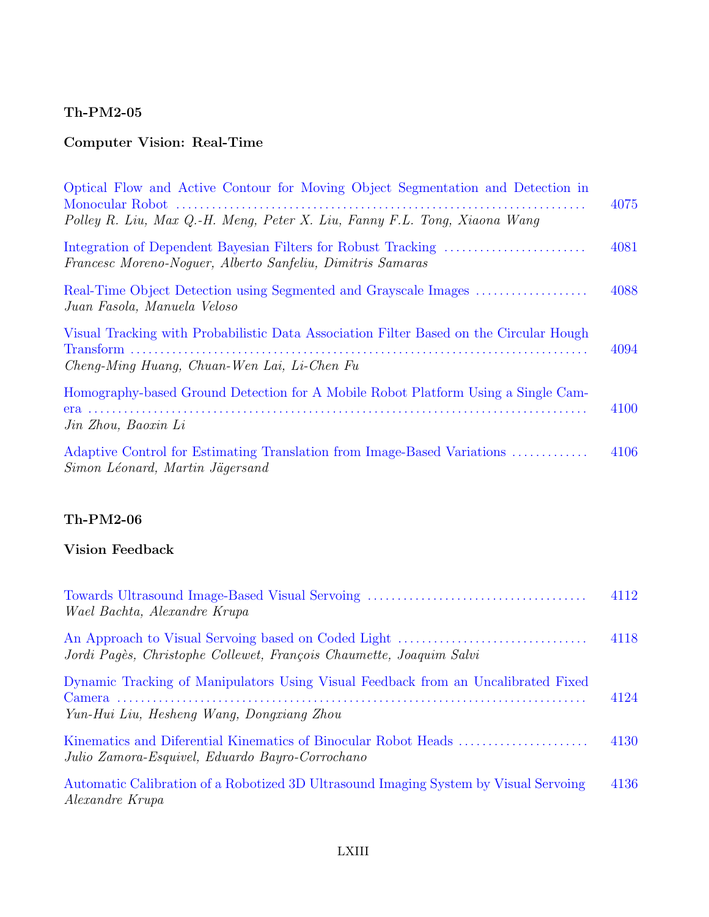**Th-PM2-05**

**Computer Vision: Real-Time**

Optical Flow and Active Contour for Moving Object Segmentation and Detection in Monocular Robot ........ 4075
*Polley R. Liu, Max Q.-H. Meng, Peter X. Liu, Fanny F.L. Tong, Xiaona Wang*

Integration of Dependent Bayesian Filters for Robust Tracking ........ 4081
*Francesc Moreno-Noguer, Alberto Sanfeliu, Dimitris Samaras*

Real-Time Object Detection using Segmented and Grayscale Images ........ 4088
*Juan Fasola, Manuela Veloso*

Visual Tracking with Probabilistic Data Association Filter Based on the Circular Hough Transform ........ 4094
*Cheng-Ming Huang, Chuan-Wen Lai, Li-Chen Fu*

Homography-based Ground Detection for A Mobile Robot Platform Using a Single Camera ........ 4100
*Jin Zhou, Baoxin Li*

Adaptive Control for Estimating Translation from Image-Based Variations ........ 4106
*Simon Léonard, Martin Jägersand*

**Th-PM2-06**

**Vision Feedback**

Towards Ultrasound Image-Based Visual Servoing ........ 4112
*Wael Bachta, Alexandre Krupa*

An Approach to Visual Servoing based on Coded Light ........ 4118
*Jordi Pagès, Christophe Collewet, François Chaumette, Joaquim Salvi*

Dynamic Tracking of Manipulators Using Visual Feedback from an Uncalibrated Fixed Camera ........ 4124
*Yun-Hui Liu, Hesheng Wang, Dongxiang Zhou*

Kinematics and Diferential Kinematics of Binocular Robot Heads ........ 4130
*Julio Zamora-Esquivel, Eduardo Bayro-Corrochano*

Automatic Calibration of a Robotized 3D Ultrasound Imaging System by Visual Servoing 4136
*Alexandre Krupa*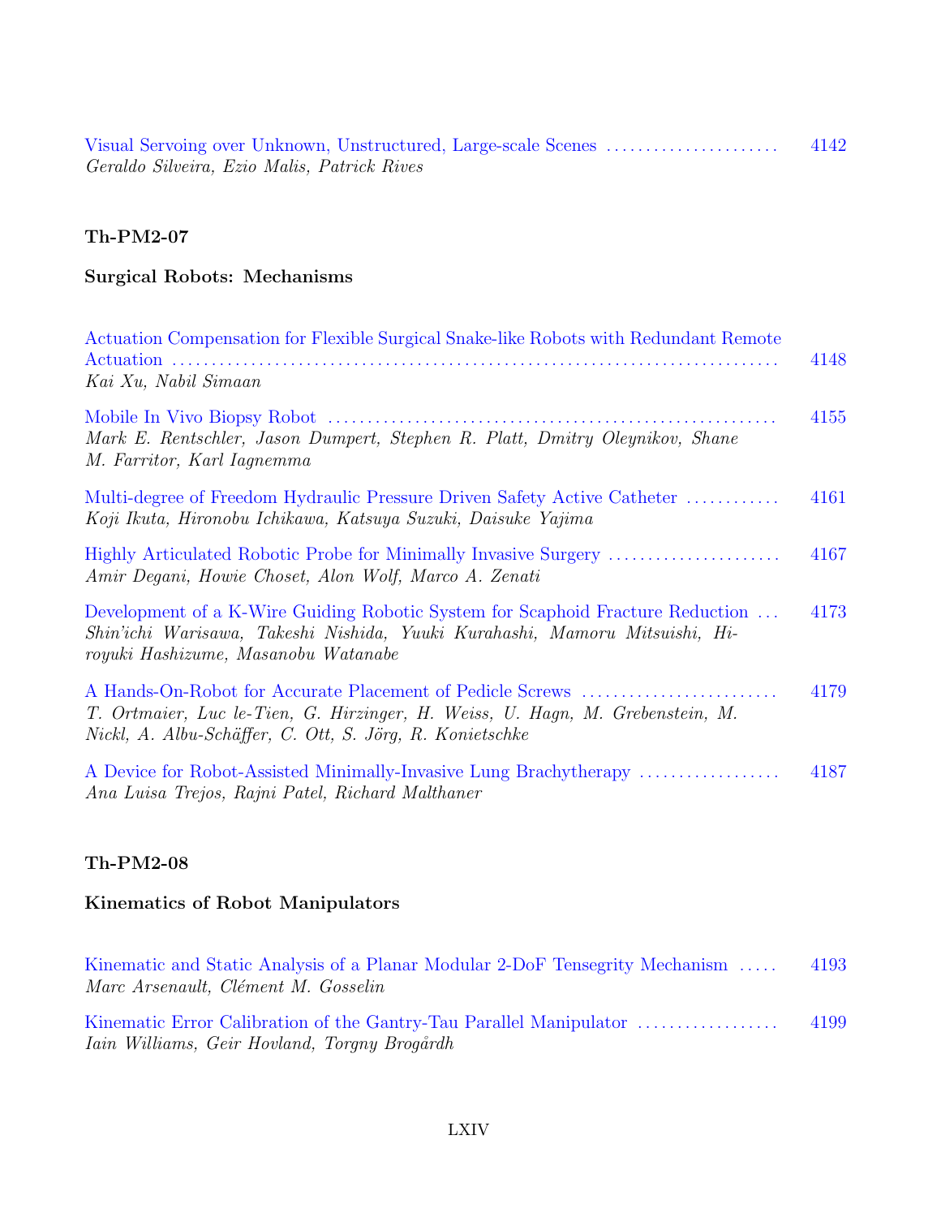Visual Servoing over Unknown, Unstructured, Large-scale Scenes ...................... 4142
*Geraldo Silveira, Ezio Malis, Patrick Rives*

### Th-PM2-07

### Surgical Robots: Mechanisms

Actuation Compensation for Flexible Surgical Snake-like Robots with Redundant Remote Actuation ........................................................................... 4148
*Kai Xu, Nabil Simaan*

Mobile In Vivo Biopsy Robot ....................................................... 4155
*Mark E. Rentschler, Jason Dumpert, Stephen R. Platt, Dmitry Oleynikov, Shane M. Farritor, Karl Iagnemma*

Multi-degree of Freedom Hydraulic Pressure Driven Safety Active Catheter ............ 4161
*Koji Ikuta, Hironobu Ichikawa, Katsuya Suzuki, Daisuke Yajima*

Highly Articulated Robotic Probe for Minimally Invasive Surgery ...................... 4167
*Amir Degani, Howie Choset, Alon Wolf, Marco A. Zenati*

Development of a K-Wire Guiding Robotic System for Scaphoid Fracture Reduction ... 4173
*Shin'ichi Warisawa, Takeshi Nishida, Yuuki Kurahashi, Mamoru Mitsuishi, Hiroyuki Hashizume, Masanobu Watanabe*

A Hands-On-Robot for Accurate Placement of Pedicle Screws ......................... 4179
*T. Ortmaier, Luc le-Tien, G. Hirzinger, H. Weiss, U. Hagn, M. Grebenstein, M. Nickl, A. Albu-Schäffer, C. Ott, S. Jörg, R. Konietschke*

A Device for Robot-Assisted Minimally-Invasive Lung Brachytherapy ................. 4187
*Ana Luisa Trejos, Rajni Patel, Richard Malthaner*

### Th-PM2-08

### Kinematics of Robot Manipulators

Kinematic and Static Analysis of a Planar Modular 2-DoF Tensegrity Mechanism ..... 4193
*Marc Arsenault, Clément M. Gosselin*

Kinematic Error Calibration of the Gantry-Tau Parallel Manipulator ................. 4199
*Iain Williams, Geir Hovland, Torgny Brogårdh*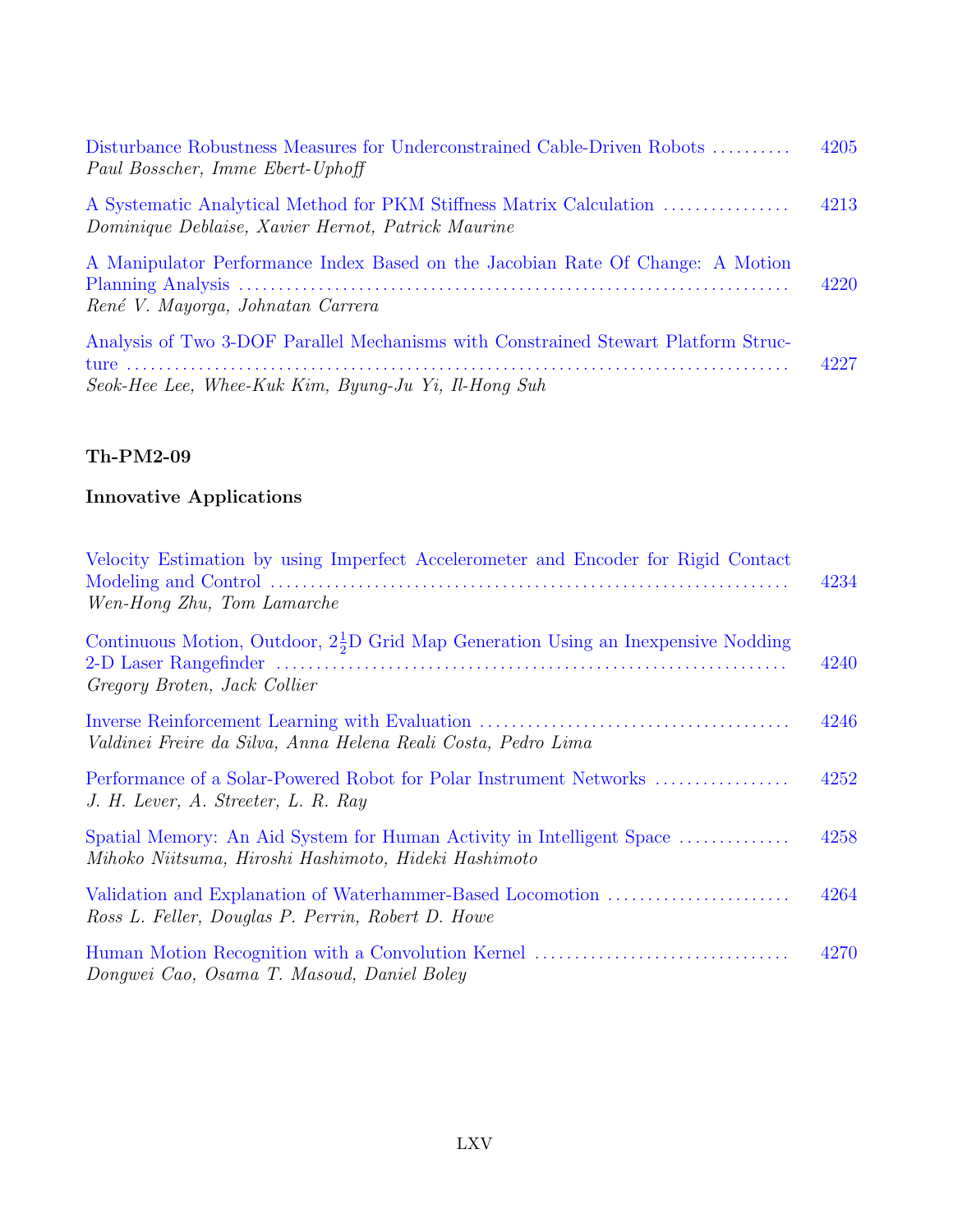Disturbance Robustness Measures for Underconstrained Cable-Driven Robots .......... 4205
*Paul Bosscher, Imme Ebert-Uphoff*

A Systematic Analytical Method for PKM Stiffness Matrix Calculation ................ 4213
*Dominique Deblaise, Xavier Hernot, Patrick Maurine*

A Manipulator Performance Index Based on the Jacobian Rate Of Change: A Motion Planning Analysis .................................................................... 4220
*René V. Mayorga, Johnatan Carrera*

Analysis of Two 3-DOF Parallel Mechanisms with Constrained Stewart Platform Structure ........................................................................................ 4227
*Seok-Hee Lee, Whee-Kuk Kim, Byung-Ju Yi, Il-Hong Suh*

**Th-PM2-09**

**Innovative Applications**

Velocity Estimation by using Imperfect Accelerometer and Encoder for Rigid Contact Modeling and Control ................................................................. 4234
*Wen-Hong Zhu, Tom Lamarche*

Continuous Motion, Outdoor, $2\frac{1}{2}$D Grid Map Generation Using an Inexpensive Nodding 2-D Laser Rangefinder ................................................................. 4240
*Gregory Broten, Jack Collier*

Inverse Reinforcement Learning with Evaluation ...................................... 4246
*Valdinei Freire da Silva, Anna Helena Reali Costa, Pedro Lima*

Performance of a Solar-Powered Robot for Polar Instrument Networks ................. 4252
*J. H. Lever, A. Streeter, L. R. Ray*

Spatial Memory: An Aid System for Human Activity in Intelligent Space ............. 4258
*Mihoko Niitsuma, Hiroshi Hashimoto, Hideki Hashimoto*

Validation and Explanation of Waterhammer-Based Locomotion ....................... 4264
*Ross L. Feller, Douglas P. Perrin, Robert D. Howe*

Human Motion Recognition with a Convolution Kernel ................................ 4270
*Dongwei Cao, Osama T. Masoud, Daniel Boley*